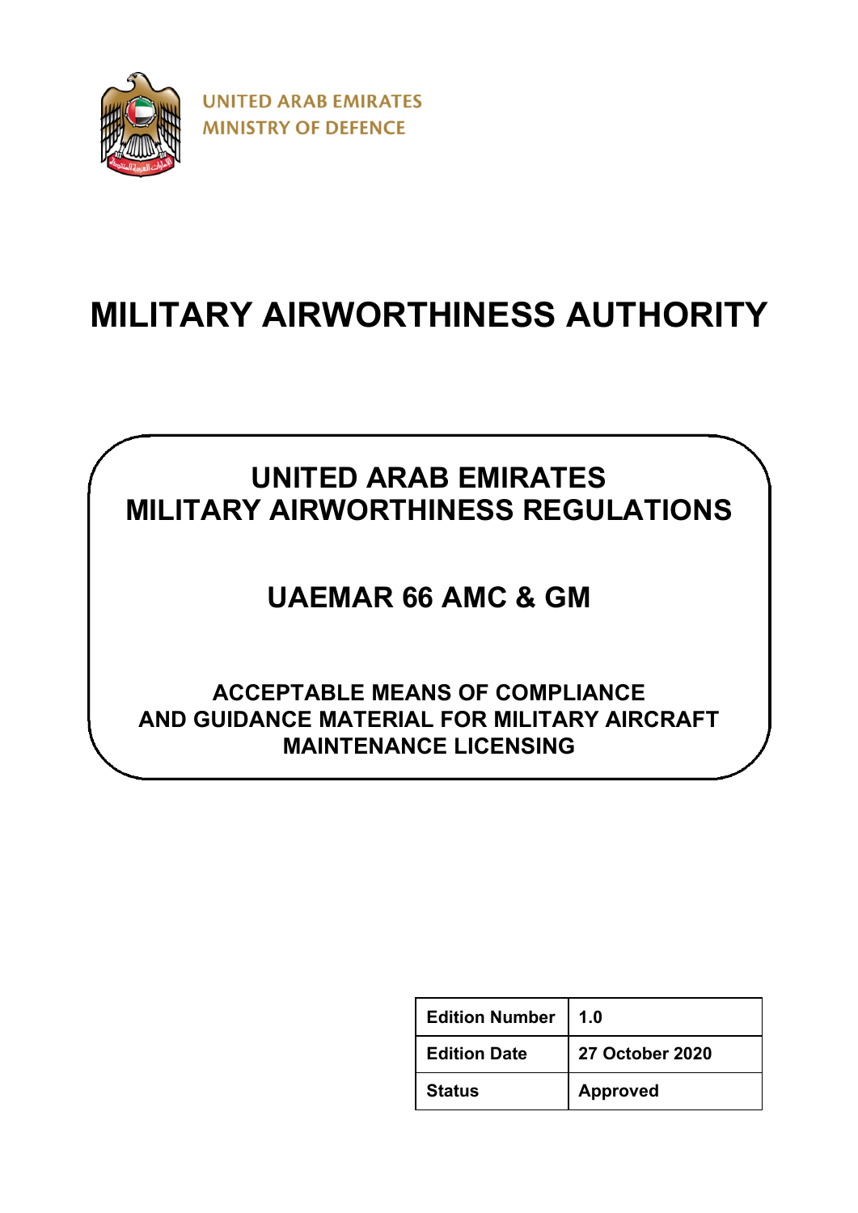UNITED ARAB EMIRATES
MINISTRY OF DEFENCE

# MILITARY AIRWORTHINESS AUTHORITY

## UNITED ARAB EMIRATES
## MILITARY AIRWORTHINESS REGULATIONS

## UAEMAR 66 AMC & GM

### ACCEPTABLE MEANS OF COMPLIANCE AND GUIDANCE MATERIAL FOR MILITARY AIRCRAFT MAINTENANCE LICENSING

| | |
|---|---|
| **Edition Number** | **1.0** |
| **Edition Date** | **27 October 2020** |
| **Status** | **Approved** |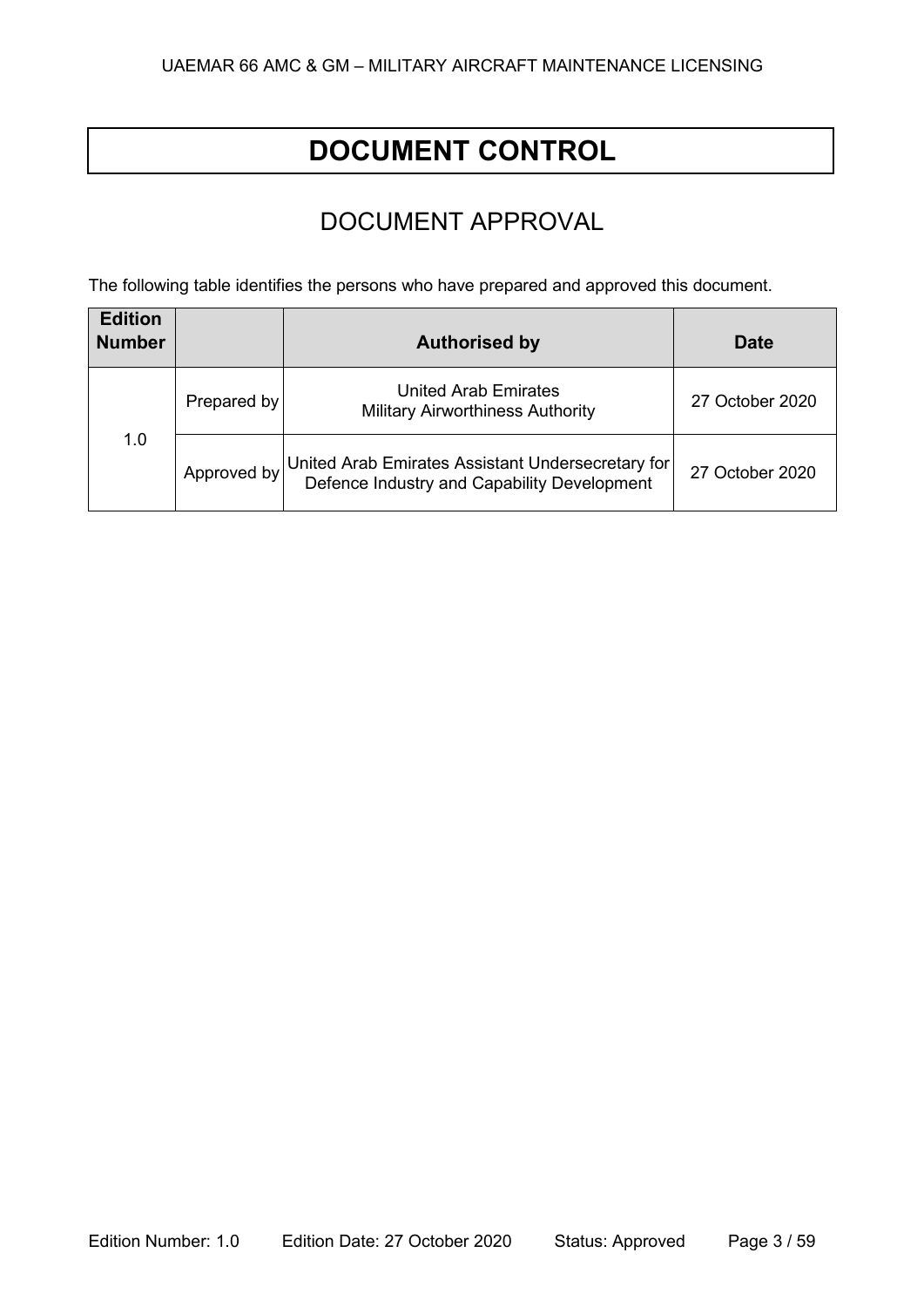# DOCUMENT CONTROL

## DOCUMENT APPROVAL

The following table identifies the persons who have prepared and approved this document.

| Edition Number | | Authorised by | Date |
|---|---|---|---|
| 1.0 | Prepared by | United Arab Emirates Military Airworthiness Authority | 27 October 2020 |
| | Approved by | United Arab Emirates Assistant Undersecretary for Defence Industry and Capability Development | 27 October 2020 |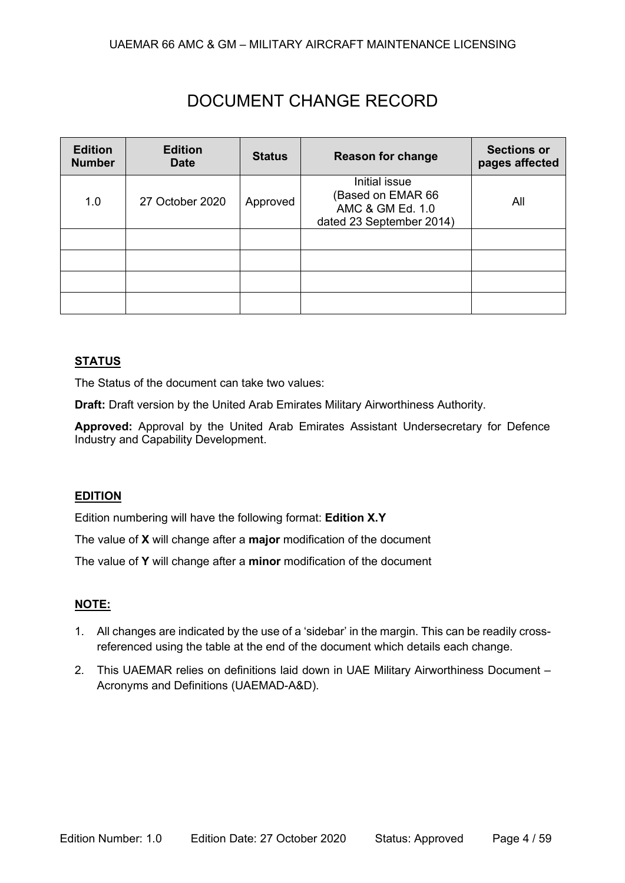# DOCUMENT CHANGE RECORD

| Edition Number | Edition Date | Status | Reason for change | Sections or pages affected |
|---|---|---|---|---|
| 1.0 | 27 October 2020 | Approved | Initial issue (Based on EMAR 66 AMC & GM Ed. 1.0 dated 23 September 2014) | All |
| | | | | |
| | | | | |
| | | | | |
| | | | | |

**STATUS**

The Status of the document can take two values:

**Draft:** Draft version by the United Arab Emirates Military Airworthiness Authority.

**Approved:** Approval by the United Arab Emirates Assistant Undersecretary for Defence Industry and Capability Development.

**EDITION**

Edition numbering will have the following format: **Edition X.Y**

The value of **X** will change after a **major** modification of the document

The value of **Y** will change after a **minor** modification of the document

**NOTE:**

1. All changes are indicated by the use of a 'sidebar' in the margin. This can be readily cross-referenced using the table at the end of the document which details each change.
2. This UAEMAR relies on definitions laid down in UAE Military Airworthiness Document – Acronyms and Definitions (UAEMAD-A&D).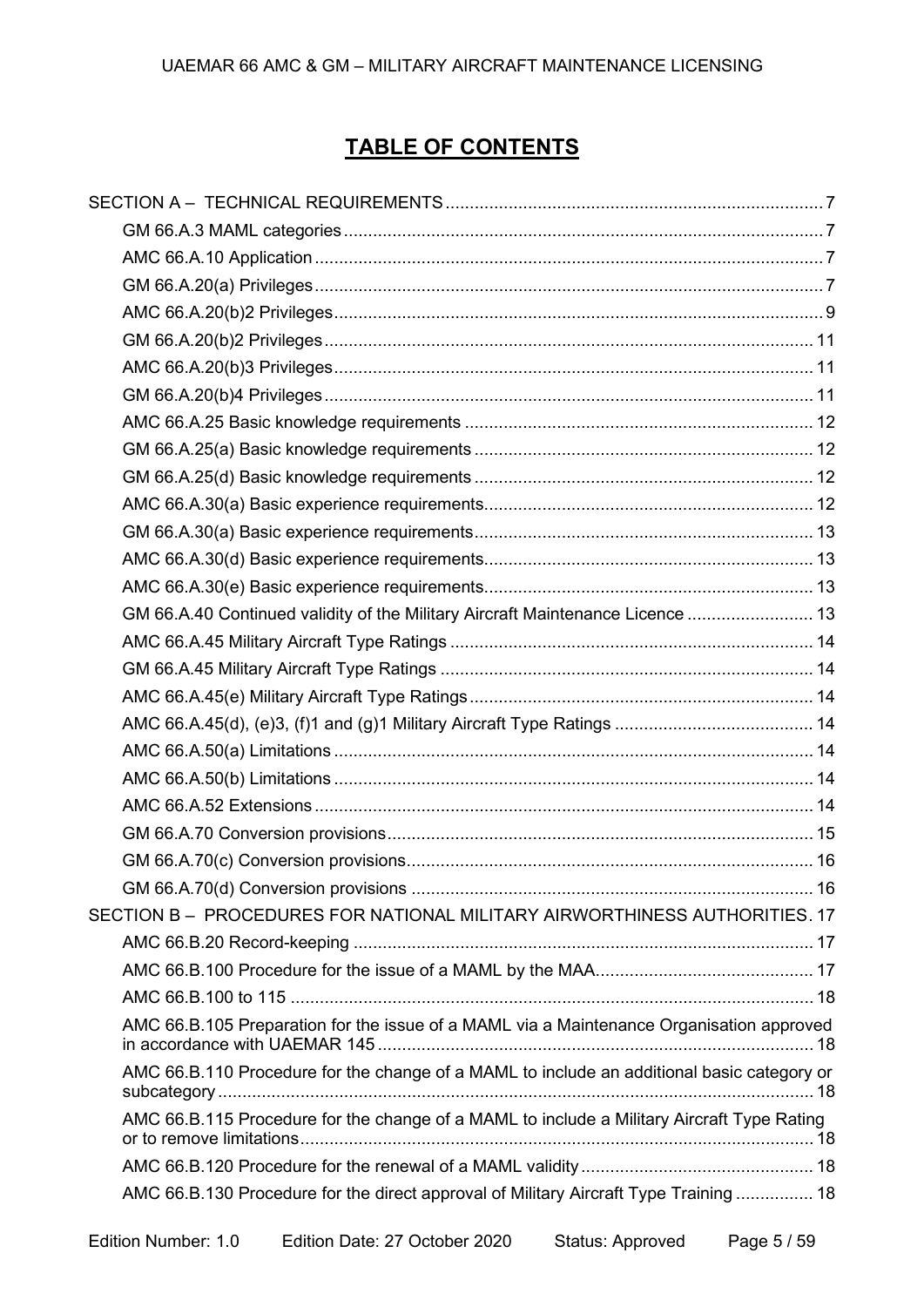# TABLE OF CONTENTS

SECTION A – TECHNICAL REQUIREMENTS .......... 7

- GM 66.A.3 MAML categories .......... 7
- AMC 66.A.10 Application .......... 7
- GM 66.A.20(a) Privileges .......... 7
- AMC 66.A.20(b)2 Privileges .......... 9
- GM 66.A.20(b)2 Privileges .......... 11
- AMC 66.A.20(b)3 Privileges .......... 11
- GM 66.A.20(b)4 Privileges .......... 11
- AMC 66.A.25 Basic knowledge requirements .......... 12
- GM 66.A.25(a) Basic knowledge requirements .......... 12
- GM 66.A.25(d) Basic knowledge requirements .......... 12
- AMC 66.A.30(a) Basic experience requirements .......... 12
- GM 66.A.30(a) Basic experience requirements .......... 13
- AMC 66.A.30(d) Basic experience requirements .......... 13
- AMC 66.A.30(e) Basic experience requirements .......... 13
- GM 66.A.40 Continued validity of the Military Aircraft Maintenance Licence .......... 13
- AMC 66.A.45 Military Aircraft Type Ratings .......... 14
- GM 66.A.45 Military Aircraft Type Ratings .......... 14
- AMC 66.A.45(e) Military Aircraft Type Ratings .......... 14
- AMC 66.A.45(d), (e)3, (f)1 and (g)1 Military Aircraft Type Ratings .......... 14
- AMC 66.A.50(a) Limitations .......... 14
- AMC 66.A.50(b) Limitations .......... 14
- AMC 66.A.52 Extensions .......... 14
- GM 66.A.70 Conversion provisions .......... 15
- GM 66.A.70(c) Conversion provisions .......... 16
- GM 66.A.70(d) Conversion provisions .......... 16

SECTION B – PROCEDURES FOR NATIONAL MILITARY AIRWORTHINESS AUTHORITIES. 17

- AMC 66.B.20 Record-keeping .......... 17
- AMC 66.B.100 Procedure for the issue of a MAML by the MAA .......... 17
- AMC 66.B.100 to 115 .......... 18
- AMC 66.B.105 Preparation for the issue of a MAML via a Maintenance Organisation approved in accordance with UAEMAR 145 .......... 18
- AMC 66.B.110 Procedure for the change of a MAML to include an additional basic category or subcategory .......... 18
- AMC 66.B.115 Procedure for the change of a MAML to include a Military Aircraft Type Rating or to remove limitations .......... 18
- AMC 66.B.120 Procedure for the renewal of a MAML validity .......... 18
- AMC 66.B.130 Procedure for the direct approval of Military Aircraft Type Training .......... 18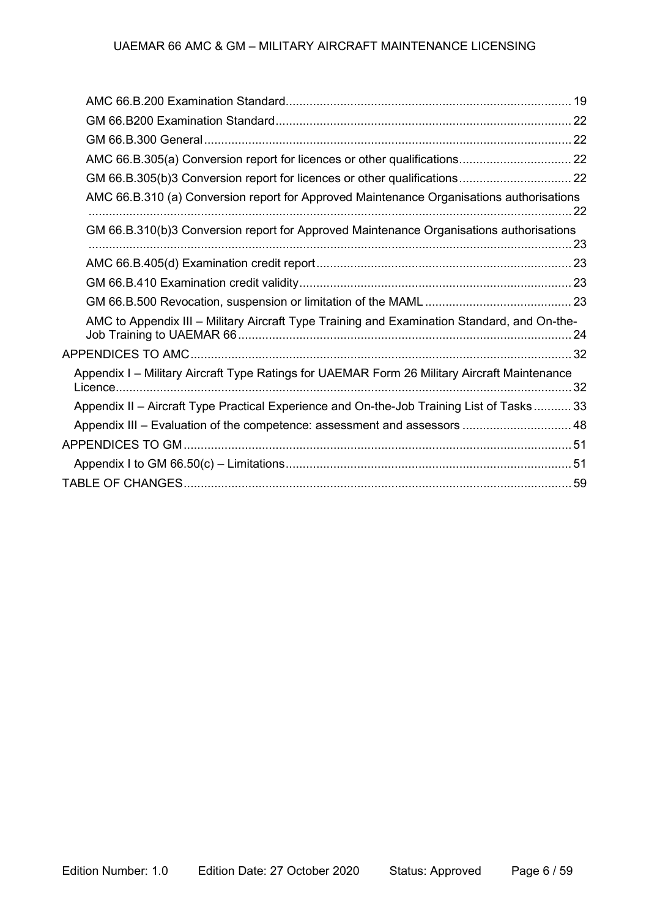- AMC 66.B.200 Examination Standard ... 19
- GM 66.B200 Examination Standard ... 22
- GM 66.B.300 General ... 22
- AMC 66.B.305(a) Conversion report for licences or other qualifications ... 22
- GM 66.B.305(b)3 Conversion report for licences or other qualifications ... 22
- AMC 66.B.310 (a) Conversion report for Approved Maintenance Organisations authorisations ... 22
- GM 66.B.310(b)3 Conversion report for Approved Maintenance Organisations authorisations ... 23
- AMC 66.B.405(d) Examination credit report ... 23
- GM 66.B.410 Examination credit validity ... 23
- GM 66.B.500 Revocation, suspension or limitation of the MAML ... 23
- AMC to Appendix III – Military Aircraft Type Training and Examination Standard, and On-the-Job Training to UAEMAR 66 ... 24

APPENDICES TO AMC ... 32

- Appendix I – Military Aircraft Type Ratings for UAEMAR Form 26 Military Aircraft Maintenance Licence ... 32
- Appendix II – Aircraft Type Practical Experience and On-the-Job Training List of Tasks ... 33
- Appendix III – Evaluation of the competence: assessment and assessors ... 48

APPENDICES TO GM ... 51

- Appendix I to GM 66.50(c) – Limitations ... 51

TABLE OF CHANGES ... 59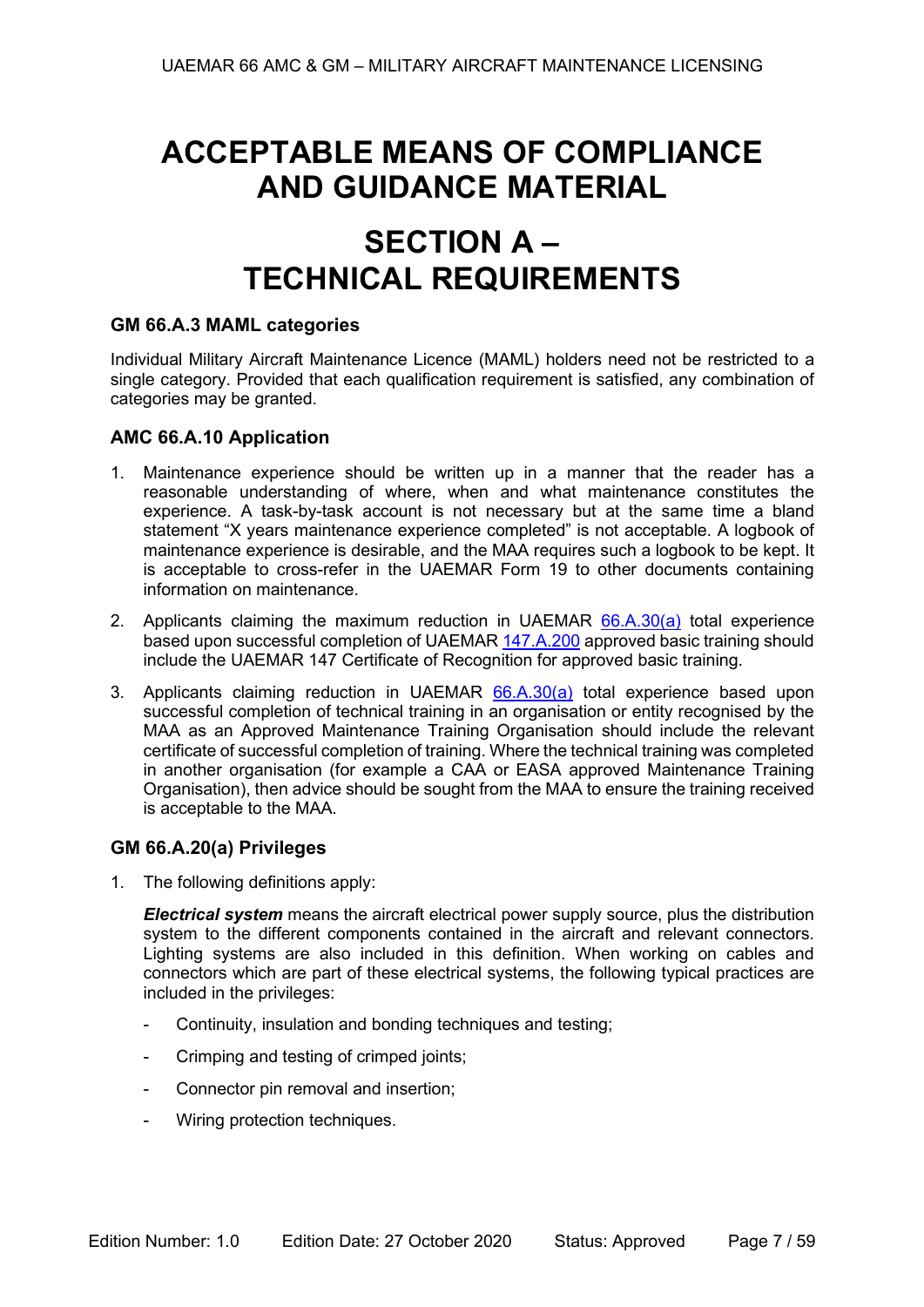# ACCEPTABLE MEANS OF COMPLIANCE AND GUIDANCE MATERIAL

# SECTION A – TECHNICAL REQUIREMENTS

### GM 66.A.3 MAML categories

Individual Military Aircraft Maintenance Licence (MAML) holders need not be restricted to a single category. Provided that each qualification requirement is satisfied, any combination of categories may be granted.

### AMC 66.A.10 Application

1. Maintenance experience should be written up in a manner that the reader has a reasonable understanding of where, when and what maintenance constitutes the experience. A task-by-task account is not necessary but at the same time a bland statement "X years maintenance experience completed" is not acceptable. A logbook of maintenance experience is desirable, and the MAA requires such a logbook to be kept. It is acceptable to cross-refer in the UAEMAR Form 19 to other documents containing information on maintenance.

2. Applicants claiming the maximum reduction in UAEMAR 66.A.30(a) total experience based upon successful completion of UAEMAR 147.A.200 approved basic training should include the UAEMAR 147 Certificate of Recognition for approved basic training.

3. Applicants claiming reduction in UAEMAR 66.A.30(a) total experience based upon successful completion of technical training in an organisation or entity recognised by the MAA as an Approved Maintenance Training Organisation should include the relevant certificate of successful completion of training. Where the technical training was completed in another organisation (for example a CAA or EASA approved Maintenance Training Organisation), then advice should be sought from the MAA to ensure the training received is acceptable to the MAA.

### GM 66.A.20(a) Privileges

1. The following definitions apply:

   ***Electrical system*** means the aircraft electrical power supply source, plus the distribution system to the different components contained in the aircraft and relevant connectors. Lighting systems are also included in this definition. When working on cables and connectors which are part of these electrical systems, the following typical practices are included in the privileges:

   - Continuity, insulation and bonding techniques and testing;
   - Crimping and testing of crimped joints;
   - Connector pin removal and insertion;
   - Wiring protection techniques.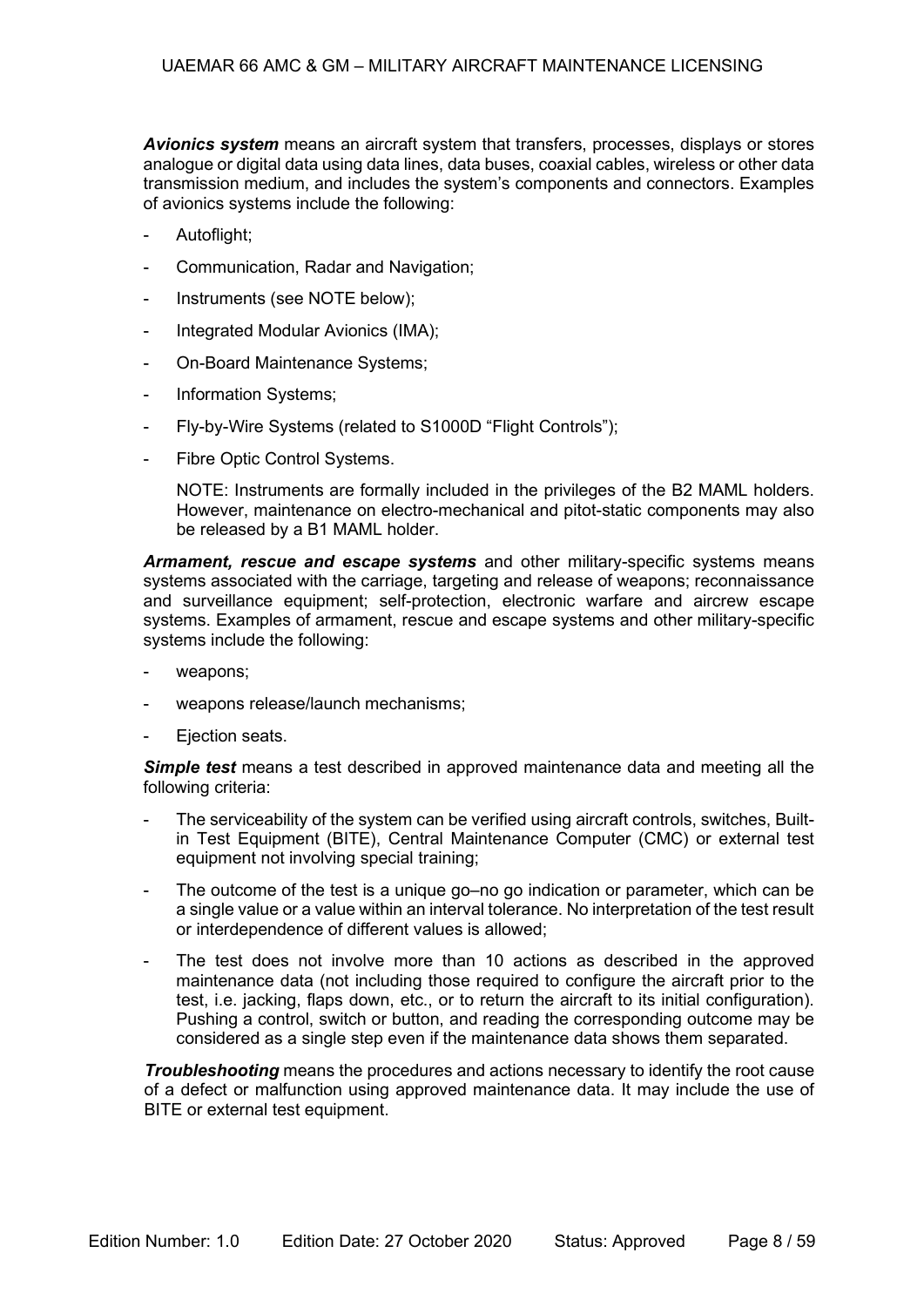***Avionics system*** means an aircraft system that transfers, processes, displays or stores analogue or digital data using data lines, data buses, coaxial cables, wireless or other data transmission medium, and includes the system's components and connectors. Examples of avionics systems include the following:

- Autoflight;
- Communication, Radar and Navigation;
- Instruments (see NOTE below);
- Integrated Modular Avionics (IMA);
- On-Board Maintenance Systems;
- Information Systems;
- Fly-by-Wire Systems (related to S1000D "Flight Controls");
- Fibre Optic Control Systems.

  NOTE: Instruments are formally included in the privileges of the B2 MAML holders. However, maintenance on electro-mechanical and pitot-static components may also be released by a B1 MAML holder.

***Armament, rescue and escape systems*** and other military-specific systems means systems associated with the carriage, targeting and release of weapons; reconnaissance and surveillance equipment; self-protection, electronic warfare and aircrew escape systems. Examples of armament, rescue and escape systems and other military-specific systems include the following:

- weapons;
- weapons release/launch mechanisms;
- Ejection seats.

***Simple test*** means a test described in approved maintenance data and meeting all the following criteria:

- The serviceability of the system can be verified using aircraft controls, switches, Built-in Test Equipment (BITE), Central Maintenance Computer (CMC) or external test equipment not involving special training;
- The outcome of the test is a unique go–no go indication or parameter, which can be a single value or a value within an interval tolerance. No interpretation of the test result or interdependence of different values is allowed;
- The test does not involve more than 10 actions as described in the approved maintenance data (not including those required to configure the aircraft prior to the test, i.e. jacking, flaps down, etc., or to return the aircraft to its initial configuration). Pushing a control, switch or button, and reading the corresponding outcome may be considered as a single step even if the maintenance data shows them separated.

***Troubleshooting*** means the procedures and actions necessary to identify the root cause of a defect or malfunction using approved maintenance data. It may include the use of BITE or external test equipment.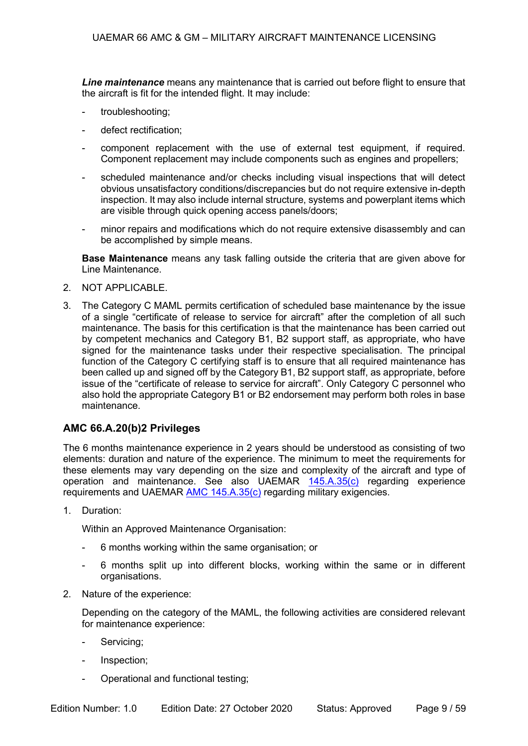***Line maintenance*** means any maintenance that is carried out before flight to ensure that the aircraft is fit for the intended flight. It may include:

- troubleshooting;
- defect rectification;
- component replacement with the use of external test equipment, if required. Component replacement may include components such as engines and propellers;
- scheduled maintenance and/or checks including visual inspections that will detect obvious unsatisfactory conditions/discrepancies but do not require extensive in-depth inspection. It may also include internal structure, systems and powerplant items which are visible through quick opening access panels/doors;
- minor repairs and modifications which do not require extensive disassembly and can be accomplished by simple means.

**Base Maintenance** means any task falling outside the criteria that are given above for Line Maintenance.

2. NOT APPLICABLE.

3. The Category C MAML permits certification of scheduled base maintenance by the issue of a single "certificate of release to service for aircraft" after the completion of all such maintenance. The basis for this certification is that the maintenance has been carried out by competent mechanics and Category B1, B2 support staff, as appropriate, who have signed for the maintenance tasks under their respective specialisation. The principal function of the Category C certifying staff is to ensure that all required maintenance has been called up and signed off by the Category B1, B2 support staff, as appropriate, before issue of the "certificate of release to service for aircraft". Only Category C personnel who also hold the appropriate Category B1 or B2 endorsement may perform both roles in base maintenance.

## AMC 66.A.20(b)2 Privileges

The 6 months maintenance experience in 2 years should be understood as consisting of two elements: duration and nature of the experience. The minimum to meet the requirements for these elements may vary depending on the size and complexity of the aircraft and type of operation and maintenance. See also UAEMAR 145.A.35(c) regarding experience requirements and UAEMAR AMC 145.A.35(c) regarding military exigencies.

1. Duration:

   Within an Approved Maintenance Organisation:

   - 6 months working within the same organisation; or
   - 6 months split up into different blocks, working within the same or in different organisations.

2. Nature of the experience:

   Depending on the category of the MAML, the following activities are considered relevant for maintenance experience:

   - Servicing;
   - Inspection;
   - Operational and functional testing;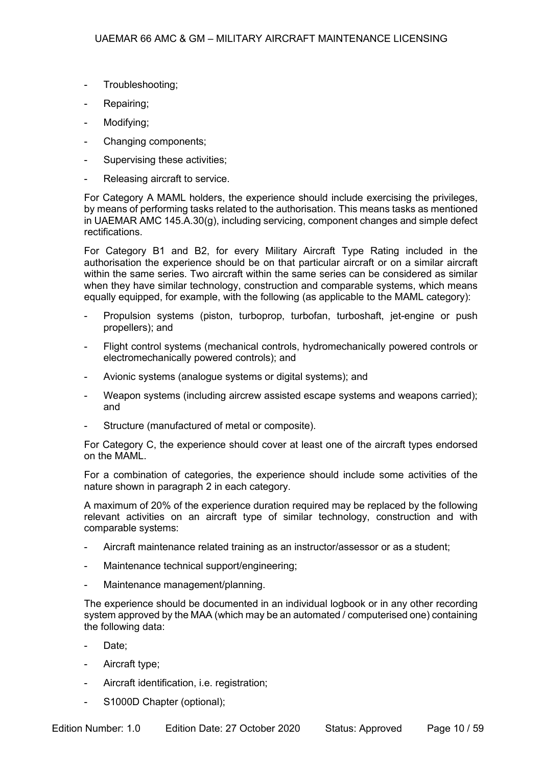- Troubleshooting;
- Repairing;
- Modifying;
- Changing components;
- Supervising these activities;
- Releasing aircraft to service.

For Category A MAML holders, the experience should include exercising the privileges, by means of performing tasks related to the authorisation. This means tasks as mentioned in UAEMAR AMC 145.A.30(g), including servicing, component changes and simple defect rectifications.

For Category B1 and B2, for every Military Aircraft Type Rating included in the authorisation the experience should be on that particular aircraft or on a similar aircraft within the same series. Two aircraft within the same series can be considered as similar when they have similar technology, construction and comparable systems, which means equally equipped, for example, with the following (as applicable to the MAML category):

- Propulsion systems (piston, turboprop, turbofan, turboshaft, jet-engine or push propellers); and
- Flight control systems (mechanical controls, hydromechanically powered controls or electromechanically powered controls); and
- Avionic systems (analogue systems or digital systems); and
- Weapon systems (including aircrew assisted escape systems and weapons carried); and
- Structure (manufactured of metal or composite).

For Category C, the experience should cover at least one of the aircraft types endorsed on the MAML.

For a combination of categories, the experience should include some activities of the nature shown in paragraph 2 in each category.

A maximum of 20% of the experience duration required may be replaced by the following relevant activities on an aircraft type of similar technology, construction and with comparable systems:

- Aircraft maintenance related training as an instructor/assessor or as a student;
- Maintenance technical support/engineering;
- Maintenance management/planning.

The experience should be documented in an individual logbook or in any other recording system approved by the MAA (which may be an automated / computerised one) containing the following data:

- Date;
- Aircraft type;
- Aircraft identification, i.e. registration;
- S1000D Chapter (optional);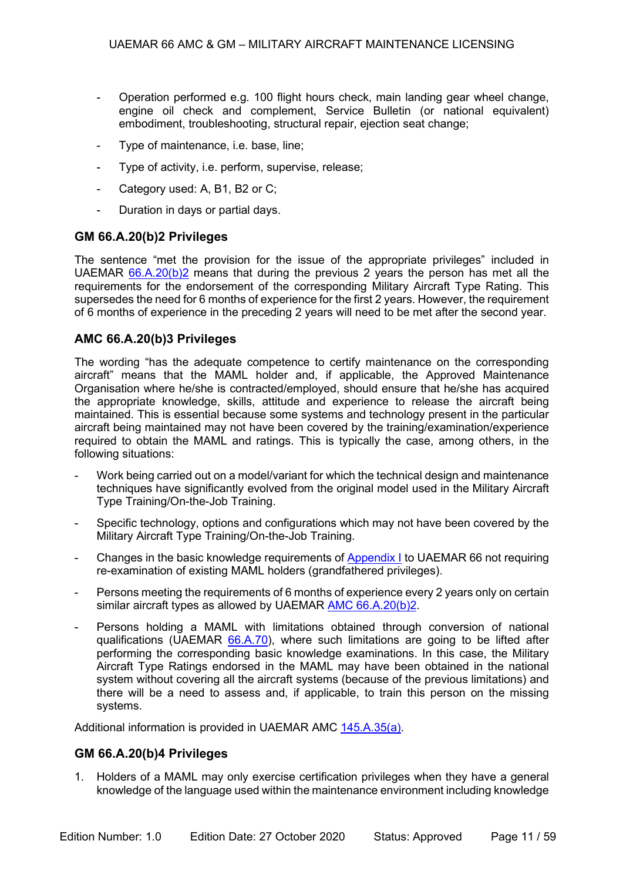- Operation performed e.g. 100 flight hours check, main landing gear wheel change, engine oil check and complement, Service Bulletin (or national equivalent) embodiment, troubleshooting, structural repair, ejection seat change;
- Type of maintenance, i.e. base, line;
- Type of activity, i.e. perform, supervise, release;
- Category used: A, B1, B2 or C;
- Duration in days or partial days.

### GM 66.A.20(b)2 Privileges

The sentence "met the provision for the issue of the appropriate privileges" included in UAEMAR 66.A.20(b)2 means that during the previous 2 years the person has met all the requirements for the endorsement of the corresponding Military Aircraft Type Rating. This supersedes the need for 6 months of experience for the first 2 years. However, the requirement of 6 months of experience in the preceding 2 years will need to be met after the second year.

### AMC 66.A.20(b)3 Privileges

The wording "has the adequate competence to certify maintenance on the corresponding aircraft" means that the MAML holder and, if applicable, the Approved Maintenance Organisation where he/she is contracted/employed, should ensure that he/she has acquired the appropriate knowledge, skills, attitude and experience to release the aircraft being maintained. This is essential because some systems and technology present in the particular aircraft being maintained may not have been covered by the training/examination/experience required to obtain the MAML and ratings. This is typically the case, among others, in the following situations:

- Work being carried out on a model/variant for which the technical design and maintenance techniques have significantly evolved from the original model used in the Military Aircraft Type Training/On-the-Job Training.
- Specific technology, options and configurations which may not have been covered by the Military Aircraft Type Training/On-the-Job Training.
- Changes in the basic knowledge requirements of Appendix I to UAEMAR 66 not requiring re-examination of existing MAML holders (grandfathered privileges).
- Persons meeting the requirements of 6 months of experience every 2 years only on certain similar aircraft types as allowed by UAEMAR AMC 66.A.20(b)2.
- Persons holding a MAML with limitations obtained through conversion of national qualifications (UAEMAR 66.A.70), where such limitations are going to be lifted after performing the corresponding basic knowledge examinations. In this case, the Military Aircraft Type Ratings endorsed in the MAML may have been obtained in the national system without covering all the aircraft systems (because of the previous limitations) and there will be a need to assess and, if applicable, to train this person on the missing systems.

Additional information is provided in UAEMAR AMC 145.A.35(a).

### GM 66.A.20(b)4 Privileges

1. Holders of a MAML may only exercise certification privileges when they have a general knowledge of the language used within the maintenance environment including knowledge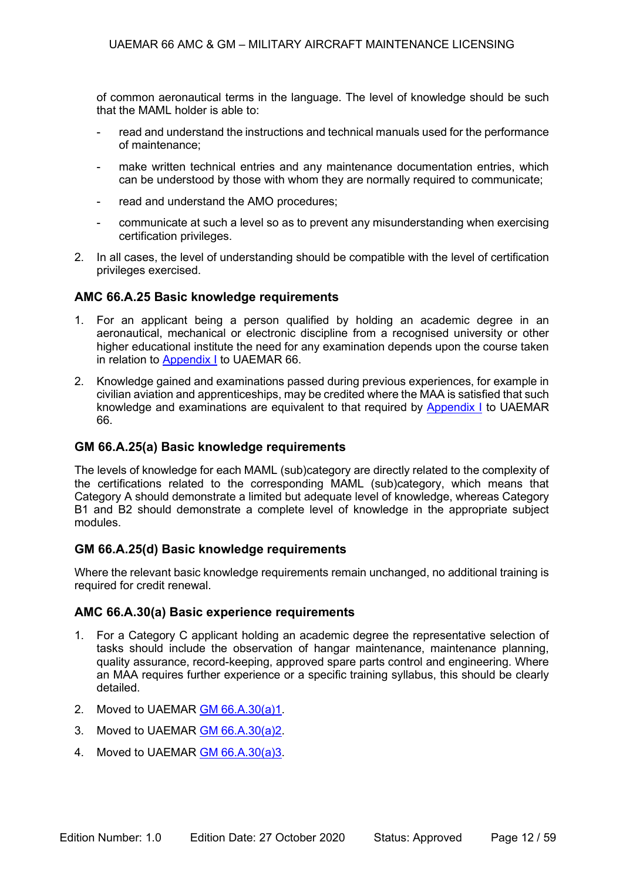of common aeronautical terms in the language. The level of knowledge should be such that the MAML holder is able to:

- read and understand the instructions and technical manuals used for the performance of maintenance;
- make written technical entries and any maintenance documentation entries, which can be understood by those with whom they are normally required to communicate;
- read and understand the AMO procedures;
- communicate at such a level so as to prevent any misunderstanding when exercising certification privileges.

2. In all cases, the level of understanding should be compatible with the level of certification privileges exercised.

### AMC 66.A.25 Basic knowledge requirements

1. For an applicant being a person qualified by holding an academic degree in an aeronautical, mechanical or electronic discipline from a recognised university or other higher educational institute the need for any examination depends upon the course taken in relation to Appendix I to UAEMAR 66.
2. Knowledge gained and examinations passed during previous experiences, for example in civilian aviation and apprenticeships, may be credited where the MAA is satisfied that such knowledge and examinations are equivalent to that required by Appendix I to UAEMAR 66.

### GM 66.A.25(a) Basic knowledge requirements

The levels of knowledge for each MAML (sub)category are directly related to the complexity of the certifications related to the corresponding MAML (sub)category, which means that Category A should demonstrate a limited but adequate level of knowledge, whereas Category B1 and B2 should demonstrate a complete level of knowledge in the appropriate subject modules.

### GM 66.A.25(d) Basic knowledge requirements

Where the relevant basic knowledge requirements remain unchanged, no additional training is required for credit renewal.

### AMC 66.A.30(a) Basic experience requirements

1. For a Category C applicant holding an academic degree the representative selection of tasks should include the observation of hangar maintenance, maintenance planning, quality assurance, record-keeping, approved spare parts control and engineering. Where an MAA requires further experience or a specific training syllabus, this should be clearly detailed.
2. Moved to UAEMAR GM 66.A.30(a)1.
3. Moved to UAEMAR GM 66.A.30(a)2.
4. Moved to UAEMAR GM 66.A.30(a)3.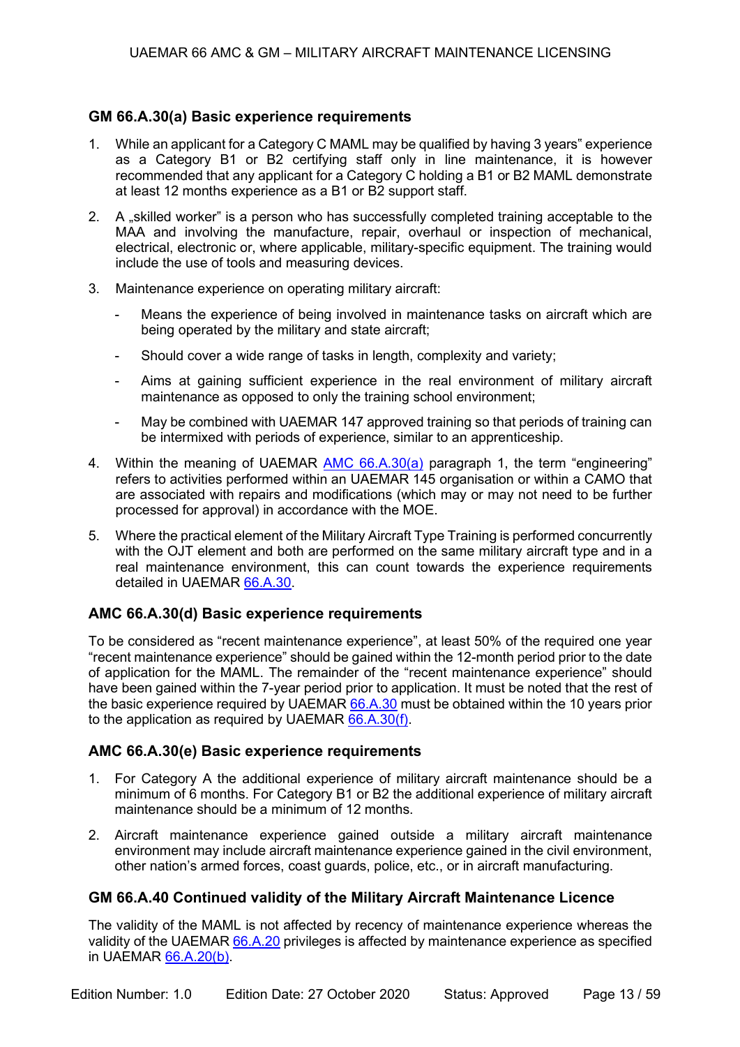### GM 66.A.30(a) Basic experience requirements

1. While an applicant for a Category C MAML may be qualified by having 3 years" experience as a Category B1 or B2 certifying staff only in line maintenance, it is however recommended that any applicant for a Category C holding a B1 or B2 MAML demonstrate at least 12 months experience as a B1 or B2 support staff.

2. A „skilled worker" is a person who has successfully completed training acceptable to the MAA and involving the manufacture, repair, overhaul or inspection of mechanical, electrical, electronic or, where applicable, military-specific equipment. The training would include the use of tools and measuring devices.

3. Maintenance experience on operating military aircraft:

   - Means the experience of being involved in maintenance tasks on aircraft which are being operated by the military and state aircraft;
   - Should cover a wide range of tasks in length, complexity and variety;
   - Aims at gaining sufficient experience in the real environment of military aircraft maintenance as opposed to only the training school environment;
   - May be combined with UAEMAR 147 approved training so that periods of training can be intermixed with periods of experience, similar to an apprenticeship.

4. Within the meaning of UAEMAR AMC 66.A.30(a) paragraph 1, the term "engineering" refers to activities performed within an UAEMAR 145 organisation or within a CAMO that are associated with repairs and modifications (which may or may not need to be further processed for approval) in accordance with the MOE.

5. Where the practical element of the Military Aircraft Type Training is performed concurrently with the OJT element and both are performed on the same military aircraft type and in a real maintenance environment, this can count towards the experience requirements detailed in UAEMAR 66.A.30.

### AMC 66.A.30(d) Basic experience requirements

To be considered as "recent maintenance experience", at least 50% of the required one year "recent maintenance experience" should be gained within the 12-month period prior to the date of application for the MAML. The remainder of the "recent maintenance experience" should have been gained within the 7-year period prior to application. It must be noted that the rest of the basic experience required by UAEMAR 66.A.30 must be obtained within the 10 years prior to the application as required by UAEMAR 66.A.30(f).

### AMC 66.A.30(e) Basic experience requirements

1. For Category A the additional experience of military aircraft maintenance should be a minimum of 6 months. For Category B1 or B2 the additional experience of military aircraft maintenance should be a minimum of 12 months.

2. Aircraft maintenance experience gained outside a military aircraft maintenance environment may include aircraft maintenance experience gained in the civil environment, other nation's armed forces, coast guards, police, etc., or in aircraft manufacturing.

### GM 66.A.40 Continued validity of the Military Aircraft Maintenance Licence

The validity of the MAML is not affected by recency of maintenance experience whereas the validity of the UAEMAR 66.A.20 privileges is affected by maintenance experience as specified in UAEMAR 66.A.20(b).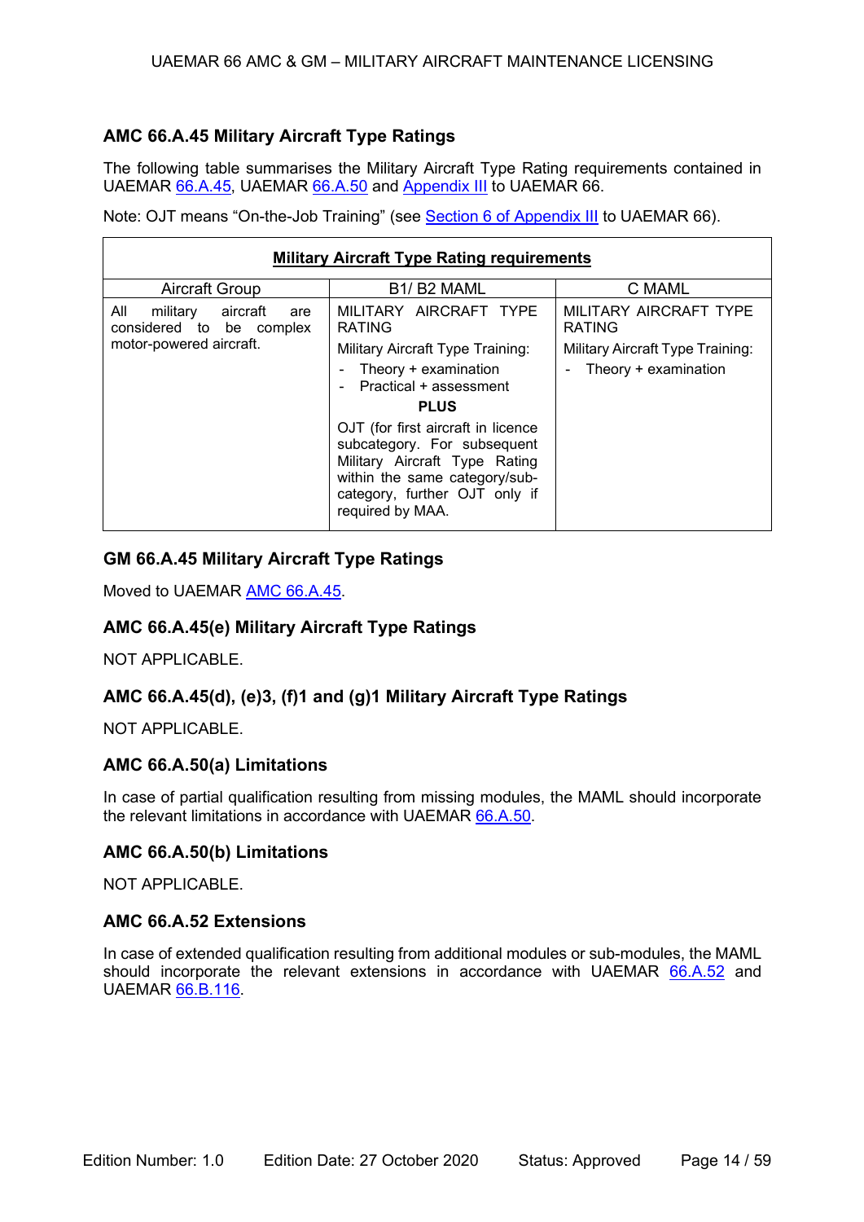### AMC 66.A.45 Military Aircraft Type Ratings

The following table summarises the Military Aircraft Type Rating requirements contained in UAEMAR 66.A.45, UAEMAR 66.A.50 and Appendix III to UAEMAR 66.

Note: OJT means "On-the-Job Training" (see Section 6 of Appendix III to UAEMAR 66).

| **Military Aircraft Type Rating requirements** | | |
|---|---|---|
| Aircraft Group | B1/ B2 MAML | C MAML |
| All military aircraft are considered to be complex motor-powered aircraft. | MILITARY AIRCRAFT TYPE RATING<br>Military Aircraft Type Training:<br>- Theory + examination<br>- Practical + assessment<br>**PLUS**<br>OJT (for first aircraft in licence subcategory. For subsequent Military Aircraft Type Rating within the same category/sub-category, further OJT only if required by MAA. | MILITARY AIRCRAFT TYPE RATING<br>Military Aircraft Type Training:<br>- Theory + examination |

### GM 66.A.45 Military Aircraft Type Ratings

Moved to UAEMAR AMC 66.A.45.

### AMC 66.A.45(e) Military Aircraft Type Ratings

NOT APPLICABLE.

### AMC 66.A.45(d), (e)3, (f)1 and (g)1 Military Aircraft Type Ratings

NOT APPLICABLE.

### AMC 66.A.50(a) Limitations

In case of partial qualification resulting from missing modules, the MAML should incorporate the relevant limitations in accordance with UAEMAR 66.A.50.

### AMC 66.A.50(b) Limitations

NOT APPLICABLE.

### AMC 66.A.52 Extensions

In case of extended qualification resulting from additional modules or sub-modules, the MAML should incorporate the relevant extensions in accordance with UAEMAR 66.A.52 and UAEMAR 66.B.116.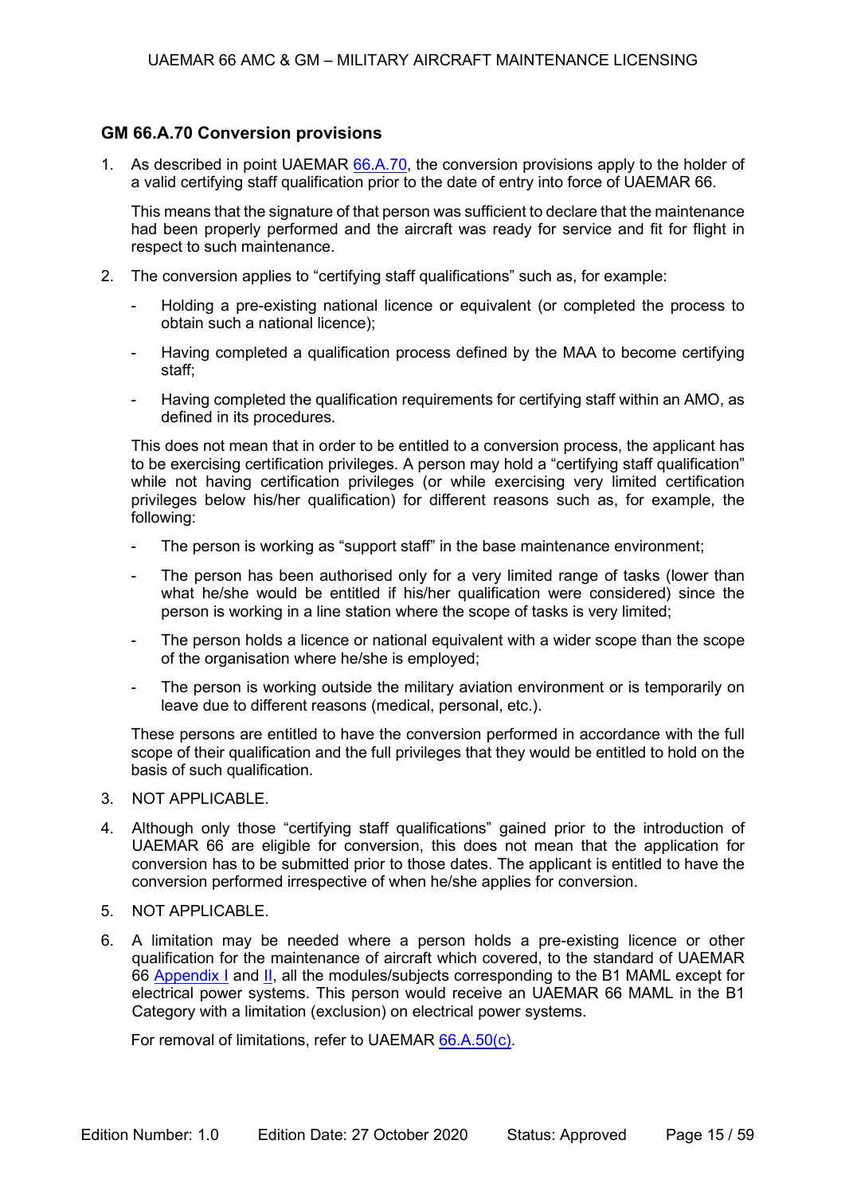### GM 66.A.70 Conversion provisions

1. As described in point UAEMAR 66.A.70, the conversion provisions apply to the holder of a valid certifying staff qualification prior to the date of entry into force of UAEMAR 66.

   This means that the signature of that person was sufficient to declare that the maintenance had been properly performed and the aircraft was ready for service and fit for flight in respect to such maintenance.

2. The conversion applies to "certifying staff qualifications" such as, for example:

   - Holding a pre-existing national licence or equivalent (or completed the process to obtain such a national licence);
   - Having completed a qualification process defined by the MAA to become certifying staff;
   - Having completed the qualification requirements for certifying staff within an AMO, as defined in its procedures.

   This does not mean that in order to be entitled to a conversion process, the applicant has to be exercising certification privileges. A person may hold a "certifying staff qualification" while not having certification privileges (or while exercising very limited certification privileges below his/her qualification) for different reasons such as, for example, the following:

   - The person is working as "support staff" in the base maintenance environment;
   - The person has been authorised only for a very limited range of tasks (lower than what he/she would be entitled if his/her qualification were considered) since the person is working in a line station where the scope of tasks is very limited;
   - The person holds a licence or national equivalent with a wider scope than the scope of the organisation where he/she is employed;
   - The person is working outside the military aviation environment or is temporarily on leave due to different reasons (medical, personal, etc.).

   These persons are entitled to have the conversion performed in accordance with the full scope of their qualification and the full privileges that they would be entitled to hold on the basis of such qualification.

3. NOT APPLICABLE.

4. Although only those "certifying staff qualifications" gained prior to the introduction of UAEMAR 66 are eligible for conversion, this does not mean that the application for conversion has to be submitted prior to those dates. The applicant is entitled to have the conversion performed irrespective of when he/she applies for conversion.

5. NOT APPLICABLE.

6. A limitation may be needed where a person holds a pre-existing licence or other qualification for the maintenance of aircraft which covered, to the standard of UAEMAR 66 Appendix I and II, all the modules/subjects corresponding to the B1 MAML except for electrical power systems. This person would receive an UAEMAR 66 MAML in the B1 Category with a limitation (exclusion) on electrical power systems.

   For removal of limitations, refer to UAEMAR 66.A.50(c).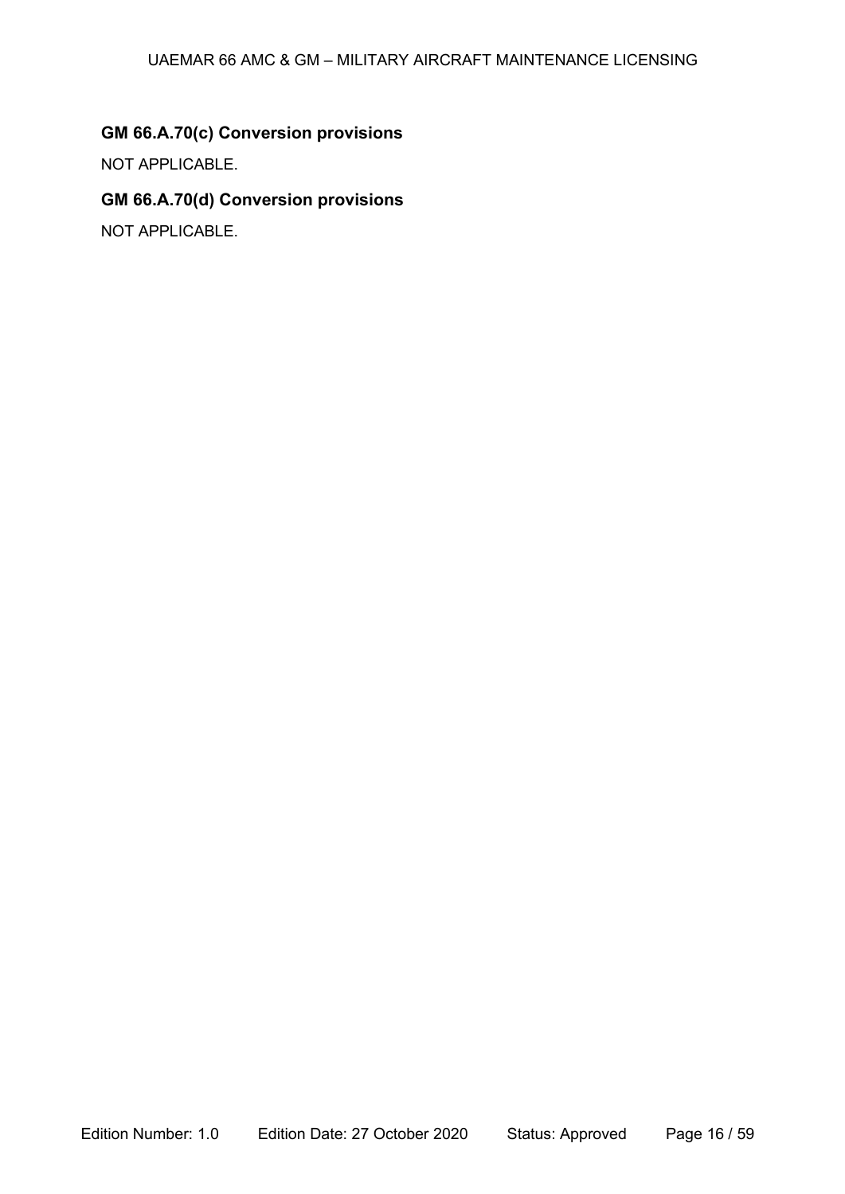## GM 66.A.70(c) Conversion provisions

NOT APPLICABLE.

## GM 66.A.70(d) Conversion provisions

NOT APPLICABLE.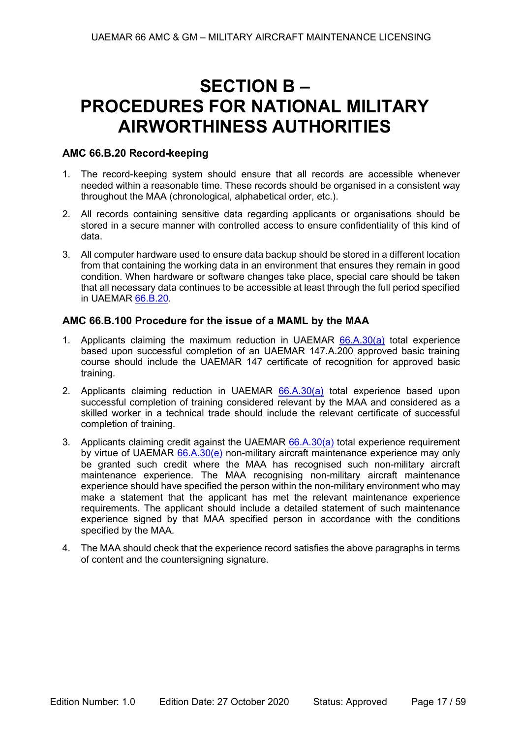# SECTION B – PROCEDURES FOR NATIONAL MILITARY AIRWORTHINESS AUTHORITIES

### AMC 66.B.20 Record-keeping

1. The record-keeping system should ensure that all records are accessible whenever needed within a reasonable time. These records should be organised in a consistent way throughout the MAA (chronological, alphabetical order, etc.).
2. All records containing sensitive data regarding applicants or organisations should be stored in a secure manner with controlled access to ensure confidentiality of this kind of data.
3. All computer hardware used to ensure data backup should be stored in a different location from that containing the working data in an environment that ensures they remain in good condition. When hardware or software changes take place, special care should be taken that all necessary data continues to be accessible at least through the full period specified in UAEMAR 66.B.20.

### AMC 66.B.100 Procedure for the issue of a MAML by the MAA

1. Applicants claiming the maximum reduction in UAEMAR 66.A.30(a) total experience based upon successful completion of an UAEMAR 147.A.200 approved basic training course should include the UAEMAR 147 certificate of recognition for approved basic training.
2. Applicants claiming reduction in UAEMAR 66.A.30(a) total experience based upon successful completion of training considered relevant by the MAA and considered as a skilled worker in a technical trade should include the relevant certificate of successful completion of training.
3. Applicants claiming credit against the UAEMAR 66.A.30(a) total experience requirement by virtue of UAEMAR 66.A.30(e) non-military aircraft maintenance experience may only be granted such credit where the MAA has recognised such non-military aircraft maintenance experience. The MAA recognising non-military aircraft maintenance experience should have specified the person within the non-military environment who may make a statement that the applicant has met the relevant maintenance experience requirements. The applicant should include a detailed statement of such maintenance experience signed by that MAA specified person in accordance with the conditions specified by the MAA.
4. The MAA should check that the experience record satisfies the above paragraphs in terms of content and the countersigning signature.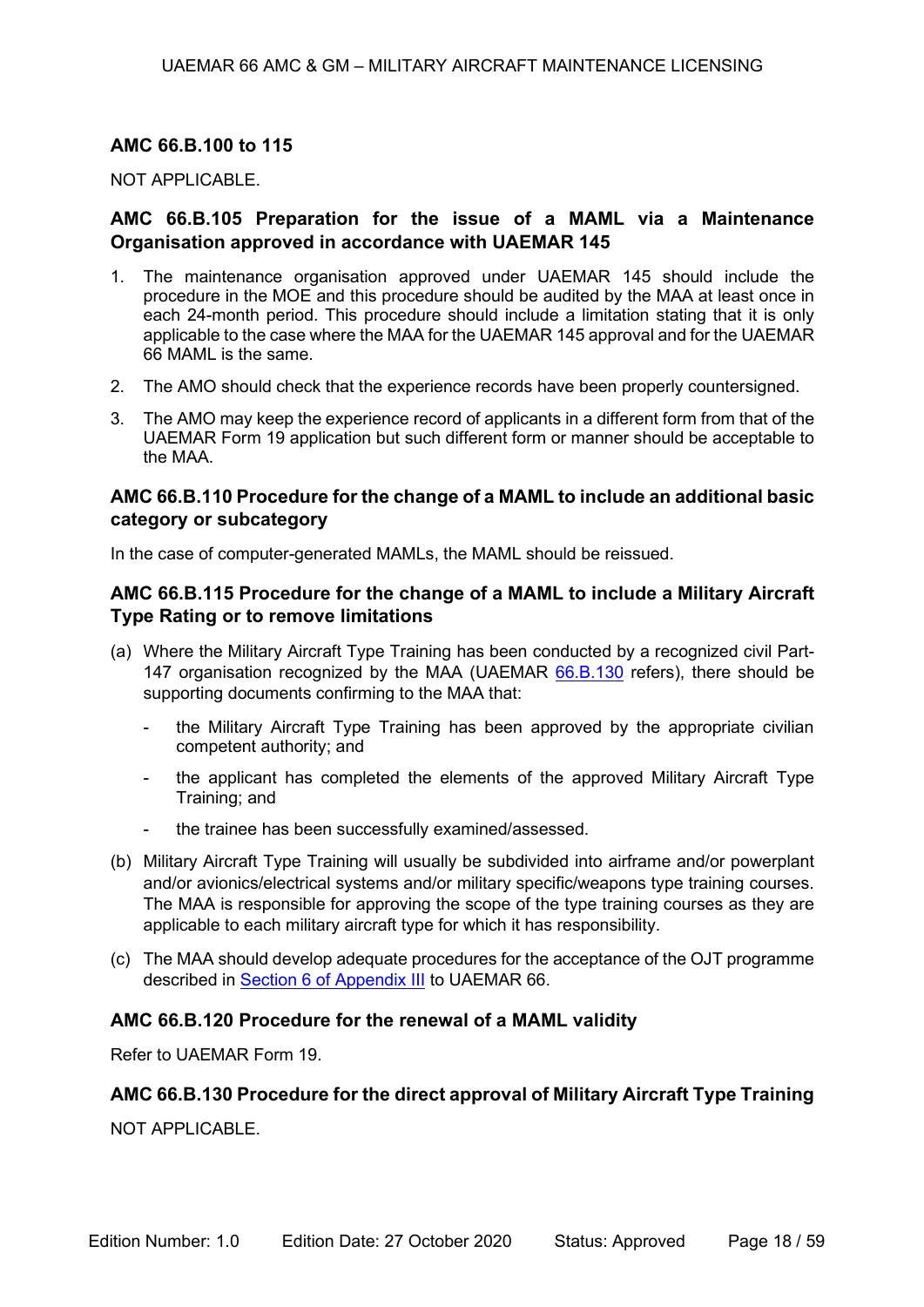### AMC 66.B.100 to 115

NOT APPLICABLE.

### AMC 66.B.105 Preparation for the issue of a MAML via a Maintenance Organisation approved in accordance with UAEMAR 145

1. The maintenance organisation approved under UAEMAR 145 should include the procedure in the MOE and this procedure should be audited by the MAA at least once in each 24-month period. This procedure should include a limitation stating that it is only applicable to the case where the MAA for the UAEMAR 145 approval and for the UAEMAR 66 MAML is the same.
2. The AMO should check that the experience records have been properly countersigned.
3. The AMO may keep the experience record of applicants in a different form from that of the UAEMAR Form 19 application but such different form or manner should be acceptable to the MAA.

### AMC 66.B.110 Procedure for the change of a MAML to include an additional basic category or subcategory

In the case of computer-generated MAMLs, the MAML should be reissued.

### AMC 66.B.115 Procedure for the change of a MAML to include a Military Aircraft Type Rating or to remove limitations

(a) Where the Military Aircraft Type Training has been conducted by a recognized civil Part-147 organisation recognized by the MAA (UAEMAR 66.B.130 refers), there should be supporting documents confirming to the MAA that:

- the Military Aircraft Type Training has been approved by the appropriate civilian competent authority; and
- the applicant has completed the elements of the approved Military Aircraft Type Training; and
- the trainee has been successfully examined/assessed.

(b) Military Aircraft Type Training will usually be subdivided into airframe and/or powerplant and/or avionics/electrical systems and/or military specific/weapons type training courses. The MAA is responsible for approving the scope of the type training courses as they are applicable to each military aircraft type for which it has responsibility.

(c) The MAA should develop adequate procedures for the acceptance of the OJT programme described in Section 6 of Appendix III to UAEMAR 66.

### AMC 66.B.120 Procedure for the renewal of a MAML validity

Refer to UAEMAR Form 19.

### AMC 66.B.130 Procedure for the direct approval of Military Aircraft Type Training

NOT APPLICABLE.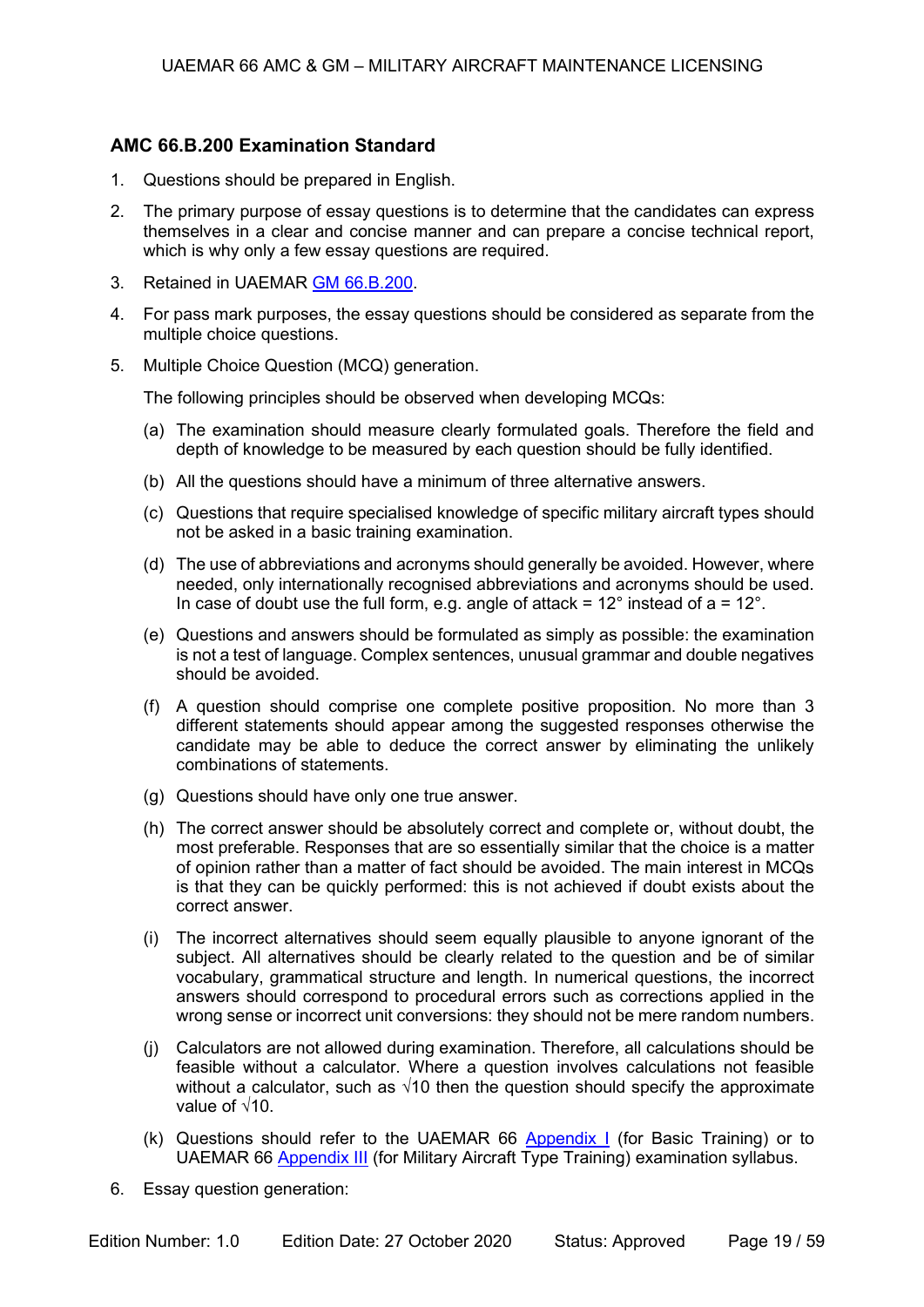### AMC 66.B.200 Examination Standard

1. Questions should be prepared in English.
2. The primary purpose of essay questions is to determine that the candidates can express themselves in a clear and concise manner and can prepare a concise technical report, which is why only a few essay questions are required.
3. Retained in UAEMAR GM 66.B.200.
4. For pass mark purposes, the essay questions should be considered as separate from the multiple choice questions.
5. Multiple Choice Question (MCQ) generation.

   The following principles should be observed when developing MCQs:

   (a) The examination should measure clearly formulated goals. Therefore the field and depth of knowledge to be measured by each question should be fully identified.

   (b) All the questions should have a minimum of three alternative answers.

   (c) Questions that require specialised knowledge of specific military aircraft types should not be asked in a basic training examination.

   (d) The use of abbreviations and acronyms should generally be avoided. However, where needed, only internationally recognised abbreviations and acronyms should be used. In case of doubt use the full form, e.g. angle of attack = 12° instead of a = 12°.

   (e) Questions and answers should be formulated as simply as possible: the examination is not a test of language. Complex sentences, unusual grammar and double negatives should be avoided.

   (f) A question should comprise one complete positive proposition. No more than 3 different statements should appear among the suggested responses otherwise the candidate may be able to deduce the correct answer by eliminating the unlikely combinations of statements.

   (g) Questions should have only one true answer.

   (h) The correct answer should be absolutely correct and complete or, without doubt, the most preferable. Responses that are so essentially similar that the choice is a matter of opinion rather than a matter of fact should be avoided. The main interest in MCQs is that they can be quickly performed: this is not achieved if doubt exists about the correct answer.

   (i) The incorrect alternatives should seem equally plausible to anyone ignorant of the subject. All alternatives should be clearly related to the question and be of similar vocabulary, grammatical structure and length. In numerical questions, the incorrect answers should correspond to procedural errors such as corrections applied in the wrong sense or incorrect unit conversions: they should not be mere random numbers.

   (j) Calculators are not allowed during examination. Therefore, all calculations should be feasible without a calculator. Where a question involves calculations not feasible without a calculator, such as $\sqrt{10}$ then the question should specify the approximate value of $\sqrt{10}$.

   (k) Questions should refer to the UAEMAR 66 Appendix I (for Basic Training) or to UAEMAR 66 Appendix III (for Military Aircraft Type Training) examination syllabus.

6. Essay question generation: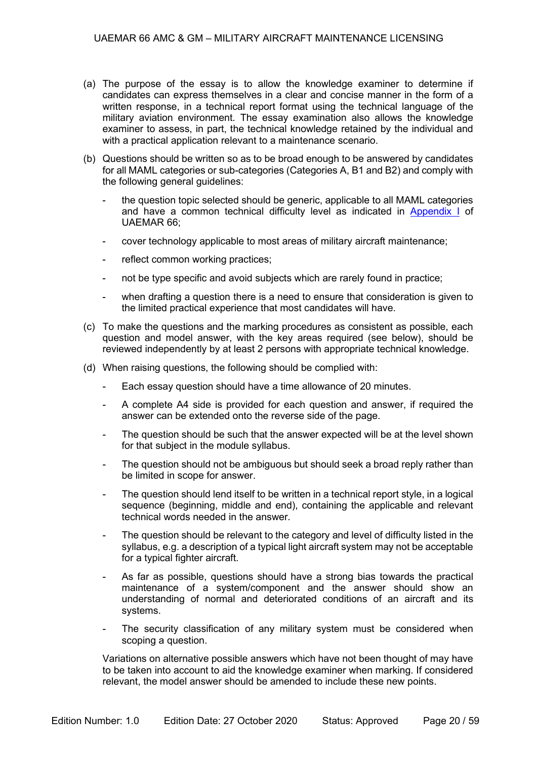(a) The purpose of the essay is to allow the knowledge examiner to determine if candidates can express themselves in a clear and concise manner in the form of a written response, in a technical report format using the technical language of the military aviation environment. The essay examination also allows the knowledge examiner to assess, in part, the technical knowledge retained by the individual and with a practical application relevant to a maintenance scenario.

(b) Questions should be written so as to be broad enough to be answered by candidates for all MAML categories or sub-categories (Categories A, B1 and B2) and comply with the following general guidelines:

- the question topic selected should be generic, applicable to all MAML categories and have a common technical difficulty level as indicated in [Appendix I](#) of UAEMAR 66;
- cover technology applicable to most areas of military aircraft maintenance;
- reflect common working practices;
- not be type specific and avoid subjects which are rarely found in practice;
- when drafting a question there is a need to ensure that consideration is given to the limited practical experience that most candidates will have.

(c) To make the questions and the marking procedures as consistent as possible, each question and model answer, with the key areas required (see below), should be reviewed independently by at least 2 persons with appropriate technical knowledge.

(d) When raising questions, the following should be complied with:

- Each essay question should have a time allowance of 20 minutes.
- A complete A4 side is provided for each question and answer, if required the answer can be extended onto the reverse side of the page.
- The question should be such that the answer expected will be at the level shown for that subject in the module syllabus.
- The question should not be ambiguous but should seek a broad reply rather than be limited in scope for answer.
- The question should lend itself to be written in a technical report style, in a logical sequence (beginning, middle and end), containing the applicable and relevant technical words needed in the answer.
- The question should be relevant to the category and level of difficulty listed in the syllabus, e.g. a description of a typical light aircraft system may not be acceptable for a typical fighter aircraft.
- As far as possible, questions should have a strong bias towards the practical maintenance of a system/component and the answer should show an understanding of normal and deteriorated conditions of an aircraft and its systems.
- The security classification of any military system must be considered when scoping a question.

Variations on alternative possible answers which have not been thought of may have to be taken into account to aid the knowledge examiner when marking. If considered relevant, the model answer should be amended to include these new points.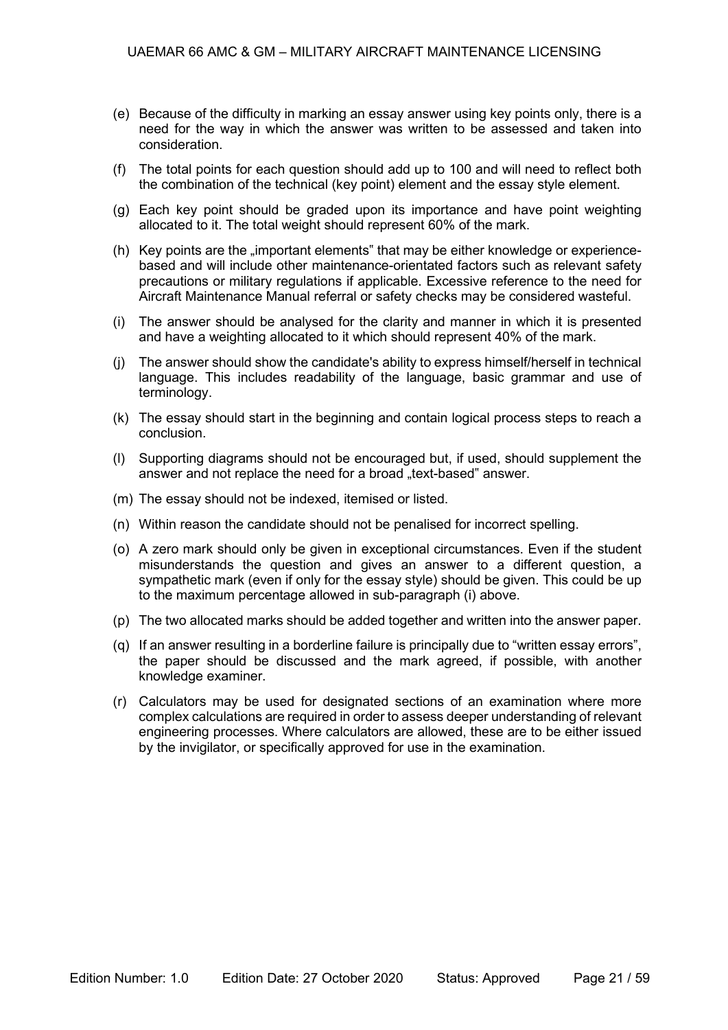(e) Because of the difficulty in marking an essay answer using key points only, there is a need for the way in which the answer was written to be assessed and taken into consideration.

(f) The total points for each question should add up to 100 and will need to reflect both the combination of the technical (key point) element and the essay style element.

(g) Each key point should be graded upon its importance and have point weighting allocated to it. The total weight should represent 60% of the mark.

(h) Key points are the „important elements" that may be either knowledge or experience-based and will include other maintenance-orientated factors such as relevant safety precautions or military regulations if applicable. Excessive reference to the need for Aircraft Maintenance Manual referral or safety checks may be considered wasteful.

(i) The answer should be analysed for the clarity and manner in which it is presented and have a weighting allocated to it which should represent 40% of the mark.

(j) The answer should show the candidate's ability to express himself/herself in technical language. This includes readability of the language, basic grammar and use of terminology.

(k) The essay should start in the beginning and contain logical process steps to reach a conclusion.

(l) Supporting diagrams should not be encouraged but, if used, should supplement the answer and not replace the need for a broad „text-based" answer.

(m) The essay should not be indexed, itemised or listed.

(n) Within reason the candidate should not be penalised for incorrect spelling.

(o) A zero mark should only be given in exceptional circumstances. Even if the student misunderstands the question and gives an answer to a different question, a sympathetic mark (even if only for the essay style) should be given. This could be up to the maximum percentage allowed in sub-paragraph (i) above.

(p) The two allocated marks should be added together and written into the answer paper.

(q) If an answer resulting in a borderline failure is principally due to "written essay errors", the paper should be discussed and the mark agreed, if possible, with another knowledge examiner.

(r) Calculators may be used for designated sections of an examination where more complex calculations are required in order to assess deeper understanding of relevant engineering processes. Where calculators are allowed, these are to be either issued by the invigilator, or specifically approved for use in the examination.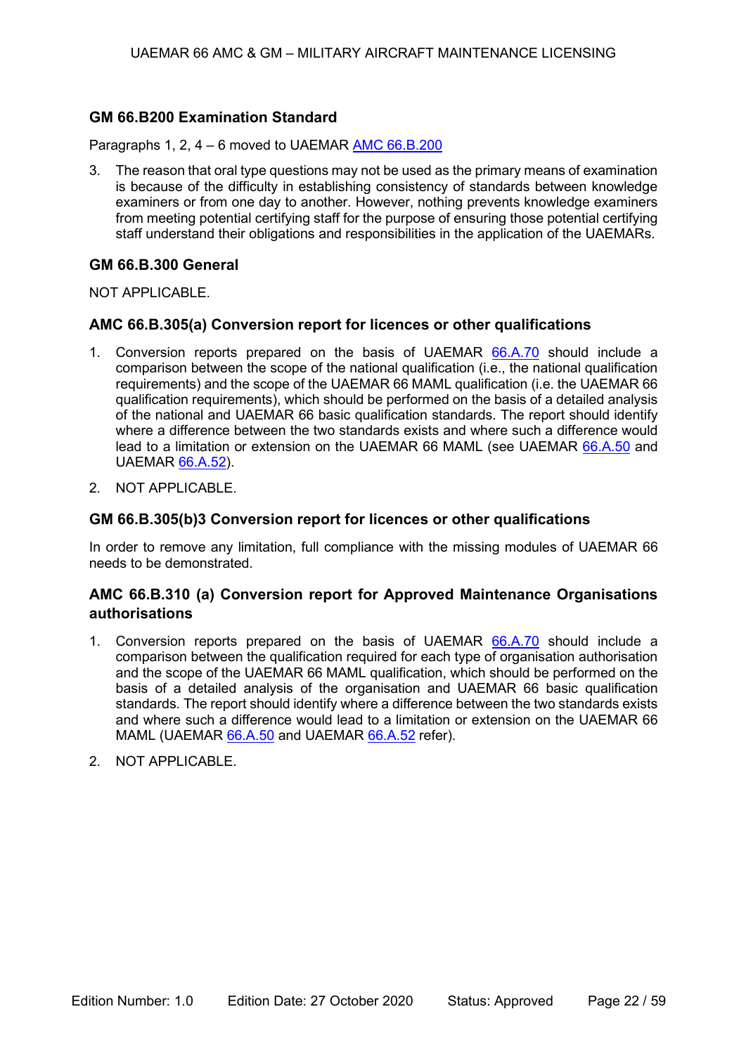### GM 66.B200 Examination Standard

Paragraphs 1, 2, 4 – 6 moved to UAEMAR AMC 66.B.200

3. The reason that oral type questions may not be used as the primary means of examination is because of the difficulty in establishing consistency of standards between knowledge examiners or from one day to another. However, nothing prevents knowledge examiners from meeting potential certifying staff for the purpose of ensuring those potential certifying staff understand their obligations and responsibilities in the application of the UAEMARs.

### GM 66.B.300 General

NOT APPLICABLE.

### AMC 66.B.305(a) Conversion report for licences or other qualifications

1. Conversion reports prepared on the basis of UAEMAR 66.A.70 should include a comparison between the scope of the national qualification (i.e., the national qualification requirements) and the scope of the UAEMAR 66 MAML qualification (i.e. the UAEMAR 66 qualification requirements), which should be performed on the basis of a detailed analysis of the national and UAEMAR 66 basic qualification standards. The report should identify where a difference between the two standards exists and where such a difference would lead to a limitation or extension on the UAEMAR 66 MAML (see UAEMAR 66.A.50 and UAEMAR 66.A.52).
2. NOT APPLICABLE.

### GM 66.B.305(b)3 Conversion report for licences or other qualifications

In order to remove any limitation, full compliance with the missing modules of UAEMAR 66 needs to be demonstrated.

### AMC 66.B.310 (a) Conversion report for Approved Maintenance Organisations authorisations

1. Conversion reports prepared on the basis of UAEMAR 66.A.70 should include a comparison between the qualification required for each type of organisation authorisation and the scope of the UAEMAR 66 MAML qualification, which should be performed on the basis of a detailed analysis of the organisation and UAEMAR 66 basic qualification standards. The report should identify where a difference between the two standards exists and where such a difference would lead to a limitation or extension on the UAEMAR 66 MAML (UAEMAR 66.A.50 and UAEMAR 66.A.52 refer).
2. NOT APPLICABLE.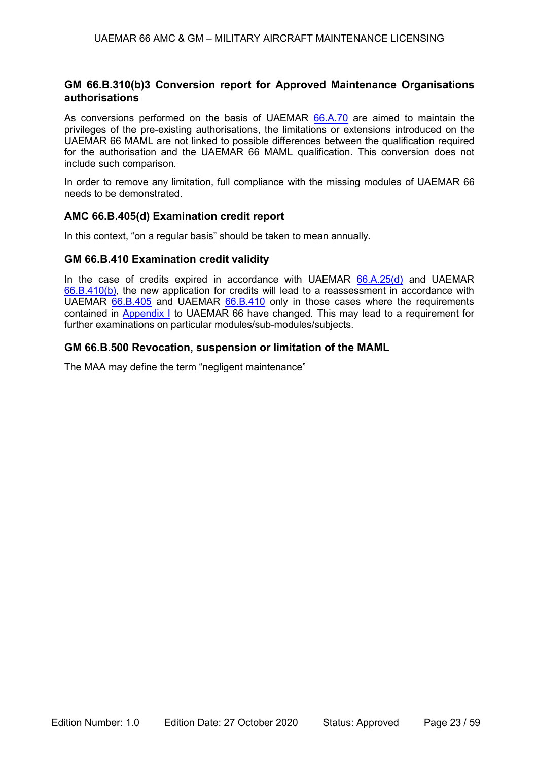### GM 66.B.310(b)3 Conversion report for Approved Maintenance Organisations authorisations

As conversions performed on the basis of UAEMAR 66.A.70 are aimed to maintain the privileges of the pre-existing authorisations, the limitations or extensions introduced on the UAEMAR 66 MAML are not linked to possible differences between the qualification required for the authorisation and the UAEMAR 66 MAML qualification. This conversion does not include such comparison.

In order to remove any limitation, full compliance with the missing modules of UAEMAR 66 needs to be demonstrated.

### AMC 66.B.405(d) Examination credit report

In this context, “on a regular basis” should be taken to mean annually.

### GM 66.B.410 Examination credit validity

In the case of credits expired in accordance with UAEMAR 66.A.25(d) and UAEMAR 66.B.410(b), the new application for credits will lead to a reassessment in accordance with UAEMAR 66.B.405 and UAEMAR 66.B.410 only in those cases where the requirements contained in Appendix I to UAEMAR 66 have changed. This may lead to a requirement for further examinations on particular modules/sub-modules/subjects.

### GM 66.B.500 Revocation, suspension or limitation of the MAML

The MAA may define the term “negligent maintenance”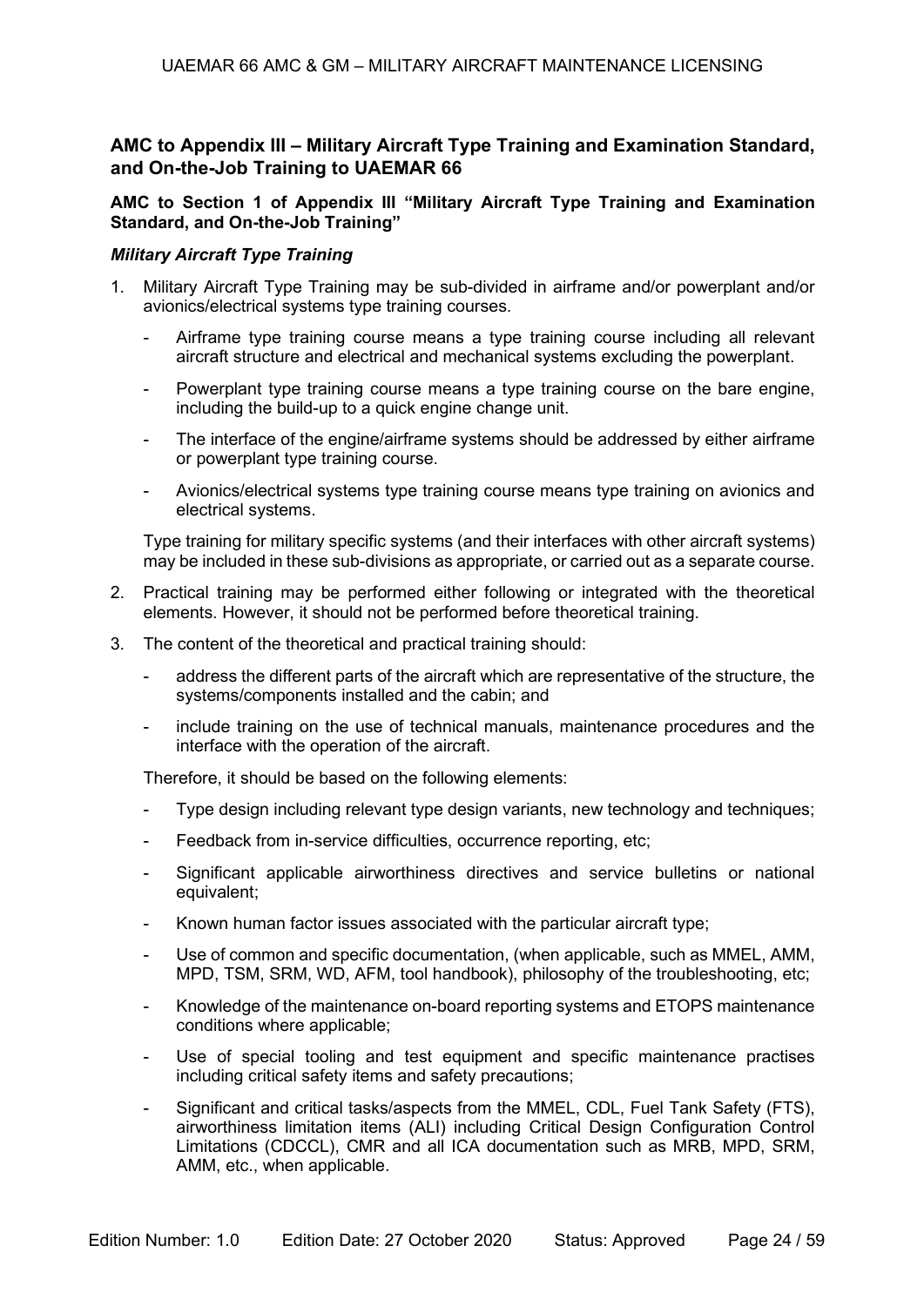## AMC to Appendix III – Military Aircraft Type Training and Examination Standard, and On-the-Job Training to UAEMAR 66

### AMC to Section 1 of Appendix III "Military Aircraft Type Training and Examination Standard, and On-the-Job Training"

#### *Military Aircraft Type Training*

1. Military Aircraft Type Training may be sub-divided in airframe and/or powerplant and/or avionics/electrical systems type training courses.

   - Airframe type training course means a type training course including all relevant aircraft structure and electrical and mechanical systems excluding the powerplant.
   - Powerplant type training course means a type training course on the bare engine, including the build-up to a quick engine change unit.
   - The interface of the engine/airframe systems should be addressed by either airframe or powerplant type training course.
   - Avionics/electrical systems type training course means type training on avionics and electrical systems.

   Type training for military specific systems (and their interfaces with other aircraft systems) may be included in these sub-divisions as appropriate, or carried out as a separate course.

2. Practical training may be performed either following or integrated with the theoretical elements. However, it should not be performed before theoretical training.

3. The content of the theoretical and practical training should:

   - address the different parts of the aircraft which are representative of the structure, the systems/components installed and the cabin; and
   - include training on the use of technical manuals, maintenance procedures and the interface with the operation of the aircraft.

   Therefore, it should be based on the following elements:

   - Type design including relevant type design variants, new technology and techniques;
   - Feedback from in-service difficulties, occurrence reporting, etc;
   - Significant applicable airworthiness directives and service bulletins or national equivalent;
   - Known human factor issues associated with the particular aircraft type;
   - Use of common and specific documentation, (when applicable, such as MMEL, AMM, MPD, TSM, SRM, WD, AFM, tool handbook), philosophy of the troubleshooting, etc;
   - Knowledge of the maintenance on-board reporting systems and ETOPS maintenance conditions where applicable;
   - Use of special tooling and test equipment and specific maintenance practises including critical safety items and safety precautions;
   - Significant and critical tasks/aspects from the MMEL, CDL, Fuel Tank Safety (FTS), airworthiness limitation items (ALI) including Critical Design Configuration Control Limitations (CDCCL), CMR and all ICA documentation such as MRB, MPD, SRM, AMM, etc., when applicable.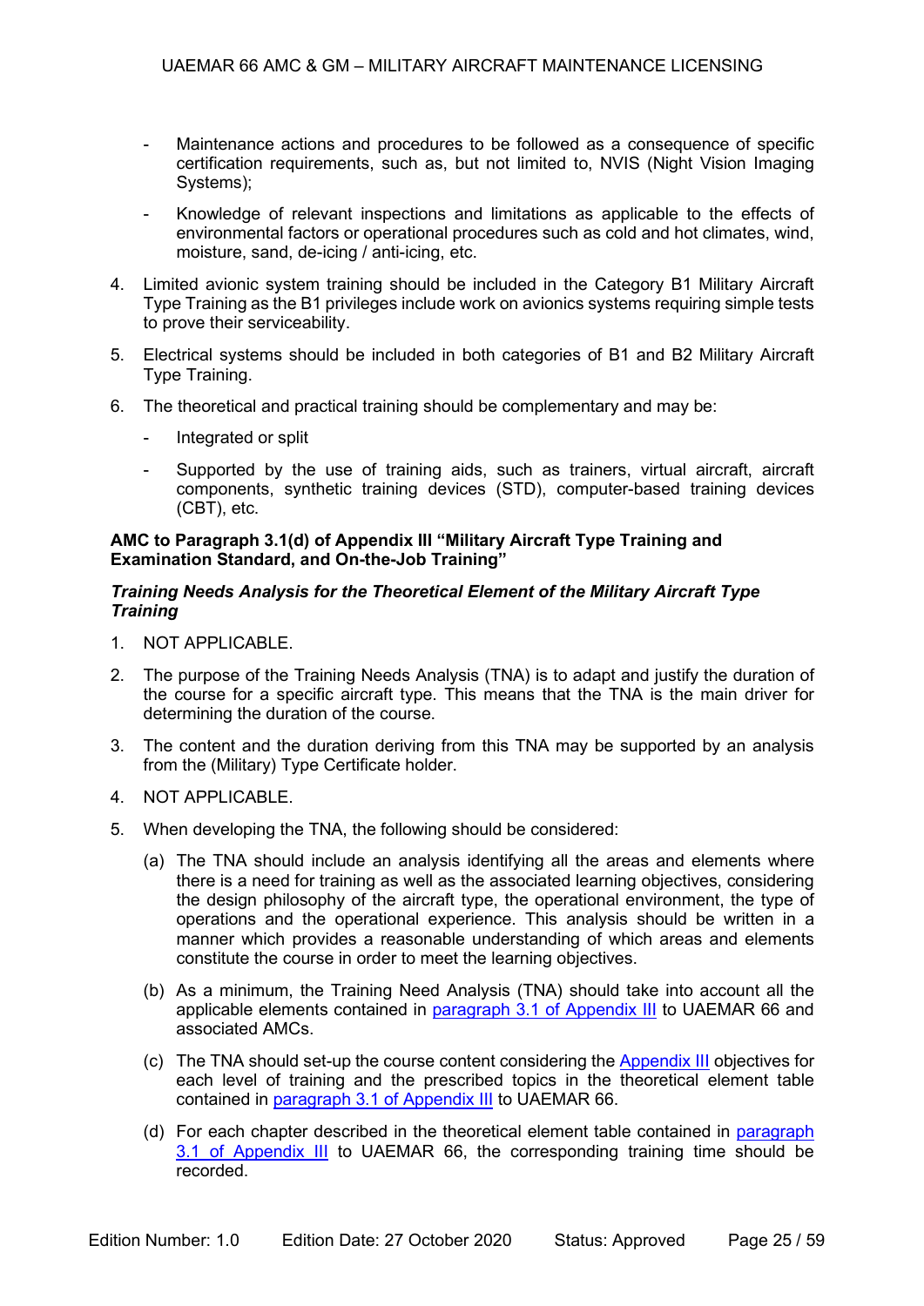- Maintenance actions and procedures to be followed as a consequence of specific certification requirements, such as, but not limited to, NVIS (Night Vision Imaging Systems);

- Knowledge of relevant inspections and limitations as applicable to the effects of environmental factors or operational procedures such as cold and hot climates, wind, moisture, sand, de-icing / anti-icing, etc.

4. Limited avionic system training should be included in the Category B1 Military Aircraft Type Training as the B1 privileges include work on avionics systems requiring simple tests to prove their serviceability.

5. Electrical systems should be included in both categories of B1 and B2 Military Aircraft Type Training.

6. The theoretical and practical training should be complementary and may be:

   - Integrated or split

   - Supported by the use of training aids, such as trainers, virtual aircraft, aircraft components, synthetic training devices (STD), computer-based training devices (CBT), etc.

**AMC to Paragraph 3.1(d) of Appendix III "Military Aircraft Type Training and Examination Standard, and On-the-Job Training"**

***Training Needs Analysis for the Theoretical Element of the Military Aircraft Type Training***

1. NOT APPLICABLE.

2. The purpose of the Training Needs Analysis (TNA) is to adapt and justify the duration of the course for a specific aircraft type. This means that the TNA is the main driver for determining the duration of the course.

3. The content and the duration deriving from this TNA may be supported by an analysis from the (Military) Type Certificate holder.

4. NOT APPLICABLE.

5. When developing the TNA, the following should be considered:

   (a) The TNA should include an analysis identifying all the areas and elements where there is a need for training as well as the associated learning objectives, considering the design philosophy of the aircraft type, the operational environment, the type of operations and the operational experience. This analysis should be written in a manner which provides a reasonable understanding of which areas and elements constitute the course in order to meet the learning objectives.

   (b) As a minimum, the Training Need Analysis (TNA) should take into account all the applicable elements contained in paragraph 3.1 of Appendix III to UAEMAR 66 and associated AMCs.

   (c) The TNA should set-up the course content considering the Appendix III objectives for each level of training and the prescribed topics in the theoretical element table contained in paragraph 3.1 of Appendix III to UAEMAR 66.

   (d) For each chapter described in the theoretical element table contained in paragraph 3.1 of Appendix III to UAEMAR 66, the corresponding training time should be recorded.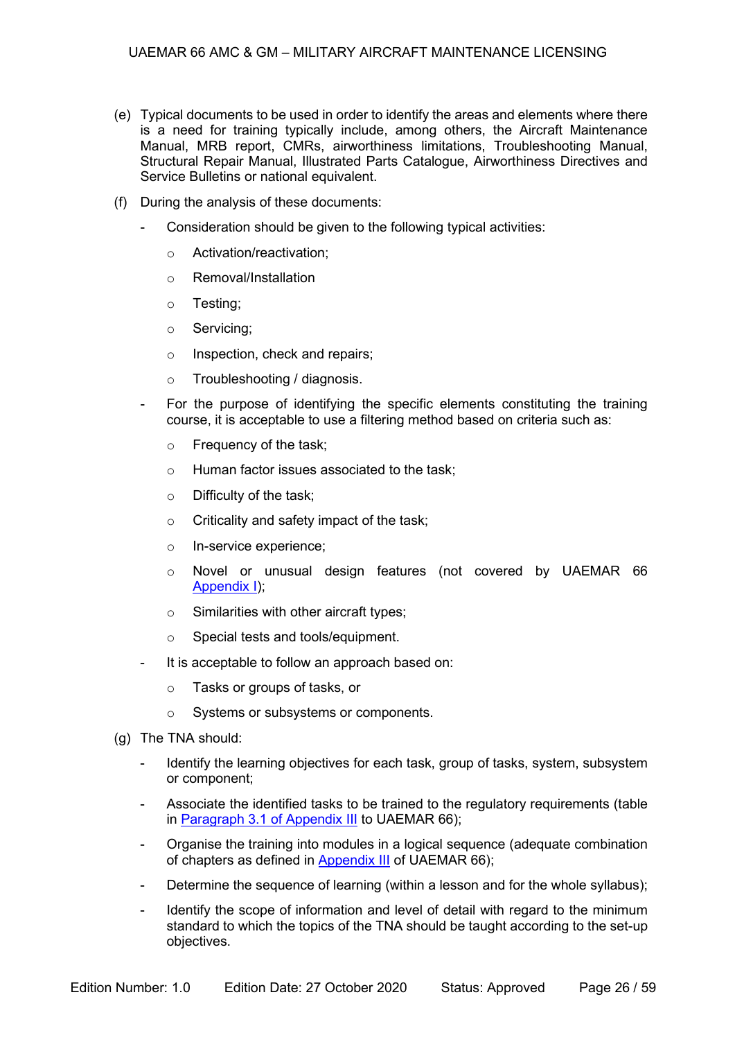(e) Typical documents to be used in order to identify the areas and elements where there is a need for training typically include, among others, the Aircraft Maintenance Manual, MRB report, CMRs, airworthiness limitations, Troubleshooting Manual, Structural Repair Manual, Illustrated Parts Catalogue, Airworthiness Directives and Service Bulletins or national equivalent.

(f) During the analysis of these documents:

- Consideration should be given to the following typical activities:
  - Activation/reactivation;
  - Removal/Installation
  - Testing;
  - Servicing;
  - Inspection, check and repairs;
  - Troubleshooting / diagnosis.
- For the purpose of identifying the specific elements constituting the training course, it is acceptable to use a filtering method based on criteria such as:
  - Frequency of the task;
  - Human factor issues associated to the task;
  - Difficulty of the task;
  - Criticality and safety impact of the task;
  - In-service experience;
  - Novel or unusual design features (not covered by UAEMAR 66 Appendix I);
  - Similarities with other aircraft types;
  - Special tests and tools/equipment.
- It is acceptable to follow an approach based on:
  - Tasks or groups of tasks, or
  - Systems or subsystems or components.

(g) The TNA should:

- Identify the learning objectives for each task, group of tasks, system, subsystem or component;
- Associate the identified tasks to be trained to the regulatory requirements (table in Paragraph 3.1 of Appendix III to UAEMAR 66);
- Organise the training into modules in a logical sequence (adequate combination of chapters as defined in Appendix III of UAEMAR 66);
- Determine the sequence of learning (within a lesson and for the whole syllabus);
- Identify the scope of information and level of detail with regard to the minimum standard to which the topics of the TNA should be taught according to the set-up objectives.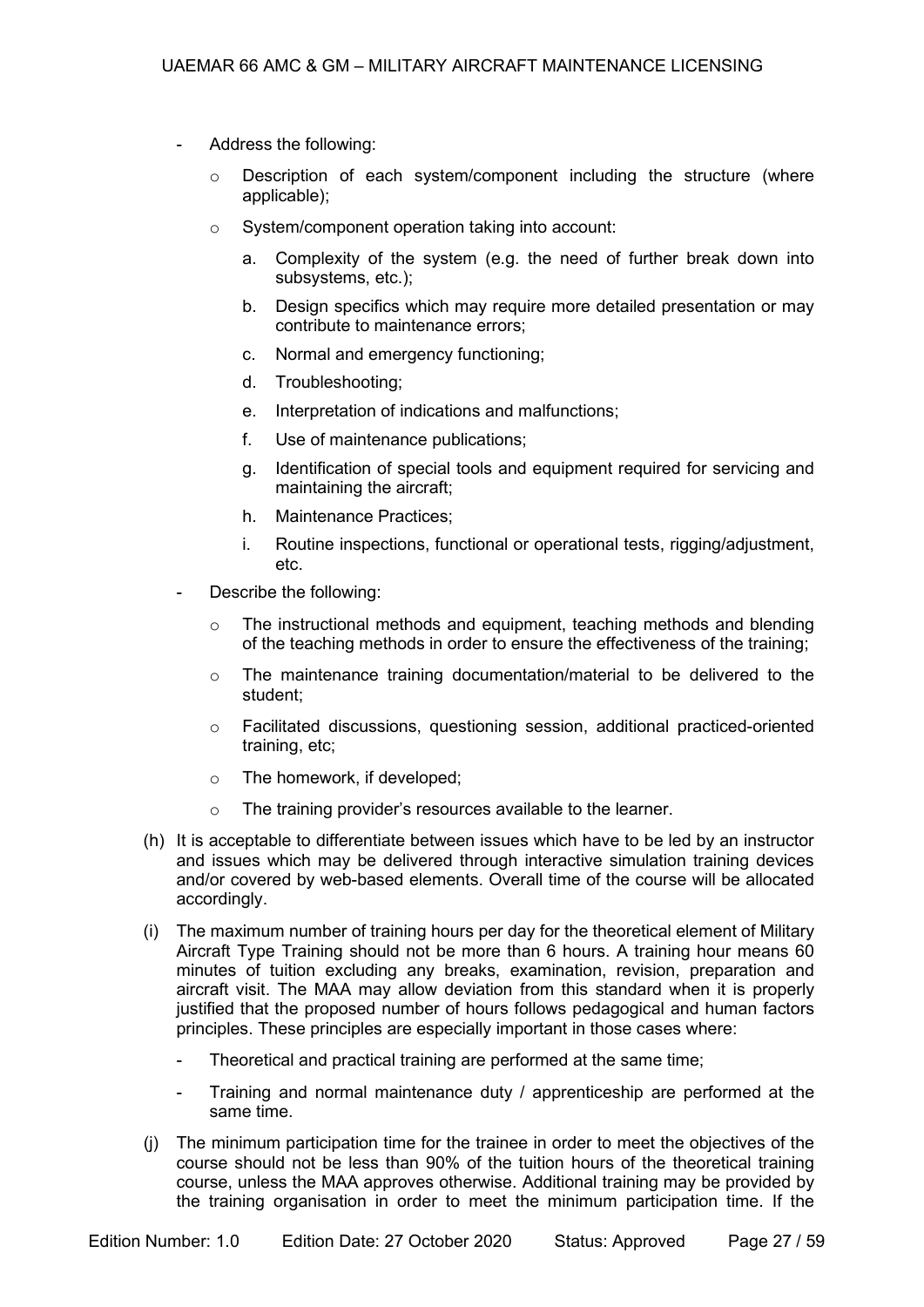- Address the following:
  - Description of each system/component including the structure (where applicable);
  - System/component operation taking into account:
    a. Complexity of the system (e.g. the need of further break down into subsystems, etc.);
    b. Design specifics which may require more detailed presentation or may contribute to maintenance errors;
    c. Normal and emergency functioning;
    d. Troubleshooting;
    e. Interpretation of indications and malfunctions;
    f. Use of maintenance publications;
    g. Identification of special tools and equipment required for servicing and maintaining the aircraft;
    h. Maintenance Practices;
    i. Routine inspections, functional or operational tests, rigging/adjustment, etc.
- Describe the following:
  - The instructional methods and equipment, teaching methods and blending of the teaching methods in order to ensure the effectiveness of the training;
  - The maintenance training documentation/material to be delivered to the student;
  - Facilitated discussions, questioning session, additional practiced-oriented training, etc;
  - The homework, if developed;
  - The training provider's resources available to the learner.

(h) It is acceptable to differentiate between issues which have to be led by an instructor and issues which may be delivered through interactive simulation training devices and/or covered by web-based elements. Overall time of the course will be allocated accordingly.

(i) The maximum number of training hours per day for the theoretical element of Military Aircraft Type Training should not be more than 6 hours. A training hour means 60 minutes of tuition excluding any breaks, examination, revision, preparation and aircraft visit. The MAA may allow deviation from this standard when it is properly justified that the proposed number of hours follows pedagogical and human factors principles. These principles are especially important in those cases where:

- Theoretical and practical training are performed at the same time;
- Training and normal maintenance duty / apprenticeship are performed at the same time.

(j) The minimum participation time for the trainee in order to meet the objectives of the course should not be less than 90% of the tuition hours of the theoretical training course, unless the MAA approves otherwise. Additional training may be provided by the training organisation in order to meet the minimum participation time. If the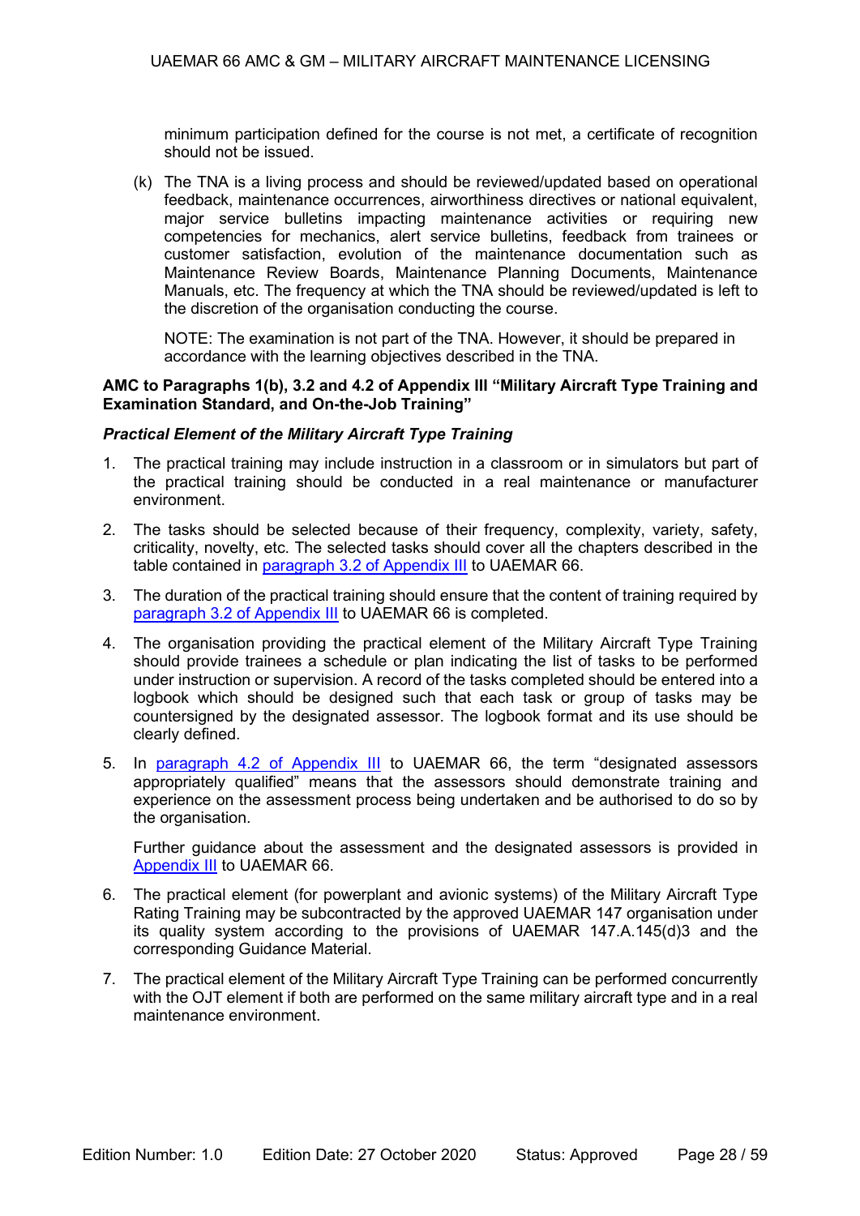minimum participation defined for the course is not met, a certificate of recognition should not be issued.

(k) The TNA is a living process and should be reviewed/updated based on operational feedback, maintenance occurrences, airworthiness directives or national equivalent, major service bulletins impacting maintenance activities or requiring new competencies for mechanics, alert service bulletins, feedback from trainees or customer satisfaction, evolution of the maintenance documentation such as Maintenance Review Boards, Maintenance Planning Documents, Maintenance Manuals, etc. The frequency at which the TNA should be reviewed/updated is left to the discretion of the organisation conducting the course.

NOTE: The examination is not part of the TNA. However, it should be prepared in accordance with the learning objectives described in the TNA.

**AMC to Paragraphs 1(b), 3.2 and 4.2 of Appendix III "Military Aircraft Type Training and Examination Standard, and On-the-Job Training"**

***Practical Element of the Military Aircraft Type Training***

1. The practical training may include instruction in a classroom or in simulators but part of the practical training should be conducted in a real maintenance or manufacturer environment.

2. The tasks should be selected because of their frequency, complexity, variety, safety, criticality, novelty, etc. The selected tasks should cover all the chapters described in the table contained in paragraph 3.2 of Appendix III to UAEMAR 66.

3. The duration of the practical training should ensure that the content of training required by paragraph 3.2 of Appendix III to UAEMAR 66 is completed.

4. The organisation providing the practical element of the Military Aircraft Type Training should provide trainees a schedule or plan indicating the list of tasks to be performed under instruction or supervision. A record of the tasks completed should be entered into a logbook which should be designed such that each task or group of tasks may be countersigned by the designated assessor. The logbook format and its use should be clearly defined.

5. In paragraph 4.2 of Appendix III to UAEMAR 66, the term "designated assessors appropriately qualified" means that the assessors should demonstrate training and experience on the assessment process being undertaken and be authorised to do so by the organisation.

   Further guidance about the assessment and the designated assessors is provided in Appendix III to UAEMAR 66.

6. The practical element (for powerplant and avionic systems) of the Military Aircraft Type Rating Training may be subcontracted by the approved UAEMAR 147 organisation under its quality system according to the provisions of UAEMAR 147.A.145(d)3 and the corresponding Guidance Material.

7. The practical element of the Military Aircraft Type Training can be performed concurrently with the OJT element if both are performed on the same military aircraft type and in a real maintenance environment.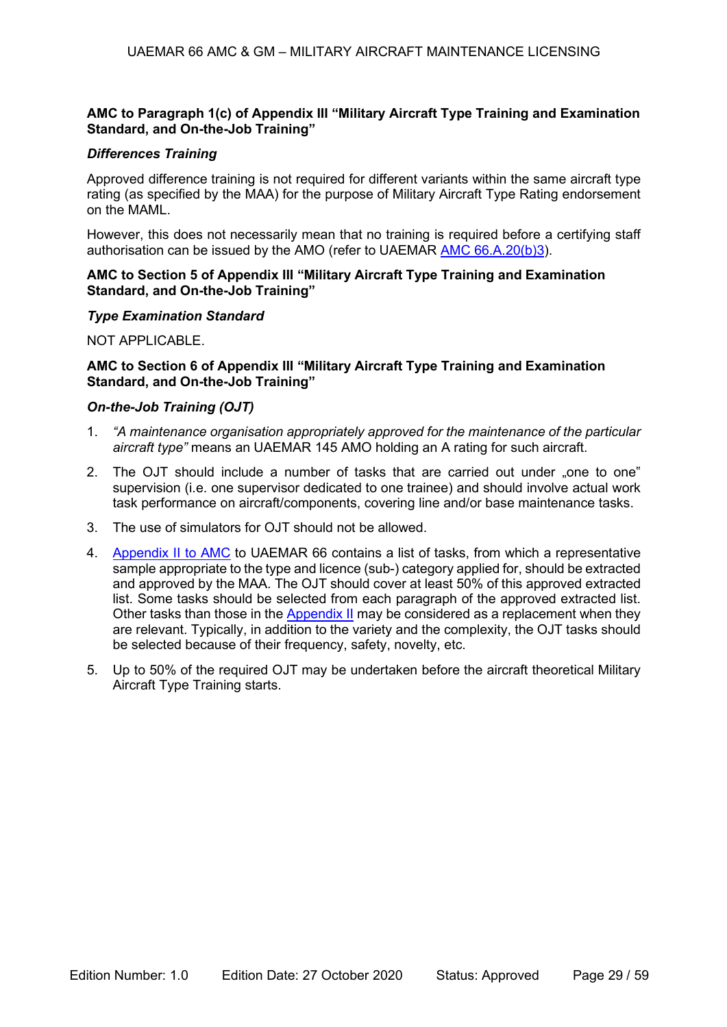### AMC to Paragraph 1(c) of Appendix III "Military Aircraft Type Training and Examination Standard, and On-the-Job Training"

***Differences Training***

Approved difference training is not required for different variants within the same aircraft type rating (as specified by the MAA) for the purpose of Military Aircraft Type Rating endorsement on the MAML.

However, this does not necessarily mean that no training is required before a certifying staff authorisation can be issued by the AMO (refer to UAEMAR AMC 66.A.20(b)3).

### AMC to Section 5 of Appendix III "Military Aircraft Type Training and Examination Standard, and On-the-Job Training"

***Type Examination Standard***

NOT APPLICABLE.

### AMC to Section 6 of Appendix III "Military Aircraft Type Training and Examination Standard, and On-the-Job Training"

***On-the-Job Training (OJT)***

1. *"A maintenance organisation appropriately approved for the maintenance of the particular aircraft type"* means an UAEMAR 145 AMO holding an A rating for such aircraft.
2. The OJT should include a number of tasks that are carried out under „one to one" supervision (i.e. one supervisor dedicated to one trainee) and should involve actual work task performance on aircraft/components, covering line and/or base maintenance tasks.
3. The use of simulators for OJT should not be allowed.
4. Appendix II to AMC to UAEMAR 66 contains a list of tasks, from which a representative sample appropriate to the type and licence (sub-) category applied for, should be extracted and approved by the MAA. The OJT should cover at least 50% of this approved extracted list. Some tasks should be selected from each paragraph of the approved extracted list. Other tasks than those in the Appendix II may be considered as a replacement when they are relevant. Typically, in addition to the variety and the complexity, the OJT tasks should be selected because of their frequency, safety, novelty, etc.
5. Up to 50% of the required OJT may be undertaken before the aircraft theoretical Military Aircraft Type Training starts.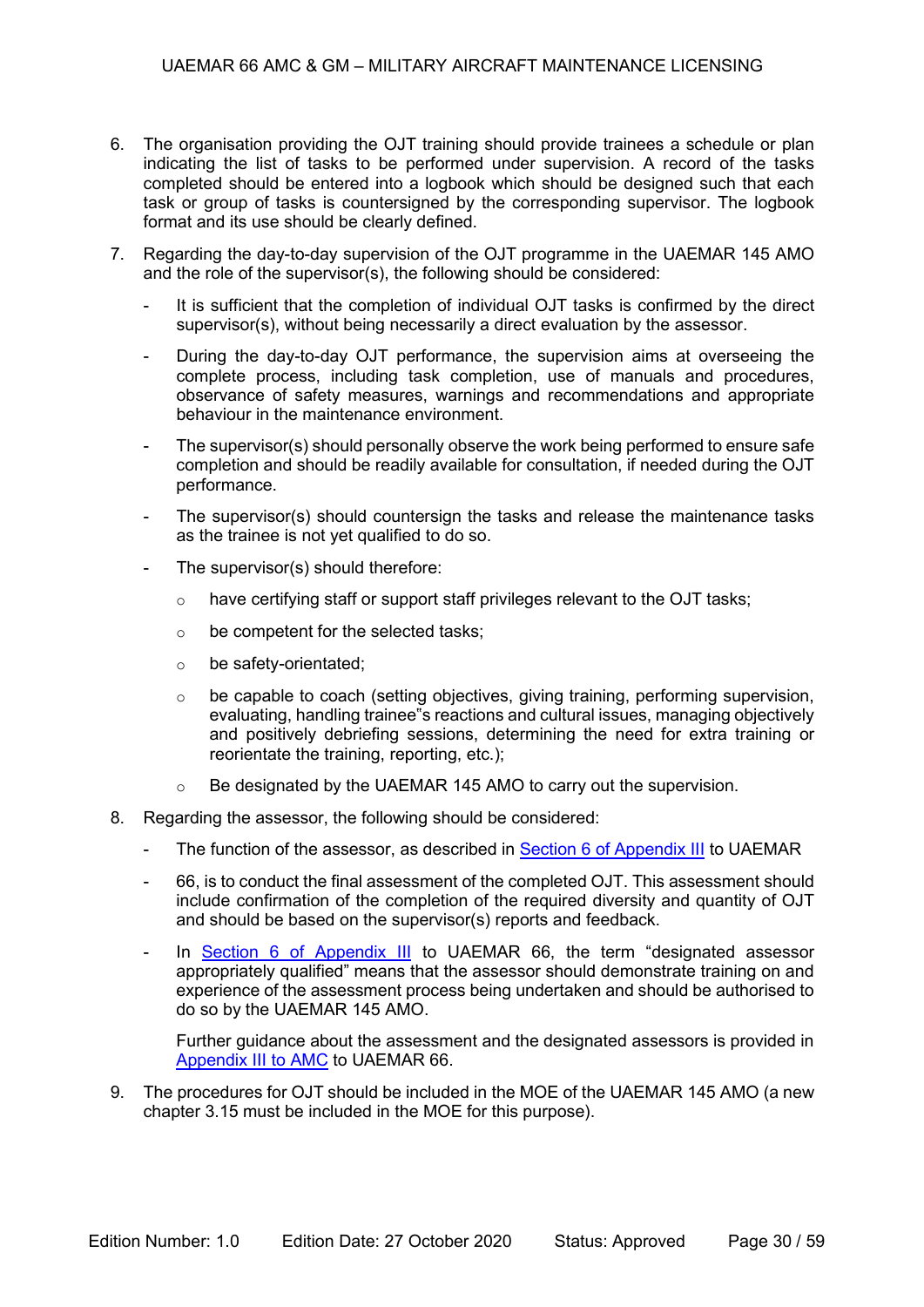6. The organisation providing the OJT training should provide trainees a schedule or plan indicating the list of tasks to be performed under supervision. A record of the tasks completed should be entered into a logbook which should be designed such that each task or group of tasks is countersigned by the corresponding supervisor. The logbook format and its use should be clearly defined.

7. Regarding the day-to-day supervision of the OJT programme in the UAEMAR 145 AMO and the role of the supervisor(s), the following should be considered:

   - It is sufficient that the completion of individual OJT tasks is confirmed by the direct supervisor(s), without being necessarily a direct evaluation by the assessor.

   - During the day-to-day OJT performance, the supervision aims at overseeing the complete process, including task completion, use of manuals and procedures, observance of safety measures, warnings and recommendations and appropriate behaviour in the maintenance environment.

   - The supervisor(s) should personally observe the work being performed to ensure safe completion and should be readily available for consultation, if needed during the OJT performance.

   - The supervisor(s) should countersign the tasks and release the maintenance tasks as the trainee is not yet qualified to do so.

   - The supervisor(s) should therefore:

     - have certifying staff or support staff privileges relevant to the OJT tasks;

     - be competent for the selected tasks;

     - be safety-orientated;

     - be capable to coach (setting objectives, giving training, performing supervision, evaluating, handling trainee"s reactions and cultural issues, managing objectively and positively debriefing sessions, determining the need for extra training or reorientate the training, reporting, etc.);

     - Be designated by the UAEMAR 145 AMO to carry out the supervision.

8. Regarding the assessor, the following should be considered:

   - The function of the assessor, as described in Section 6 of Appendix III to UAEMAR

   - 66, is to conduct the final assessment of the completed OJT. This assessment should include confirmation of the completion of the required diversity and quantity of OJT and should be based on the supervisor(s) reports and feedback.

   - In Section 6 of Appendix III to UAEMAR 66, the term "designated assessor appropriately qualified" means that the assessor should demonstrate training on and experience of the assessment process being undertaken and should be authorised to do so by the UAEMAR 145 AMO.

     Further guidance about the assessment and the designated assessors is provided in Appendix III to AMC to UAEMAR 66.

9. The procedures for OJT should be included in the MOE of the UAEMAR 145 AMO (a new chapter 3.15 must be included in the MOE for this purpose).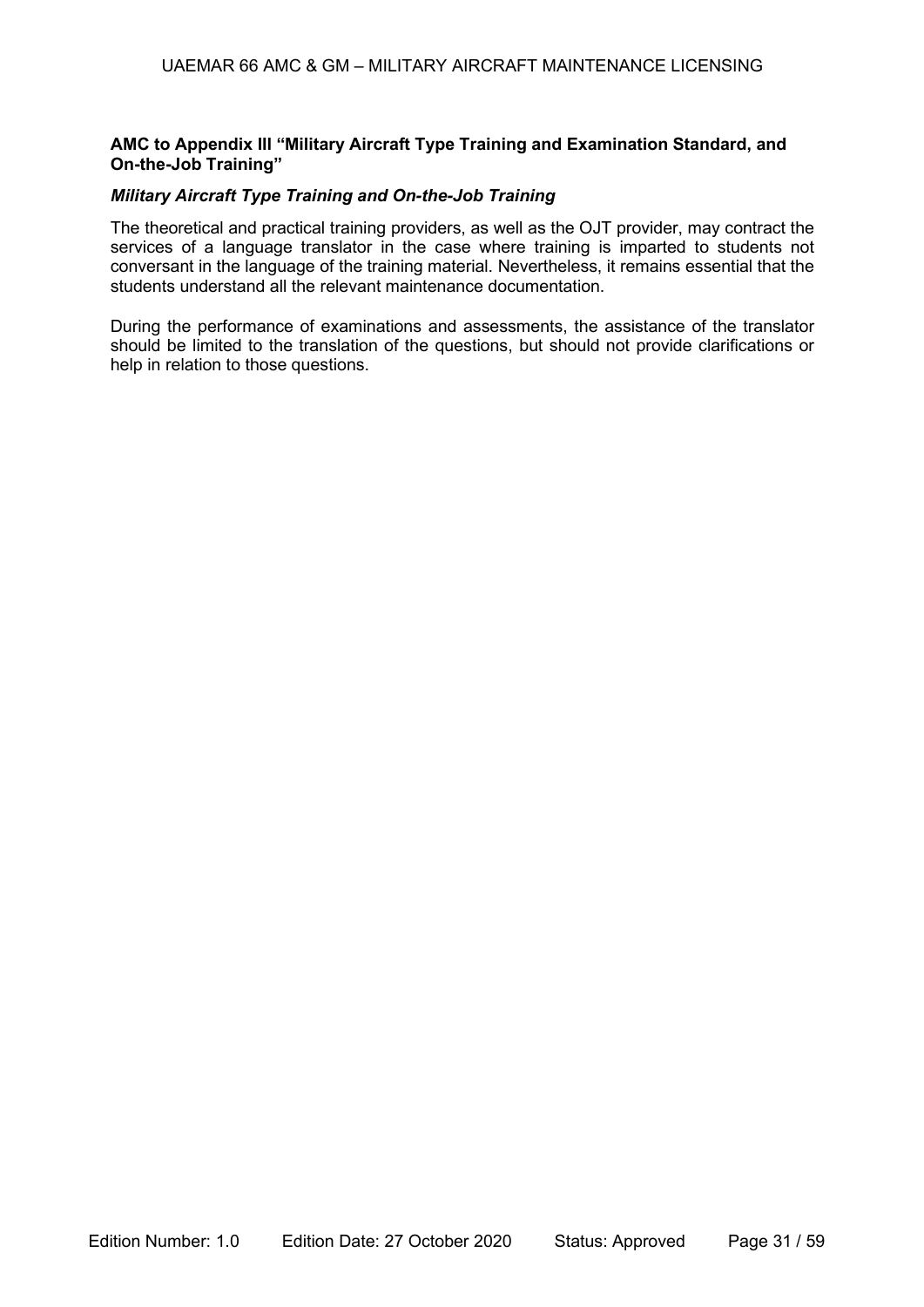### AMC to Appendix III "Military Aircraft Type Training and Examination Standard, and On-the-Job Training"

#### *Military Aircraft Type Training and On-the-Job Training*

The theoretical and practical training providers, as well as the OJT provider, may contract the services of a language translator in the case where training is imparted to students not conversant in the language of the training material. Nevertheless, it remains essential that the students understand all the relevant maintenance documentation.

During the performance of examinations and assessments, the assistance of the translator should be limited to the translation of the questions, but should not provide clarifications or help in relation to those questions.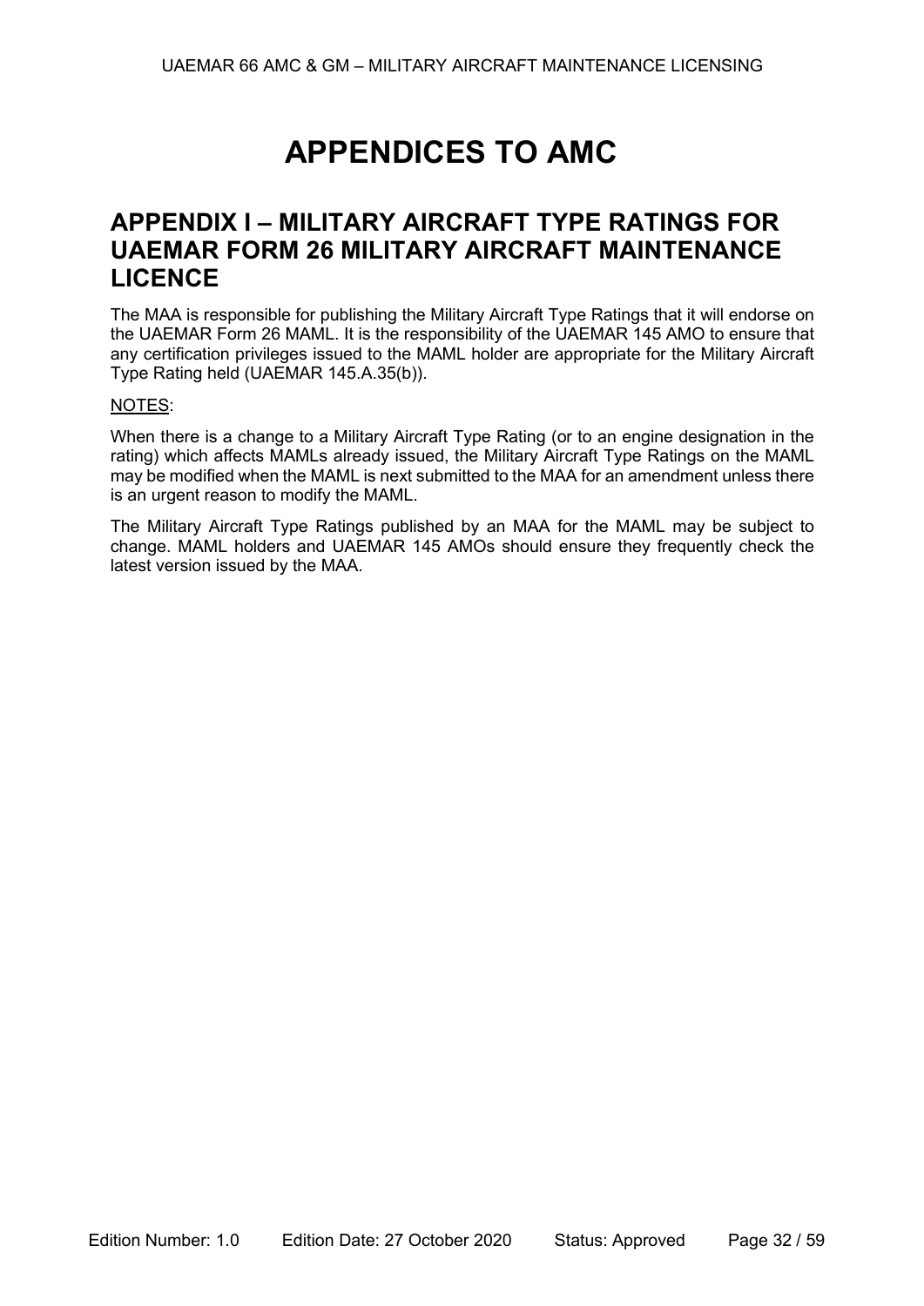# APPENDICES TO AMC

## APPENDIX I – MILITARY AIRCRAFT TYPE RATINGS FOR UAEMAR FORM 26 MILITARY AIRCRAFT MAINTENANCE LICENCE

The MAA is responsible for publishing the Military Aircraft Type Ratings that it will endorse on the UAEMAR Form 26 MAML. It is the responsibility of the UAEMAR 145 AMO to ensure that any certification privileges issued to the MAML holder are appropriate for the Military Aircraft Type Rating held (UAEMAR 145.A.35(b)).

NOTES:

When there is a change to a Military Aircraft Type Rating (or to an engine designation in the rating) which affects MAMLs already issued, the Military Aircraft Type Ratings on the MAML may be modified when the MAML is next submitted to the MAA for an amendment unless there is an urgent reason to modify the MAML.

The Military Aircraft Type Ratings published by an MAA for the MAML may be subject to change. MAML holders and UAEMAR 145 AMOs should ensure they frequently check the latest version issued by the MAA.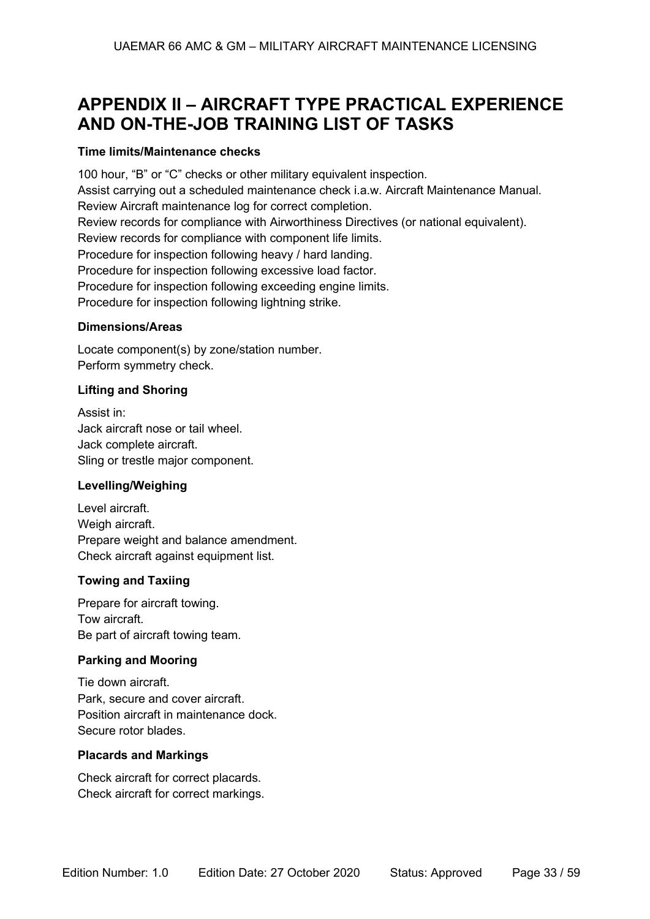# APPENDIX II – AIRCRAFT TYPE PRACTICAL EXPERIENCE AND ON-THE-JOB TRAINING LIST OF TASKS

**Time limits/Maintenance checks**

100 hour, "B" or "C" checks or other military equivalent inspection.
Assist carrying out a scheduled maintenance check i.a.w. Aircraft Maintenance Manual.
Review Aircraft maintenance log for correct completion.
Review records for compliance with Airworthiness Directives (or national equivalent).
Review records for compliance with component life limits.
Procedure for inspection following heavy / hard landing.
Procedure for inspection following excessive load factor.
Procedure for inspection following exceeding engine limits.
Procedure for inspection following lightning strike.

**Dimensions/Areas**

Locate component(s) by zone/station number.
Perform symmetry check.

**Lifting and Shoring**

Assist in:
Jack aircraft nose or tail wheel.
Jack complete aircraft.
Sling or trestle major component.

**Levelling/Weighing**

Level aircraft.
Weigh aircraft.
Prepare weight and balance amendment.
Check aircraft against equipment list.

**Towing and Taxiing**

Prepare for aircraft towing.
Tow aircraft.
Be part of aircraft towing team.

**Parking and Mooring**

Tie down aircraft.
Park, secure and cover aircraft.
Position aircraft in maintenance dock.
Secure rotor blades.

**Placards and Markings**

Check aircraft for correct placards.
Check aircraft for correct markings.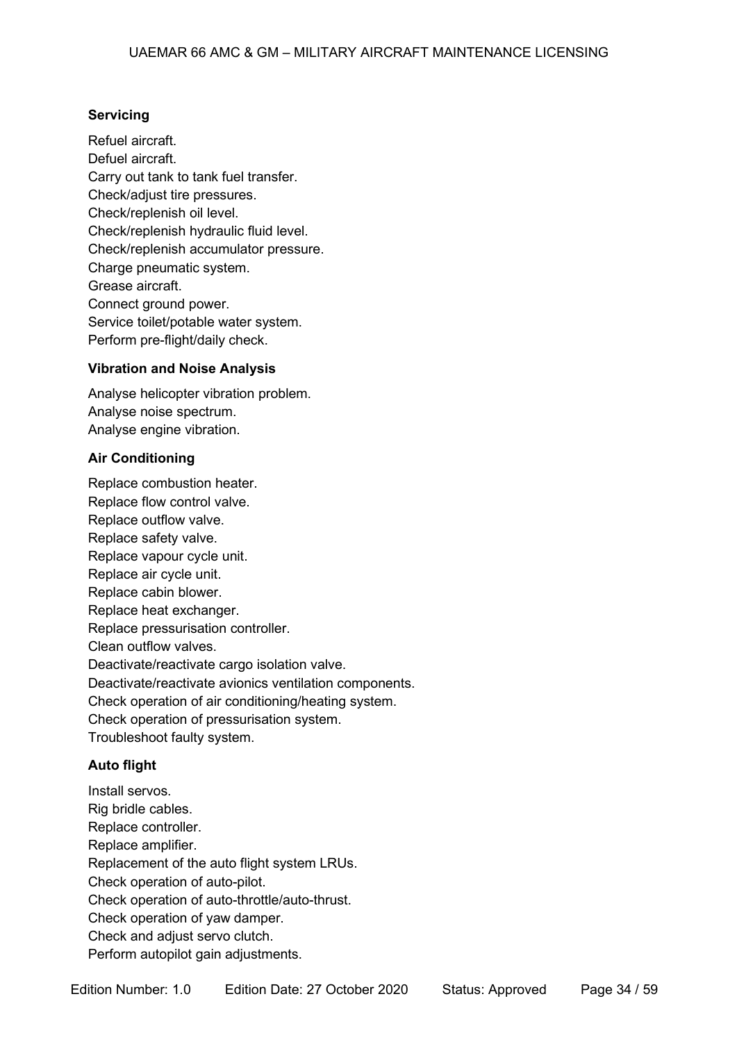**Servicing**

Refuel aircraft.
Defuel aircraft.
Carry out tank to tank fuel transfer.
Check/adjust tire pressures.
Check/replenish oil level.
Check/replenish hydraulic fluid level.
Check/replenish accumulator pressure.
Charge pneumatic system.
Grease aircraft.
Connect ground power.
Service toilet/potable water system.
Perform pre-flight/daily check.

**Vibration and Noise Analysis**

Analyse helicopter vibration problem.
Analyse noise spectrum.
Analyse engine vibration.

**Air Conditioning**

Replace combustion heater.
Replace flow control valve.
Replace outflow valve.
Replace safety valve.
Replace vapour cycle unit.
Replace air cycle unit.
Replace cabin blower.
Replace heat exchanger.
Replace pressurisation controller.
Clean outflow valves.
Deactivate/reactivate cargo isolation valve.
Deactivate/reactivate avionics ventilation components.
Check operation of air conditioning/heating system.
Check operation of pressurisation system.
Troubleshoot faulty system.

**Auto flight**

Install servos.
Rig bridle cables.
Replace controller.
Replace amplifier.
Replacement of the auto flight system LRUs.
Check operation of auto-pilot.
Check operation of auto-throttle/auto-thrust.
Check operation of yaw damper.
Check and adjust servo clutch.
Perform autopilot gain adjustments.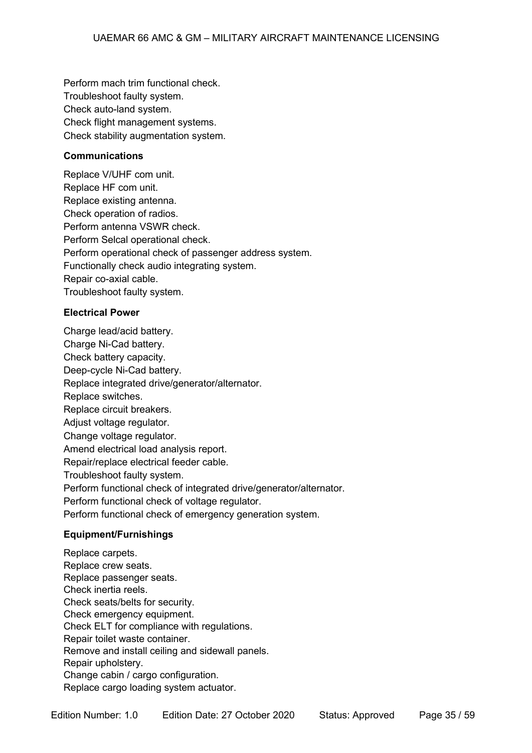Perform mach trim functional check.
Troubleshoot faulty system.
Check auto-land system.
Check flight management systems.
Check stability augmentation system.

**Communications**

Replace V/UHF com unit.
Replace HF com unit.
Replace existing antenna.
Check operation of radios.
Perform antenna VSWR check.
Perform Selcal operational check.
Perform operational check of passenger address system.
Functionally check audio integrating system.
Repair co-axial cable.
Troubleshoot faulty system.

**Electrical Power**

Charge lead/acid battery.
Charge Ni-Cad battery.
Check battery capacity.
Deep-cycle Ni-Cad battery.
Replace integrated drive/generator/alternator.
Replace switches.
Replace circuit breakers.
Adjust voltage regulator.
Change voltage regulator.
Amend electrical load analysis report.
Repair/replace electrical feeder cable.
Troubleshoot faulty system.
Perform functional check of integrated drive/generator/alternator.
Perform functional check of voltage regulator.
Perform functional check of emergency generation system.

**Equipment/Furnishings**

Replace carpets.
Replace crew seats.
Replace passenger seats.
Check inertia reels.
Check seats/belts for security.
Check emergency equipment.
Check ELT for compliance with regulations.
Repair toilet waste container.
Remove and install ceiling and sidewall panels.
Repair upholstery.
Change cabin / cargo configuration.
Replace cargo loading system actuator.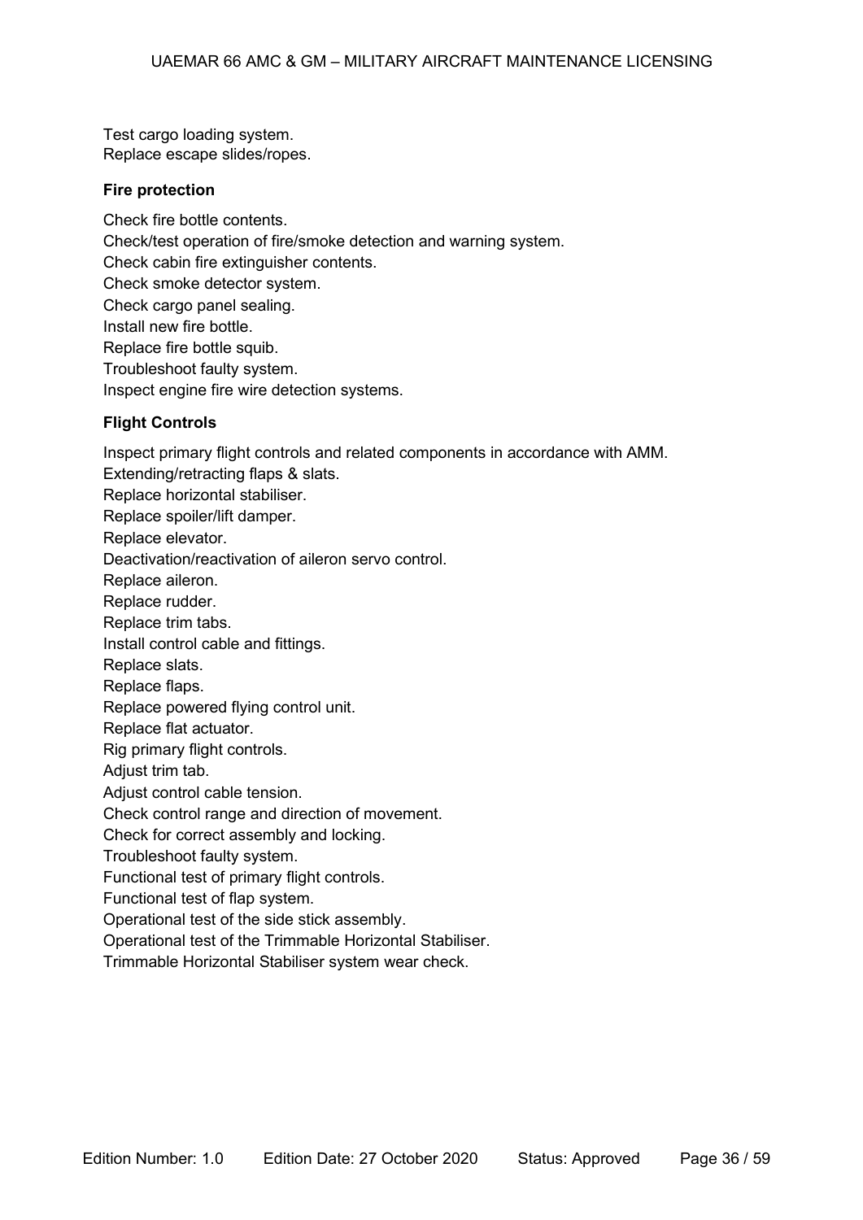Test cargo loading system.
Replace escape slides/ropes.

**Fire protection**

Check fire bottle contents.
Check/test operation of fire/smoke detection and warning system.
Check cabin fire extinguisher contents.
Check smoke detector system.
Check cargo panel sealing.
Install new fire bottle.
Replace fire bottle squib.
Troubleshoot faulty system.
Inspect engine fire wire detection systems.

**Flight Controls**

Inspect primary flight controls and related components in accordance with AMM.
Extending/retracting flaps & slats.
Replace horizontal stabiliser.
Replace spoiler/lift damper.
Replace elevator.
Deactivation/reactivation of aileron servo control.
Replace aileron.
Replace rudder.
Replace trim tabs.
Install control cable and fittings.
Replace slats.
Replace flaps.
Replace powered flying control unit.
Replace flat actuator.
Rig primary flight controls.
Adjust trim tab.
Adjust control cable tension.
Check control range and direction of movement.
Check for correct assembly and locking.
Troubleshoot faulty system.
Functional test of primary flight controls.
Functional test of flap system.
Operational test of the side stick assembly.
Operational test of the Trimmable Horizontal Stabiliser.
Trimmable Horizontal Stabiliser system wear check.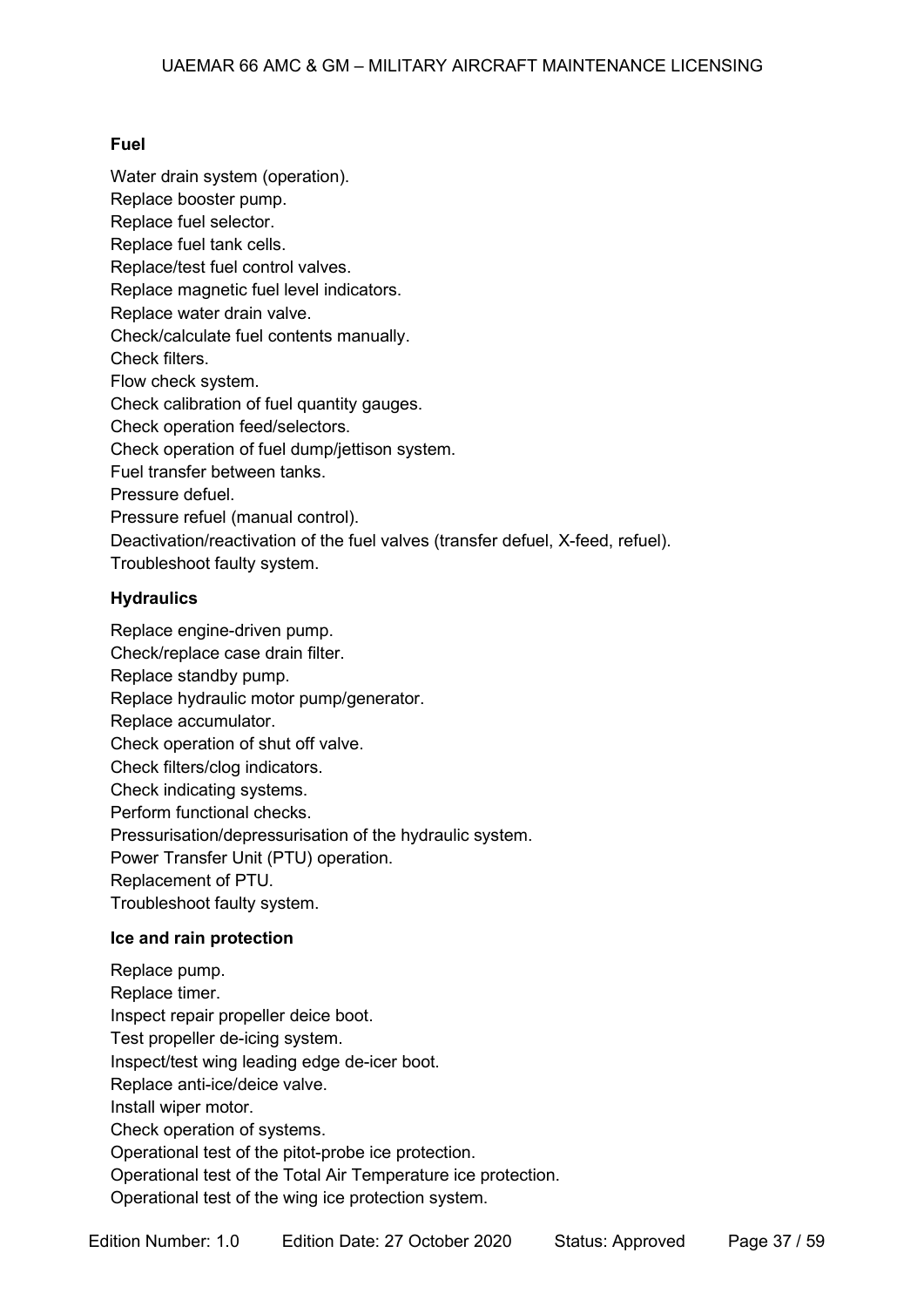**Fuel**

Water drain system (operation).
Replace booster pump.
Replace fuel selector.
Replace fuel tank cells.
Replace/test fuel control valves.
Replace magnetic fuel level indicators.
Replace water drain valve.
Check/calculate fuel contents manually.
Check filters.
Flow check system.
Check calibration of fuel quantity gauges.
Check operation feed/selectors.
Check operation of fuel dump/jettison system.
Fuel transfer between tanks.
Pressure defuel.
Pressure refuel (manual control).
Deactivation/reactivation of the fuel valves (transfer defuel, X-feed, refuel).
Troubleshoot faulty system.

**Hydraulics**

Replace engine-driven pump.
Check/replace case drain filter.
Replace standby pump.
Replace hydraulic motor pump/generator.
Replace accumulator.
Check operation of shut off valve.
Check filters/clog indicators.
Check indicating systems.
Perform functional checks.
Pressurisation/depressurisation of the hydraulic system.
Power Transfer Unit (PTU) operation.
Replacement of PTU.
Troubleshoot faulty system.

**Ice and rain protection**

Replace pump.
Replace timer.
Inspect repair propeller deice boot.
Test propeller de-icing system.
Inspect/test wing leading edge de-icer boot.
Replace anti-ice/deice valve.
Install wiper motor.
Check operation of systems.
Operational test of the pitot-probe ice protection.
Operational test of the Total Air Temperature ice protection.
Operational test of the wing ice protection system.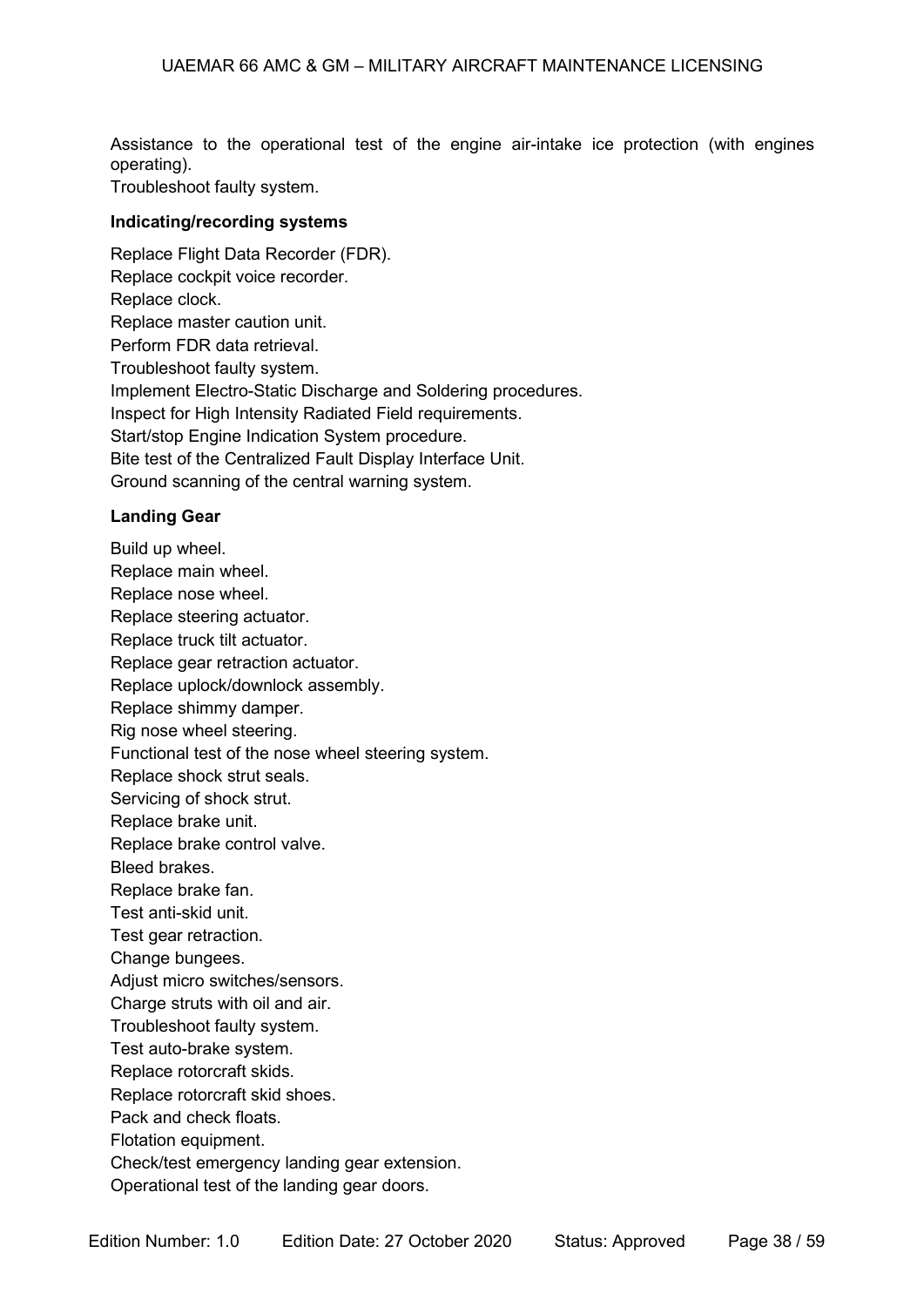Assistance to the operational test of the engine air-intake ice protection (with engines operating).
Troubleshoot faulty system.

**Indicating/recording systems**

Replace Flight Data Recorder (FDR).
Replace cockpit voice recorder.
Replace clock.
Replace master caution unit.
Perform FDR data retrieval.
Troubleshoot faulty system.
Implement Electro-Static Discharge and Soldering procedures.
Inspect for High Intensity Radiated Field requirements.
Start/stop Engine Indication System procedure.
Bite test of the Centralized Fault Display Interface Unit.
Ground scanning of the central warning system.

**Landing Gear**

Build up wheel.
Replace main wheel.
Replace nose wheel.
Replace steering actuator.
Replace truck tilt actuator.
Replace gear retraction actuator.
Replace uplock/downlock assembly.
Replace shimmy damper.
Rig nose wheel steering.
Functional test of the nose wheel steering system.
Replace shock strut seals.
Servicing of shock strut.
Replace brake unit.
Replace brake control valve.
Bleed brakes.
Replace brake fan.
Test anti-skid unit.
Test gear retraction.
Change bungees.
Adjust micro switches/sensors.
Charge struts with oil and air.
Troubleshoot faulty system.
Test auto-brake system.
Replace rotorcraft skids.
Replace rotorcraft skid shoes.
Pack and check floats.
Flotation equipment.
Check/test emergency landing gear extension.
Operational test of the landing gear doors.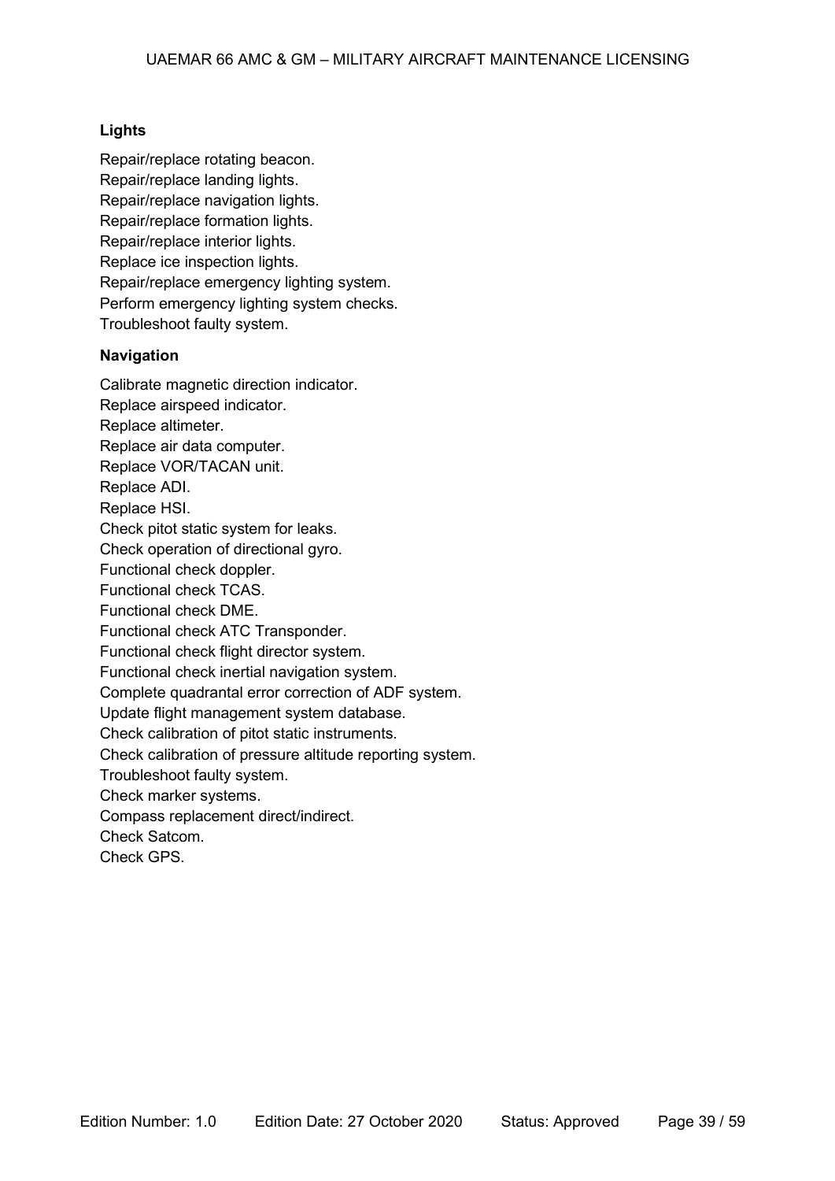**Lights**

Repair/replace rotating beacon.
Repair/replace landing lights.
Repair/replace navigation lights.
Repair/replace formation lights.
Repair/replace interior lights.
Replace ice inspection lights.
Repair/replace emergency lighting system.
Perform emergency lighting system checks.
Troubleshoot faulty system.

**Navigation**

Calibrate magnetic direction indicator.
Replace airspeed indicator.
Replace altimeter.
Replace air data computer.
Replace VOR/TACAN unit.
Replace ADI.
Replace HSI.
Check pitot static system for leaks.
Check operation of directional gyro.
Functional check doppler.
Functional check TCAS.
Functional check DME.
Functional check ATC Transponder.
Functional check flight director system.
Functional check inertial navigation system.
Complete quadrantal error correction of ADF system.
Update flight management system database.
Check calibration of pitot static instruments.
Check calibration of pressure altitude reporting system.
Troubleshoot faulty system.
Check marker systems.
Compass replacement direct/indirect.
Check Satcom.
Check GPS.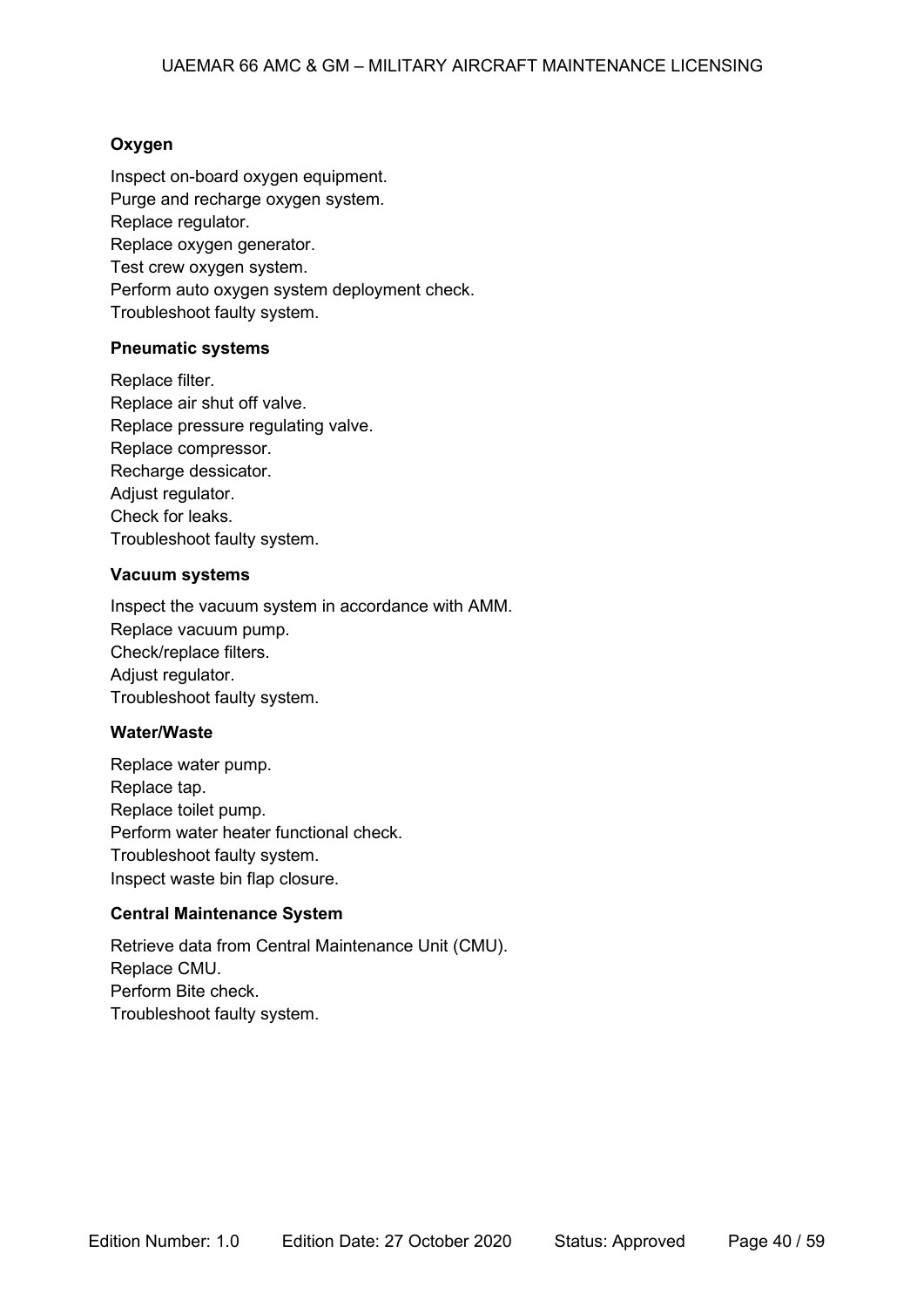**Oxygen**

Inspect on-board oxygen equipment.
Purge and recharge oxygen system.
Replace regulator.
Replace oxygen generator.
Test crew oxygen system.
Perform auto oxygen system deployment check.
Troubleshoot faulty system.

**Pneumatic systems**

Replace filter.
Replace air shut off valve.
Replace pressure regulating valve.
Replace compressor.
Recharge dessicator.
Adjust regulator.
Check for leaks.
Troubleshoot faulty system.

**Vacuum systems**

Inspect the vacuum system in accordance with AMM.
Replace vacuum pump.
Check/replace filters.
Adjust regulator.
Troubleshoot faulty system.

**Water/Waste**

Replace water pump.
Replace tap.
Replace toilet pump.
Perform water heater functional check.
Troubleshoot faulty system.
Inspect waste bin flap closure.

**Central Maintenance System**

Retrieve data from Central Maintenance Unit (CMU).
Replace CMU.
Perform Bite check.
Troubleshoot faulty system.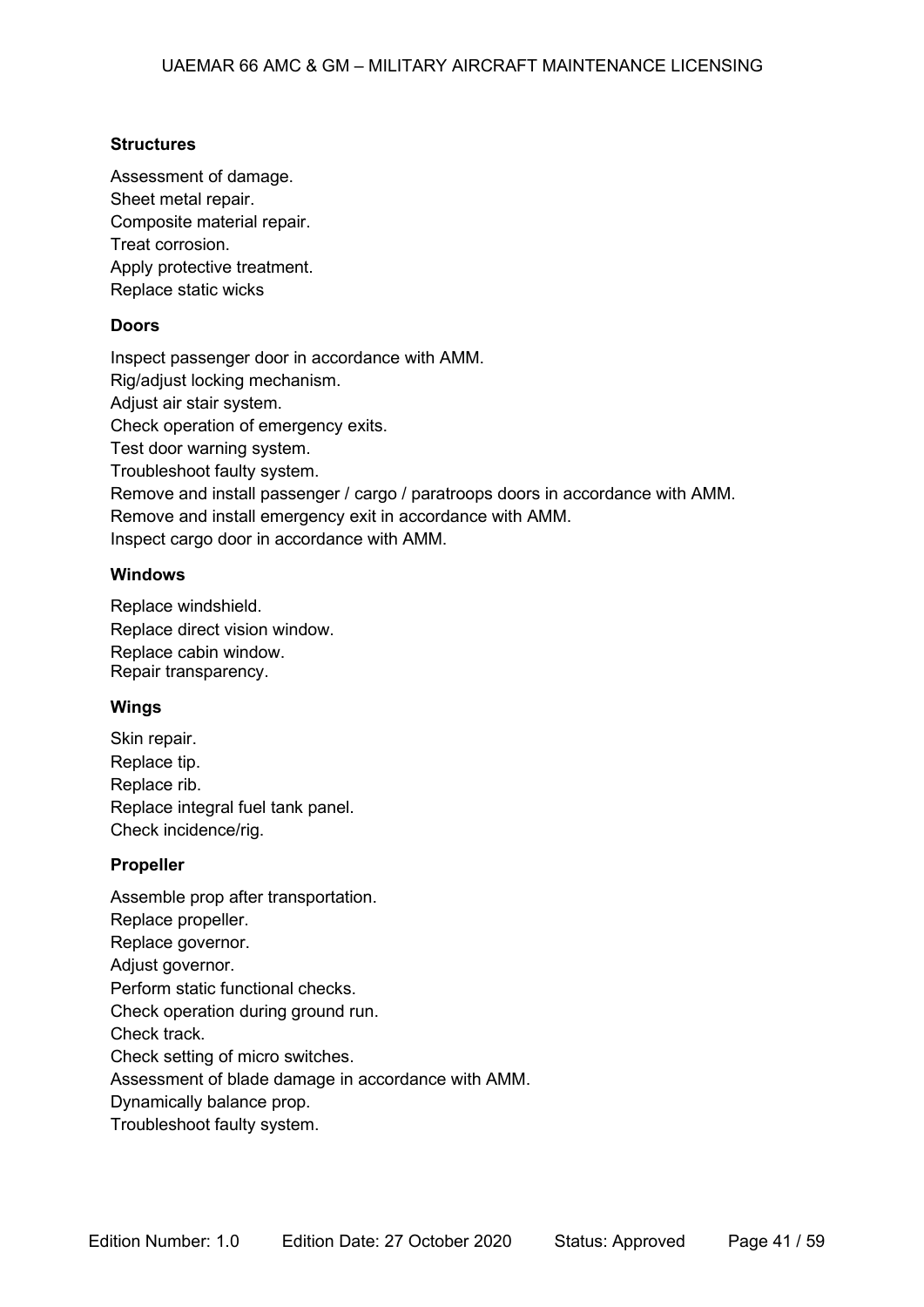**Structures**

Assessment of damage.
Sheet metal repair.
Composite material repair.
Treat corrosion.
Apply protective treatment.
Replace static wicks

**Doors**

Inspect passenger door in accordance with AMM.
Rig/adjust locking mechanism.
Adjust air stair system.
Check operation of emergency exits.
Test door warning system.
Troubleshoot faulty system.
Remove and install passenger / cargo / paratroops doors in accordance with AMM.
Remove and install emergency exit in accordance with AMM.
Inspect cargo door in accordance with AMM.

**Windows**

Replace windshield.
Replace direct vision window.
Replace cabin window.
Repair transparency.

**Wings**

Skin repair.
Replace tip.
Replace rib.
Replace integral fuel tank panel.
Check incidence/rig.

**Propeller**

Assemble prop after transportation.
Replace propeller.
Replace governor.
Adjust governor.
Perform static functional checks.
Check operation during ground run.
Check track.
Check setting of micro switches.
Assessment of blade damage in accordance with AMM.
Dynamically balance prop.
Troubleshoot faulty system.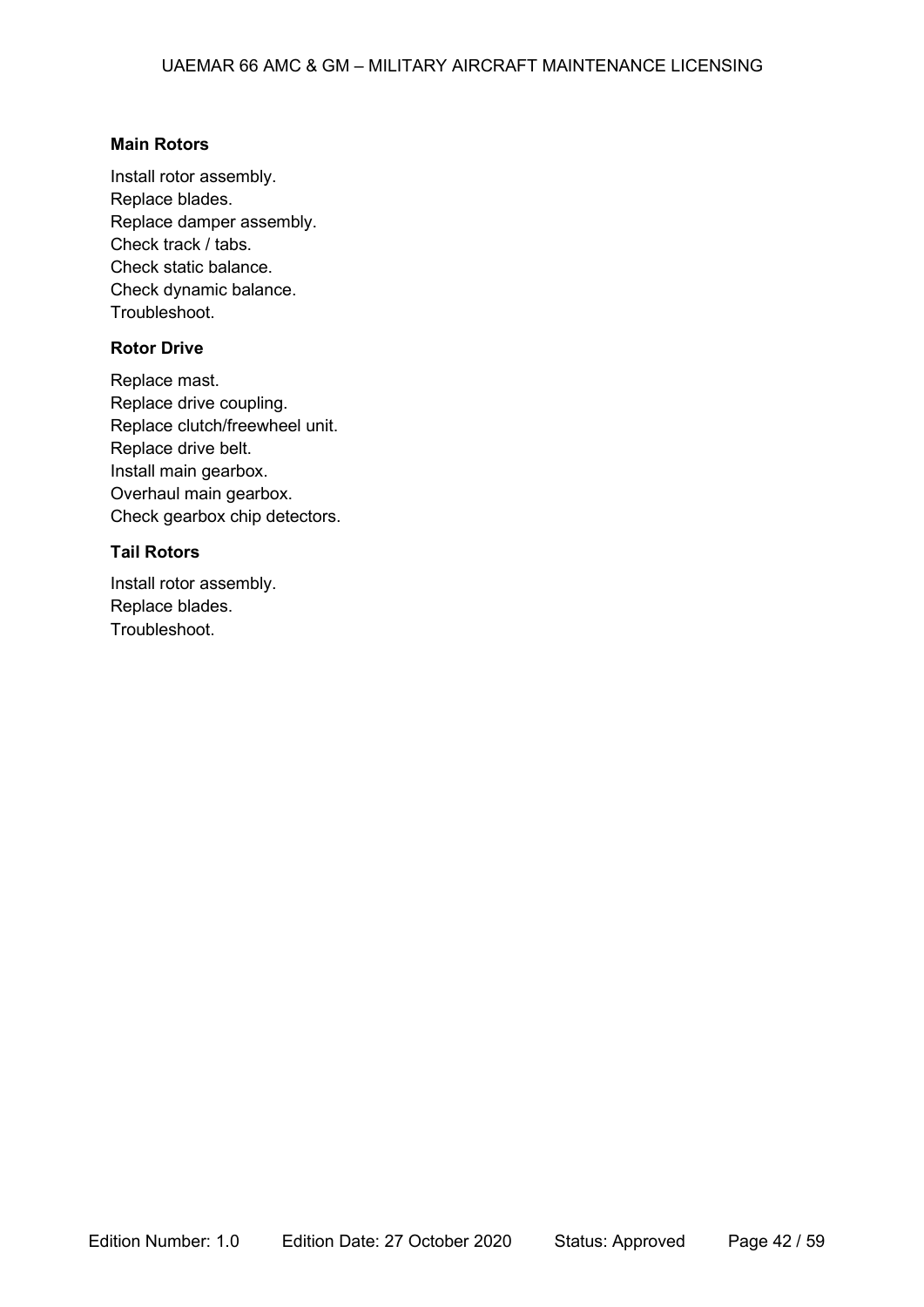**Main Rotors**

Install rotor assembly.
Replace blades.
Replace damper assembly.
Check track / tabs.
Check static balance.
Check dynamic balance.
Troubleshoot.

**Rotor Drive**

Replace mast.
Replace drive coupling.
Replace clutch/freewheel unit.
Replace drive belt.
Install main gearbox.
Overhaul main gearbox.
Check gearbox chip detectors.

**Tail Rotors**

Install rotor assembly.
Replace blades.
Troubleshoot.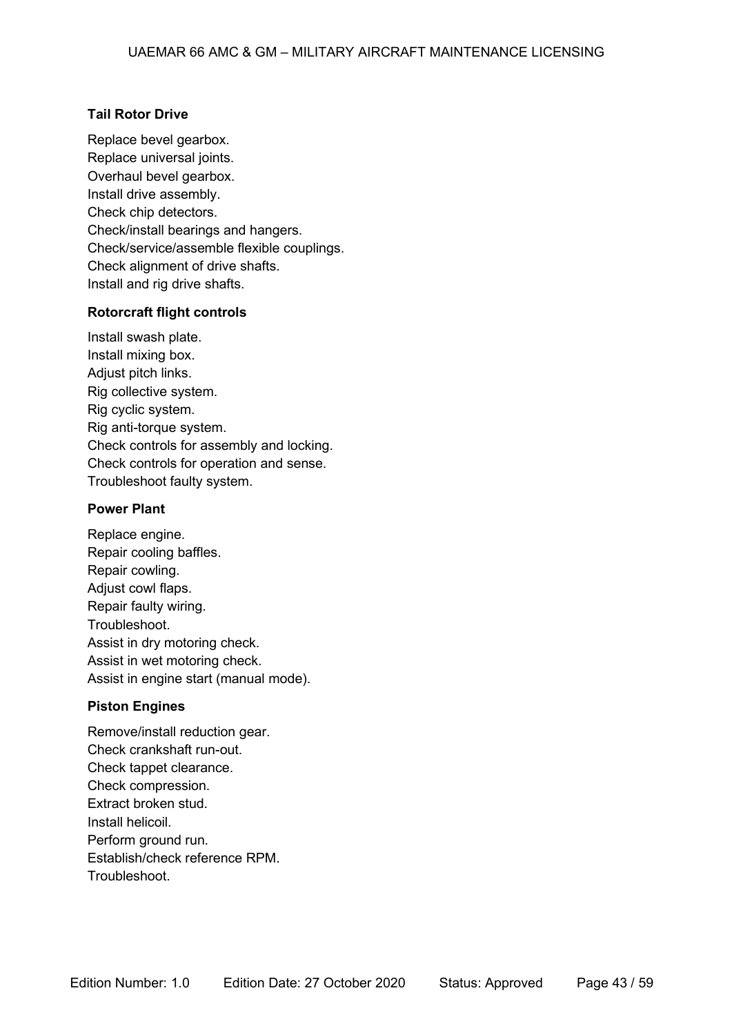**Tail Rotor Drive**

Replace bevel gearbox.
Replace universal joints.
Overhaul bevel gearbox.
Install drive assembly.
Check chip detectors.
Check/install bearings and hangers.
Check/service/assemble flexible couplings.
Check alignment of drive shafts.
Install and rig drive shafts.

**Rotorcraft flight controls**

Install swash plate.
Install mixing box.
Adjust pitch links.
Rig collective system.
Rig cyclic system.
Rig anti-torque system.
Check controls for assembly and locking.
Check controls for operation and sense.
Troubleshoot faulty system.

**Power Plant**

Replace engine.
Repair cooling baffles.
Repair cowling.
Adjust cowl flaps.
Repair faulty wiring.
Troubleshoot.
Assist in dry motoring check.
Assist in wet motoring check.
Assist in engine start (manual mode).

**Piston Engines**

Remove/install reduction gear.
Check crankshaft run-out.
Check tappet clearance.
Check compression.
Extract broken stud.
Install helicoil.
Perform ground run.
Establish/check reference RPM.
Troubleshoot.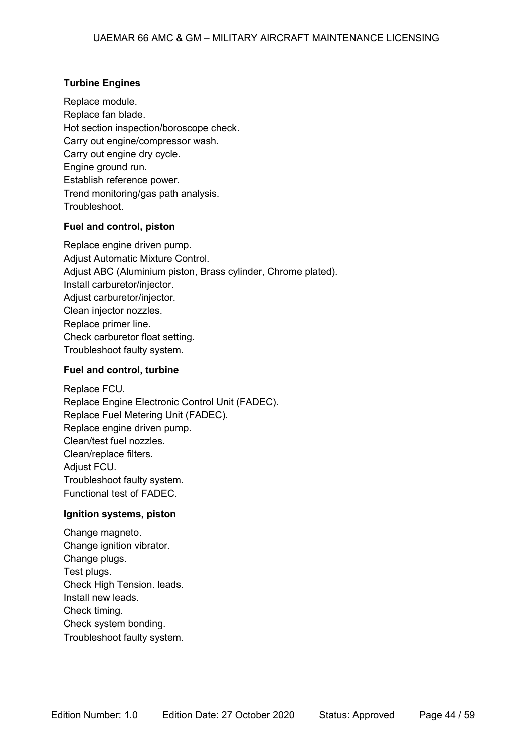**Turbine Engines**

Replace module.
Replace fan blade.
Hot section inspection/boroscope check.
Carry out engine/compressor wash.
Carry out engine dry cycle.
Engine ground run.
Establish reference power.
Trend monitoring/gas path analysis.
Troubleshoot.

**Fuel and control, piston**

Replace engine driven pump.
Adjust Automatic Mixture Control.
Adjust ABC (Aluminium piston, Brass cylinder, Chrome plated).
Install carburetor/injector.
Adjust carburetor/injector.
Clean injector nozzles.
Replace primer line.
Check carburetor float setting.
Troubleshoot faulty system.

**Fuel and control, turbine**

Replace FCU.
Replace Engine Electronic Control Unit (FADEC).
Replace Fuel Metering Unit (FADEC).
Replace engine driven pump.
Clean/test fuel nozzles.
Clean/replace filters.
Adjust FCU.
Troubleshoot faulty system.
Functional test of FADEC.

**Ignition systems, piston**

Change magneto.
Change ignition vibrator.
Change plugs.
Test plugs.
Check High Tension. leads.
Install new leads.
Check timing.
Check system bonding.
Troubleshoot faulty system.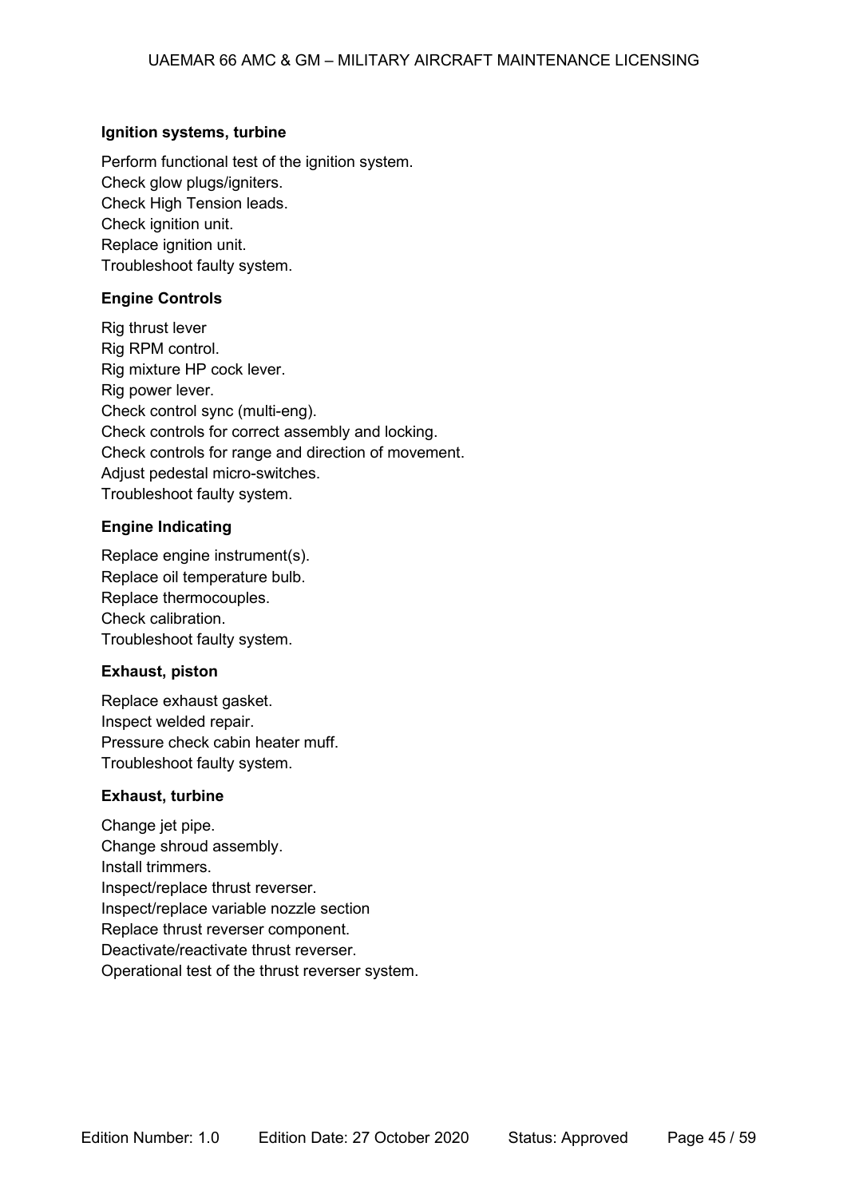**Ignition systems, turbine**

Perform functional test of the ignition system.
Check glow plugs/igniters.
Check High Tension leads.
Check ignition unit.
Replace ignition unit.
Troubleshoot faulty system.

**Engine Controls**

Rig thrust lever
Rig RPM control.
Rig mixture HP cock lever.
Rig power lever.
Check control sync (multi-eng).
Check controls for correct assembly and locking.
Check controls for range and direction of movement.
Adjust pedestal micro-switches.
Troubleshoot faulty system.

**Engine Indicating**

Replace engine instrument(s).
Replace oil temperature bulb.
Replace thermocouples.
Check calibration.
Troubleshoot faulty system.

**Exhaust, piston**

Replace exhaust gasket.
Inspect welded repair.
Pressure check cabin heater muff.
Troubleshoot faulty system.

**Exhaust, turbine**

Change jet pipe.
Change shroud assembly.
Install trimmers.
Inspect/replace thrust reverser.
Inspect/replace variable nozzle section
Replace thrust reverser component.
Deactivate/reactivate thrust reverser.
Operational test of the thrust reverser system.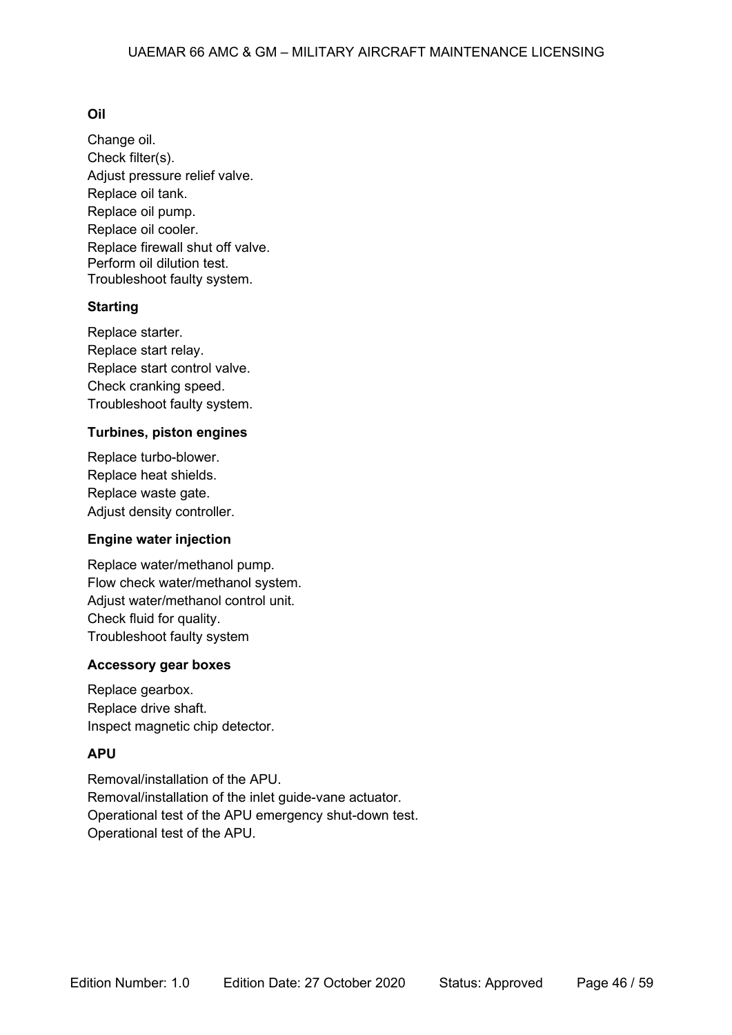**Oil**

Change oil.
Check filter(s).
Adjust pressure relief valve.
Replace oil tank.
Replace oil pump.
Replace oil cooler.
Replace firewall shut off valve.
Perform oil dilution test.
Troubleshoot faulty system.

**Starting**

Replace starter.
Replace start relay.
Replace start control valve.
Check cranking speed.
Troubleshoot faulty system.

**Turbines, piston engines**

Replace turbo-blower.
Replace heat shields.
Replace waste gate.
Adjust density controller.

**Engine water injection**

Replace water/methanol pump.
Flow check water/methanol system.
Adjust water/methanol control unit.
Check fluid for quality.
Troubleshoot faulty system

**Accessory gear boxes**

Replace gearbox.
Replace drive shaft.
Inspect magnetic chip detector.

**APU**

Removal/installation of the APU.
Removal/installation of the inlet guide-vane actuator.
Operational test of the APU emergency shut-down test.
Operational test of the APU.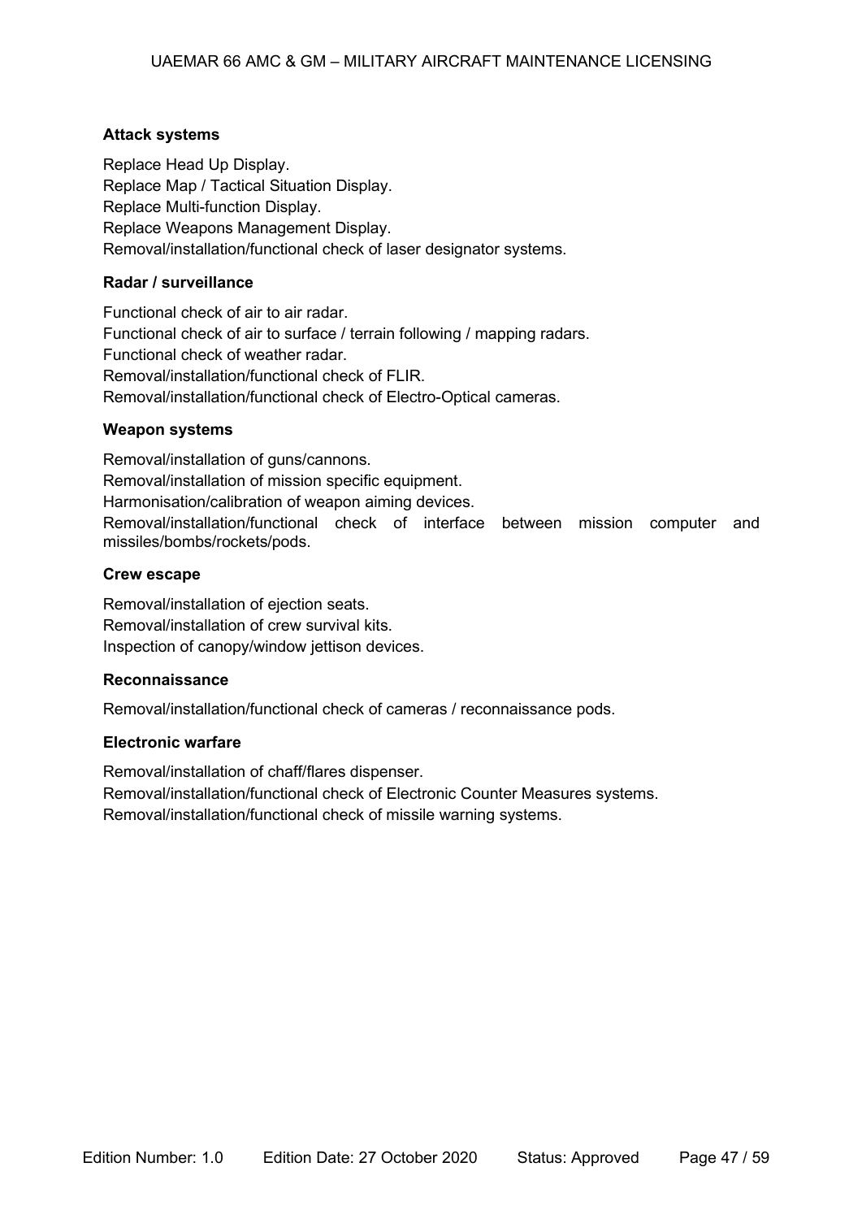**Attack systems**

Replace Head Up Display.
Replace Map / Tactical Situation Display.
Replace Multi-function Display.
Replace Weapons Management Display.
Removal/installation/functional check of laser designator systems.

**Radar / surveillance**

Functional check of air to air radar.
Functional check of air to surface / terrain following / mapping radars.
Functional check of weather radar.
Removal/installation/functional check of FLIR.
Removal/installation/functional check of Electro-Optical cameras.

**Weapon systems**

Removal/installation of guns/cannons.
Removal/installation of mission specific equipment.
Harmonisation/calibration of weapon aiming devices.
Removal/installation/functional check of interface between mission computer and missiles/bombs/rockets/pods.

**Crew escape**

Removal/installation of ejection seats.
Removal/installation of crew survival kits.
Inspection of canopy/window jettison devices.

**Reconnaissance**

Removal/installation/functional check of cameras / reconnaissance pods.

**Electronic warfare**

Removal/installation of chaff/flares dispenser.
Removal/installation/functional check of Electronic Counter Measures systems.
Removal/installation/functional check of missile warning systems.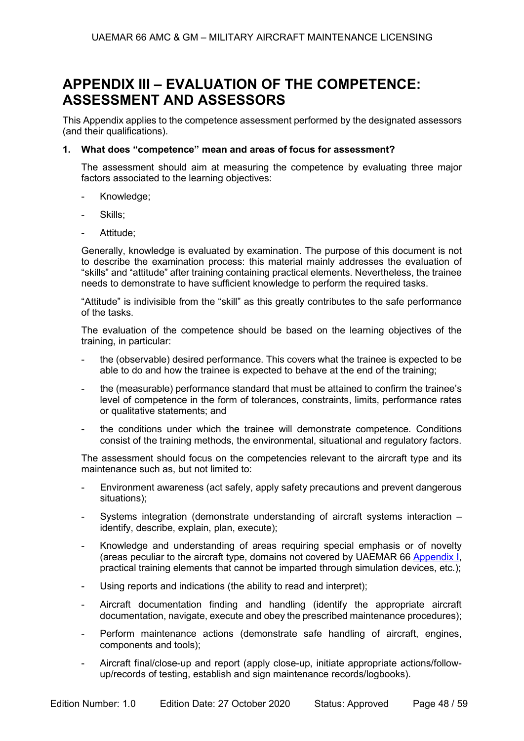# APPENDIX III – EVALUATION OF THE COMPETENCE: ASSESSMENT AND ASSESSORS

This Appendix applies to the competence assessment performed by the designated assessors (and their qualifications).

**1. What does "competence" mean and areas of focus for assessment?**

The assessment should aim at measuring the competence by evaluating three major factors associated to the learning objectives:

- Knowledge;
- Skills;
- Attitude;

Generally, knowledge is evaluated by examination. The purpose of this document is not to describe the examination process: this material mainly addresses the evaluation of "skills" and "attitude" after training containing practical elements. Nevertheless, the trainee needs to demonstrate to have sufficient knowledge to perform the required tasks.

"Attitude" is indivisible from the "skill" as this greatly contributes to the safe performance of the tasks.

The evaluation of the competence should be based on the learning objectives of the training, in particular:

- the (observable) desired performance. This covers what the trainee is expected to be able to do and how the trainee is expected to behave at the end of the training;
- the (measurable) performance standard that must be attained to confirm the trainee's level of competence in the form of tolerances, constraints, limits, performance rates or qualitative statements; and
- the conditions under which the trainee will demonstrate competence. Conditions consist of the training methods, the environmental, situational and regulatory factors.

The assessment should focus on the competencies relevant to the aircraft type and its maintenance such as, but not limited to:

- Environment awareness (act safely, apply safety precautions and prevent dangerous situations);
- Systems integration (demonstrate understanding of aircraft systems interaction – identify, describe, explain, plan, execute);
- Knowledge and understanding of areas requiring special emphasis or of novelty (areas peculiar to the aircraft type, domains not covered by UAEMAR 66 Appendix I, practical training elements that cannot be imparted through simulation devices, etc.);
- Using reports and indications (the ability to read and interpret);
- Aircraft documentation finding and handling (identify the appropriate aircraft documentation, navigate, execute and obey the prescribed maintenance procedures);
- Perform maintenance actions (demonstrate safe handling of aircraft, engines, components and tools);
- Aircraft final/close-up and report (apply close-up, initiate appropriate actions/follow-up/records of testing, establish and sign maintenance records/logbooks).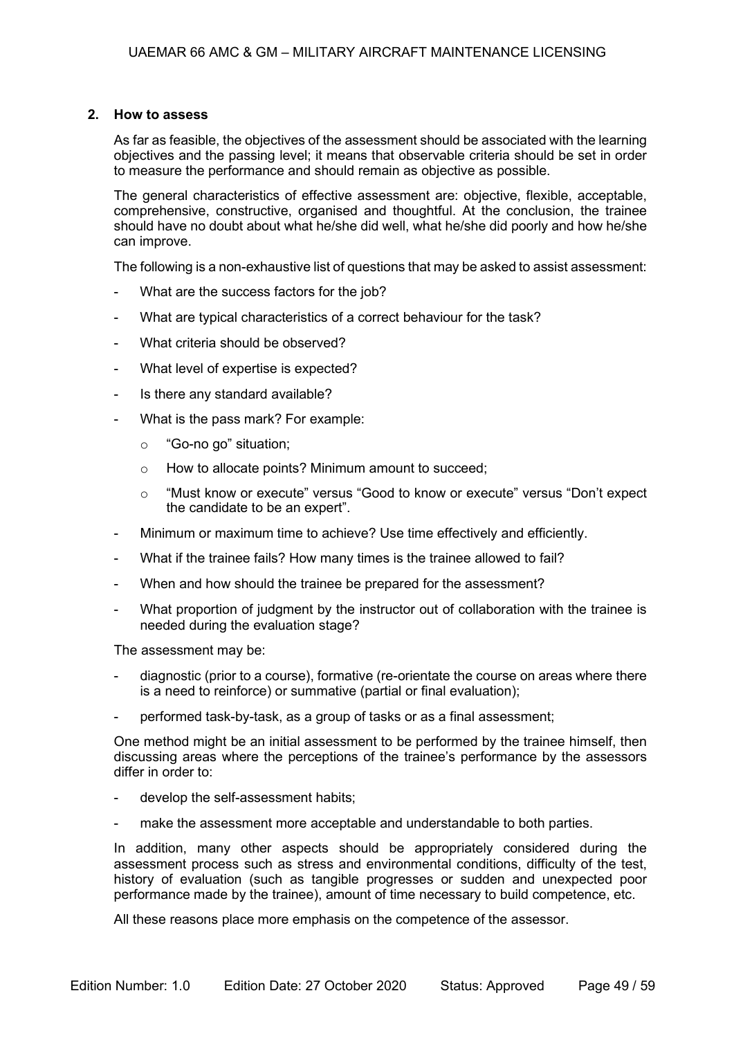## 2. How to assess

As far as feasible, the objectives of the assessment should be associated with the learning objectives and the passing level; it means that observable criteria should be set in order to measure the performance and should remain as objective as possible.

The general characteristics of effective assessment are: objective, flexible, acceptable, comprehensive, constructive, organised and thoughtful. At the conclusion, the trainee should have no doubt about what he/she did well, what he/she did poorly and how he/she can improve.

The following is a non-exhaustive list of questions that may be asked to assist assessment:

- What are the success factors for the job?
- What are typical characteristics of a correct behaviour for the task?
- What criteria should be observed?
- What level of expertise is expected?
- Is there any standard available?
- What is the pass mark? For example:
  - "Go-no go" situation;
  - How to allocate points? Minimum amount to succeed;
  - "Must know or execute" versus "Good to know or execute" versus "Don't expect the candidate to be an expert".
- Minimum or maximum time to achieve? Use time effectively and efficiently.
- What if the trainee fails? How many times is the trainee allowed to fail?
- When and how should the trainee be prepared for the assessment?
- What proportion of judgment by the instructor out of collaboration with the trainee is needed during the evaluation stage?

The assessment may be:

- diagnostic (prior to a course), formative (re-orientate the course on areas where there is a need to reinforce) or summative (partial or final evaluation);
- performed task-by-task, as a group of tasks or as a final assessment;

One method might be an initial assessment to be performed by the trainee himself, then discussing areas where the perceptions of the trainee's performance by the assessors differ in order to:

- develop the self-assessment habits;
- make the assessment more acceptable and understandable to both parties.

In addition, many other aspects should be appropriately considered during the assessment process such as stress and environmental conditions, difficulty of the test, history of evaluation (such as tangible progresses or sudden and unexpected poor performance made by the trainee), amount of time necessary to build competence, etc.

All these reasons place more emphasis on the competence of the assessor.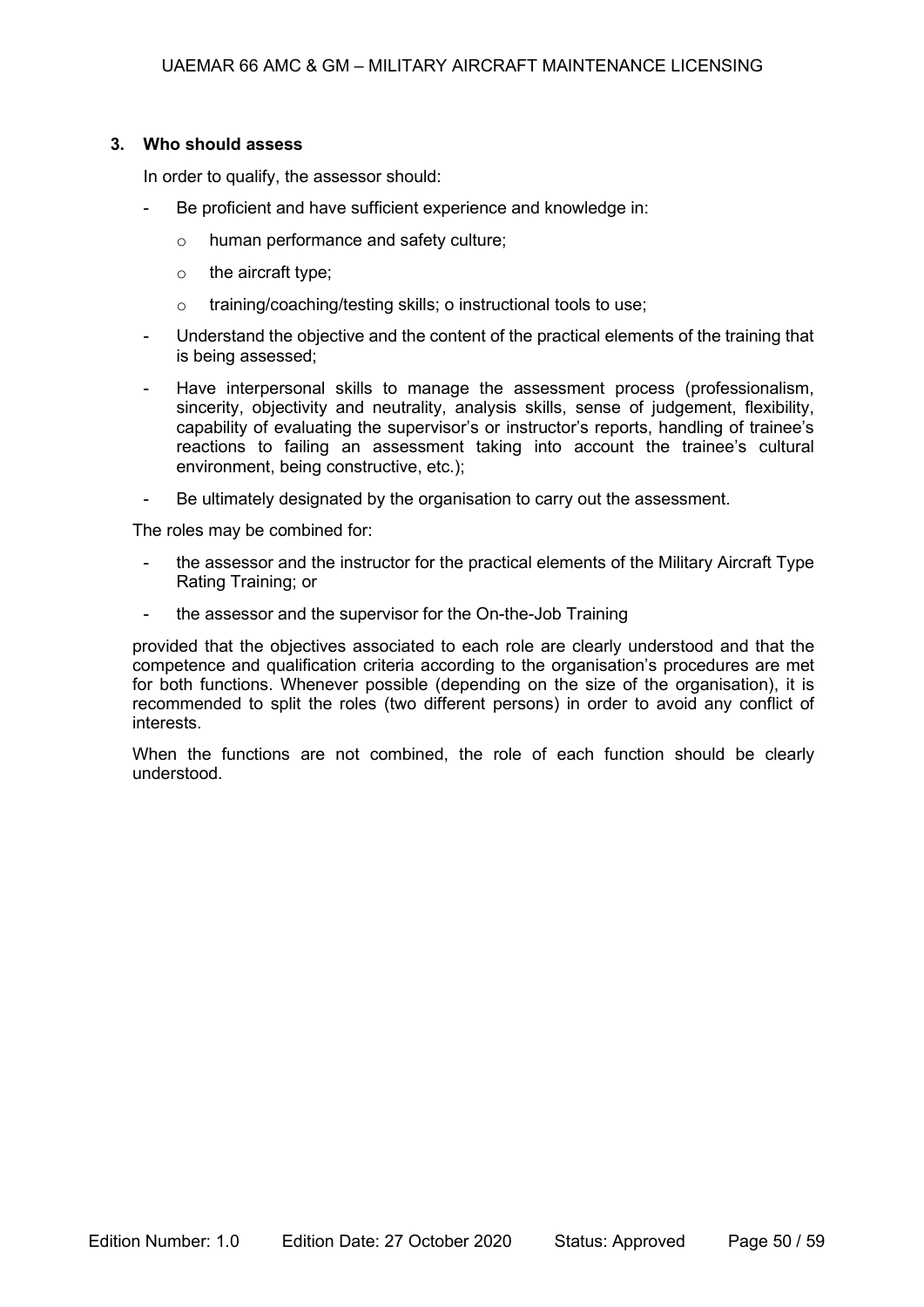### 3. Who should assess

In order to qualify, the assessor should:

- Be proficient and have sufficient experience and knowledge in:
  - human performance and safety culture;
  - the aircraft type;
  - training/coaching/testing skills; o instructional tools to use;
- Understand the objective and the content of the practical elements of the training that is being assessed;
- Have interpersonal skills to manage the assessment process (professionalism, sincerity, objectivity and neutrality, analysis skills, sense of judgement, flexibility, capability of evaluating the supervisor's or instructor's reports, handling of trainee's reactions to failing an assessment taking into account the trainee's cultural environment, being constructive, etc.);
- Be ultimately designated by the organisation to carry out the assessment.

The roles may be combined for:

- the assessor and the instructor for the practical elements of the Military Aircraft Type Rating Training; or
- the assessor and the supervisor for the On-the-Job Training

provided that the objectives associated to each role are clearly understood and that the competence and qualification criteria according to the organisation's procedures are met for both functions. Whenever possible (depending on the size of the organisation), it is recommended to split the roles (two different persons) in order to avoid any conflict of interests.

When the functions are not combined, the role of each function should be clearly understood.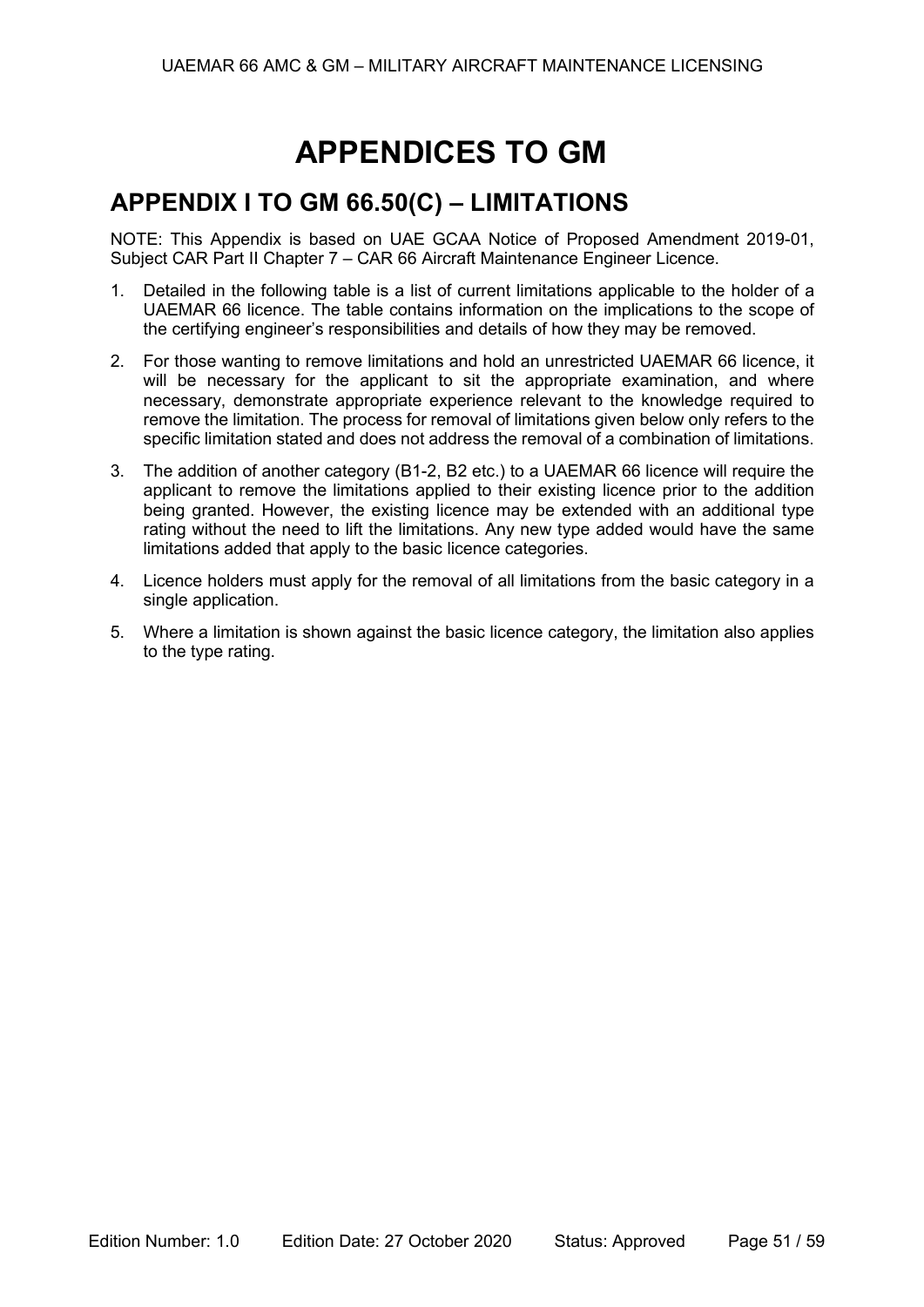# APPENDICES TO GM

## APPENDIX I TO GM 66.50(C) – LIMITATIONS

NOTE: This Appendix is based on UAE GCAA Notice of Proposed Amendment 2019-01, Subject CAR Part II Chapter 7 – CAR 66 Aircraft Maintenance Engineer Licence.

1. Detailed in the following table is a list of current limitations applicable to the holder of a UAEMAR 66 licence. The table contains information on the implications to the scope of the certifying engineer's responsibilities and details of how they may be removed.
2. For those wanting to remove limitations and hold an unrestricted UAEMAR 66 licence, it will be necessary for the applicant to sit the appropriate examination, and where necessary, demonstrate appropriate experience relevant to the knowledge required to remove the limitation. The process for removal of limitations given below only refers to the specific limitation stated and does not address the removal of a combination of limitations.
3. The addition of another category (B1-2, B2 etc.) to a UAEMAR 66 licence will require the applicant to remove the limitations applied to their existing licence prior to the addition being granted. However, the existing licence may be extended with an additional type rating without the need to lift the limitations. Any new type added would have the same limitations added that apply to the basic licence categories.
4. Licence holders must apply for the removal of all limitations from the basic category in a single application.
5. Where a limitation is shown against the basic licence category, the limitation also applies to the type rating.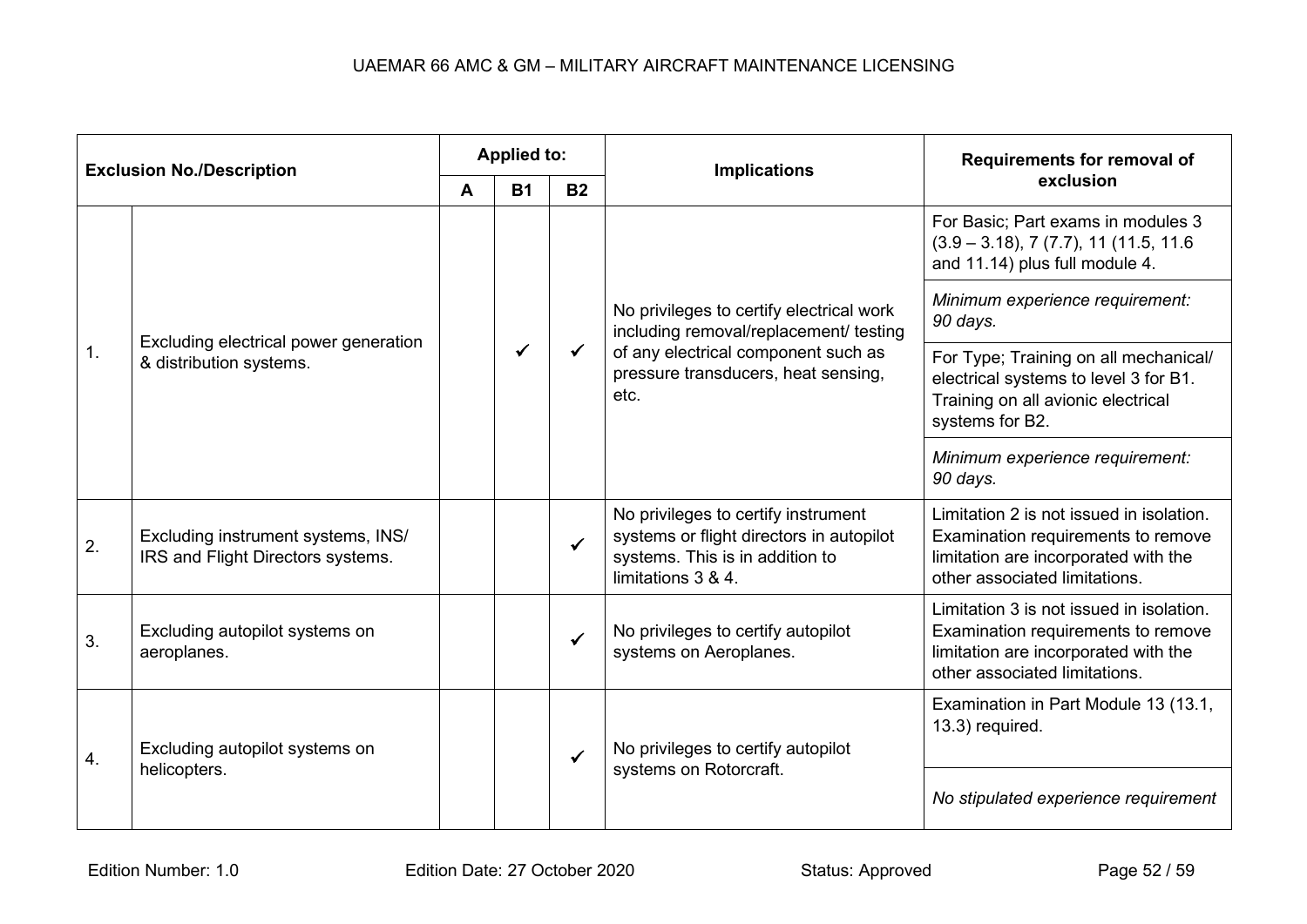| Exclusion No./Description | | Applied to: | | | Implications | Requirements for removal of exclusion |
|---|---|---|---|---|---|---|
| | | A | B1 | B2 | | |
| 1. | Excluding electrical power generation & distribution systems. | | ✓ | ✓ | No privileges to certify electrical work including removal/replacement/ testing of any electrical component such as pressure transducers, heat sensing, etc. | For Basic; Part exams in modules 3 (3.9 – 3.18), 7 (7.7), 11 (11.5, 11.6 and 11.14) plus full module 4.<br>*Minimum experience requirement: 90 days.*<br>For Type; Training on all mechanical/ electrical systems to level 3 for B1. Training on all avionic electrical systems for B2.<br>*Minimum experience requirement: 90 days.* |
| 2. | Excluding instrument systems, INS/ IRS and Flight Directors systems. | | | ✓ | No privileges to certify instrument systems or flight directors in autopilot systems. This is in addition to limitations 3 & 4. | Limitation 2 is not issued in isolation. Examination requirements to remove limitation are incorporated with the other associated limitations. |
| 3. | Excluding autopilot systems on aeroplanes. | | | ✓ | No privileges to certify autopilot systems on Aeroplanes. | Limitation 3 is not issued in isolation. Examination requirements to remove limitation are incorporated with the other associated limitations. |
| 4. | Excluding autopilot systems on helicopters. | | | ✓ | No privileges to certify autopilot systems on Rotorcraft. | Examination in Part Module 13 (13.1, 13.3) required.<br>*No stipulated experience requirement* |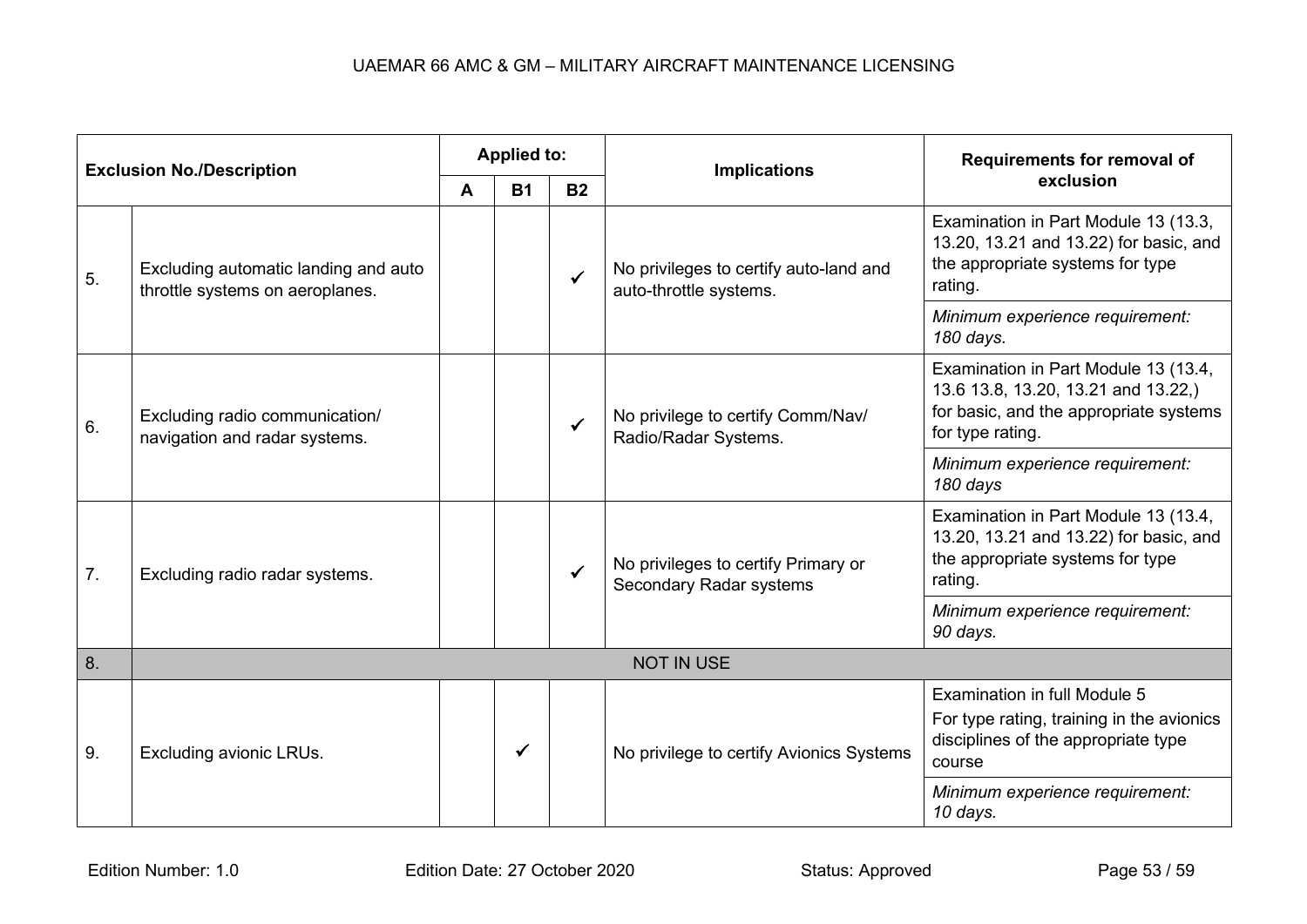| Exclusion No./Description | | Applied to: | | | Implications | Requirements for removal of exclusion |
|---|---|---|---|---|---|---|
| | | A | B1 | B2 | | |
| 5. | Excluding automatic landing and auto throttle systems on aeroplanes. | | | ✓ | No privileges to certify auto-land and auto-throttle systems. | Examination in Part Module 13 (13.3, 13.20, 13.21 and 13.22) for basic, and the appropriate systems for type rating.<br>*Minimum experience requirement: 180 days.* |
| 6. | Excluding radio communication/ navigation and radar systems. | | | ✓ | No privilege to certify Comm/Nav/ Radio/Radar Systems. | Examination in Part Module 13 (13.4, 13.6 13.8, 13.20, 13.21 and 13.22,) for basic, and the appropriate systems for type rating.<br>*Minimum experience requirement: 180 days* |
| 7. | Excluding radio radar systems. | | | ✓ | No privileges to certify Primary or Secondary Radar systems | Examination in Part Module 13 (13.4, 13.20, 13.21 and 13.22) for basic, and the appropriate systems for type rating.<br>*Minimum experience requirement: 90 days.* |
| 8. | NOT IN USE | | | | | |
| 9. | Excluding avionic LRUs. | | ✓ | | No privilege to certify Avionics Systems | Examination in full Module 5<br>For type rating, training in the avionics disciplines of the appropriate type course<br>*Minimum experience requirement: 10 days.* |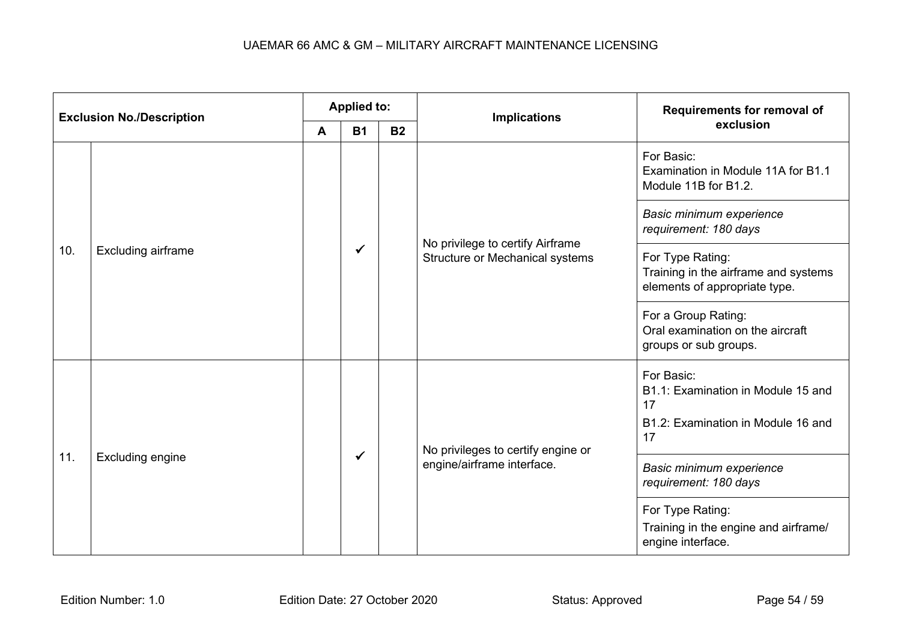| Exclusion No./Description | | Applied to: | | | Implications | Requirements for removal of exclusion |
|---|---|---|---|---|---|---|
| | | A | B1 | B2 | | |
| 10. | Excluding airframe | | ✓ | | No privilege to certify Airframe Structure or Mechanical systems | For Basic:<br>Examination in Module 11A for B1.1 Module 11B for B1.2. |
| | | | | | | *Basic minimum experience requirement: 180 days* |
| | | | | | | For Type Rating:<br>Training in the airframe and systems elements of appropriate type. |
| | | | | | | For a Group Rating:<br>Oral examination on the aircraft groups or sub groups. |
| 11. | Excluding engine | | ✓ | | No privileges to certify engine or engine/airframe interface. | For Basic:<br>B1.1: Examination in Module 15 and 17<br>B1.2: Examination in Module 16 and 17 |
| | | | | | | *Basic minimum experience requirement: 180 days* |
| | | | | | | For Type Rating:<br>Training in the engine and airframe/ engine interface. |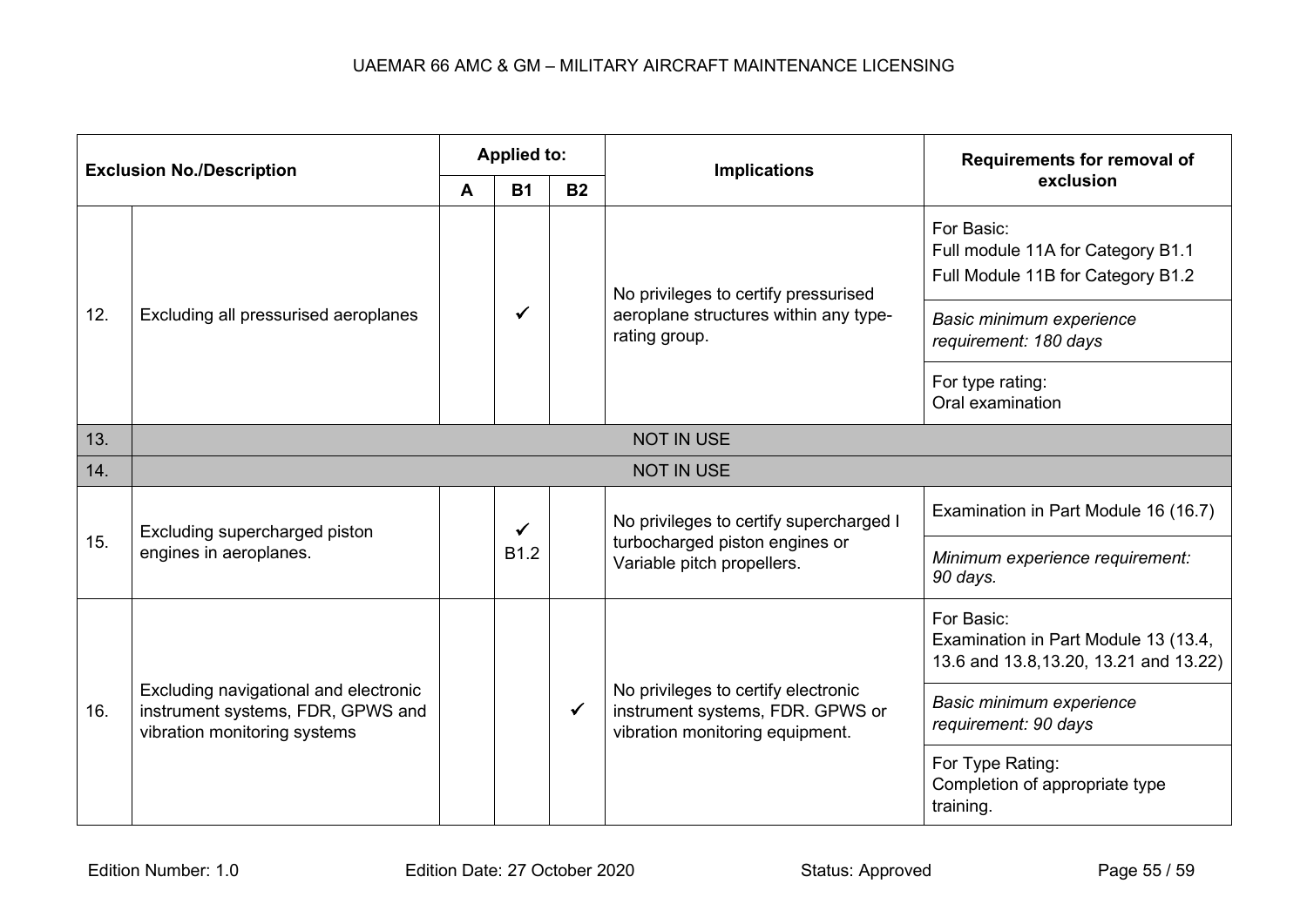| Exclusion No./Description | | Applied to: | | | Implications | Requirements for removal of exclusion |
|---|---|---|---|---|---|---|
| | | A | B1 | B2 | | |
| 12. | Excluding all pressurised aeroplanes | | ✓ | | No privileges to certify pressurised aeroplane structures within any type-rating group. | For Basic:<br>Full module 11A for Category B1.1<br>Full Module 11B for Category B1.2 |
| | | | | | | *Basic minimum experience requirement: 180 days* |
| | | | | | | For type rating:<br>Oral examination |
| 13. | NOT IN USE | | | | | |
| 14. | NOT IN USE | | | | | |
| 15. | Excluding supercharged piston engines in aeroplanes. | | ✓<br>B1.2 | | No privileges to certify supercharged I turbocharged piston engines or Variable pitch propellers. | Examination in Part Module 16 (16.7) |
| | | | | | | *Minimum experience requirement: 90 days.* |
| 16. | Excluding navigational and electronic instrument systems, FDR, GPWS and vibration monitoring systems | | | ✓ | No privileges to certify electronic instrument systems, FDR. GPWS or vibration monitoring equipment. | For Basic:<br>Examination in Part Module 13 (13.4, 13.6 and 13.8,13.20, 13.21 and 13.22) |
| | | | | | | *Basic minimum experience requirement: 90 days* |
| | | | | | | For Type Rating:<br>Completion of appropriate type training. |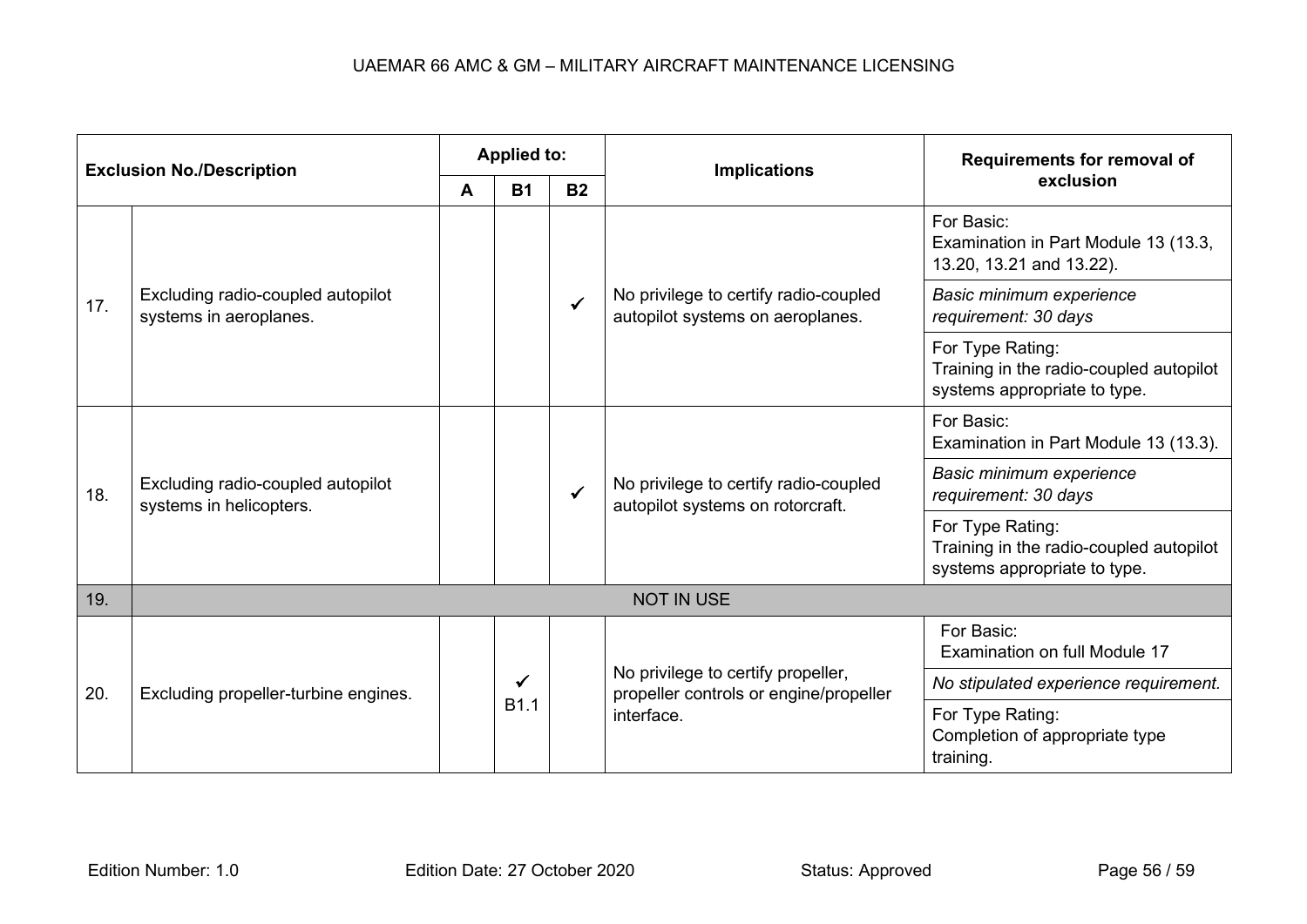| Exclusion No./Description | | Applied to: | | | Implications | Requirements for removal of exclusion |
|---|---|---|---|---|---|---|
| | | A | B1 | B2 | | |
| 17. | Excluding radio-coupled autopilot systems in aeroplanes. | | | ✓ | No privilege to certify radio-coupled autopilot systems on aeroplanes. | For Basic: Examination in Part Module 13 (13.3, 13.20, 13.21 and 13.22). |
| | | | | | | *Basic minimum experience requirement: 30 days* |
| | | | | | | For Type Rating: Training in the radio-coupled autopilot systems appropriate to type. |
| 18. | Excluding radio-coupled autopilot systems in helicopters. | | | ✓ | No privilege to certify radio-coupled autopilot systems on rotorcraft. | For Basic: Examination in Part Module 13 (13.3). |
| | | | | | | *Basic minimum experience requirement: 30 days* |
| | | | | | | For Type Rating: Training in the radio-coupled autopilot systems appropriate to type. |
| 19. | NOT IN USE | | | | | |
| 20. | Excluding propeller-turbine engines. | | ✓ B1.1 | | No privilege to certify propeller, propeller controls or engine/propeller interface. | For Basic: Examination on full Module 17 |
| | | | | | | *No stipulated experience requirement.* |
| | | | | | | For Type Rating: Completion of appropriate type training. |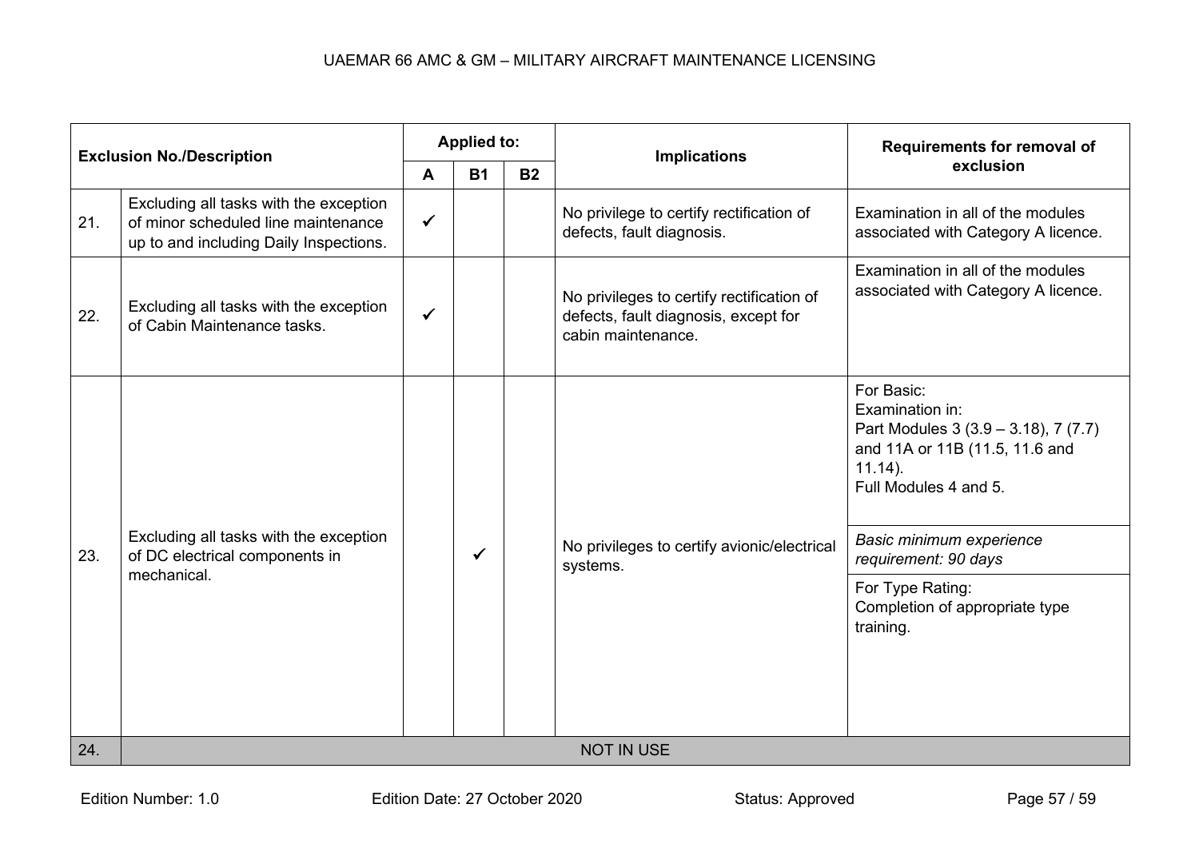| Exclusion No./Description | | Applied to: | | | Implications | Requirements for removal of exclusion |
|---|---|---|---|---|---|---|
| | | A | B1 | B2 | | |
| 21. | Excluding all tasks with the exception of minor scheduled line maintenance up to and including Daily Inspections. | ✓ | | | No privilege to certify rectification of defects, fault diagnosis. | Examination in all of the modules associated with Category A licence. |
| 22. | Excluding all tasks with the exception of Cabin Maintenance tasks. | ✓ | | | No privileges to certify rectification of defects, fault diagnosis, except for cabin maintenance. | Examination in all of the modules associated with Category A licence. |
| 23. | Excluding all tasks with the exception of DC electrical components in mechanical. | | ✓ | | No privileges to certify avionic/electrical systems. | For Basic:<br>Examination in:<br>Part Modules 3 (3.9 – 3.18), 7 (7.7) and 11A or 11B (11.5, 11.6 and 11.14).<br>Full Modules 4 and 5.<br>*Basic minimum experience requirement: 90 days*<br>For Type Rating:<br>Completion of appropriate type training. |
| 24. | NOT IN USE | | | | | |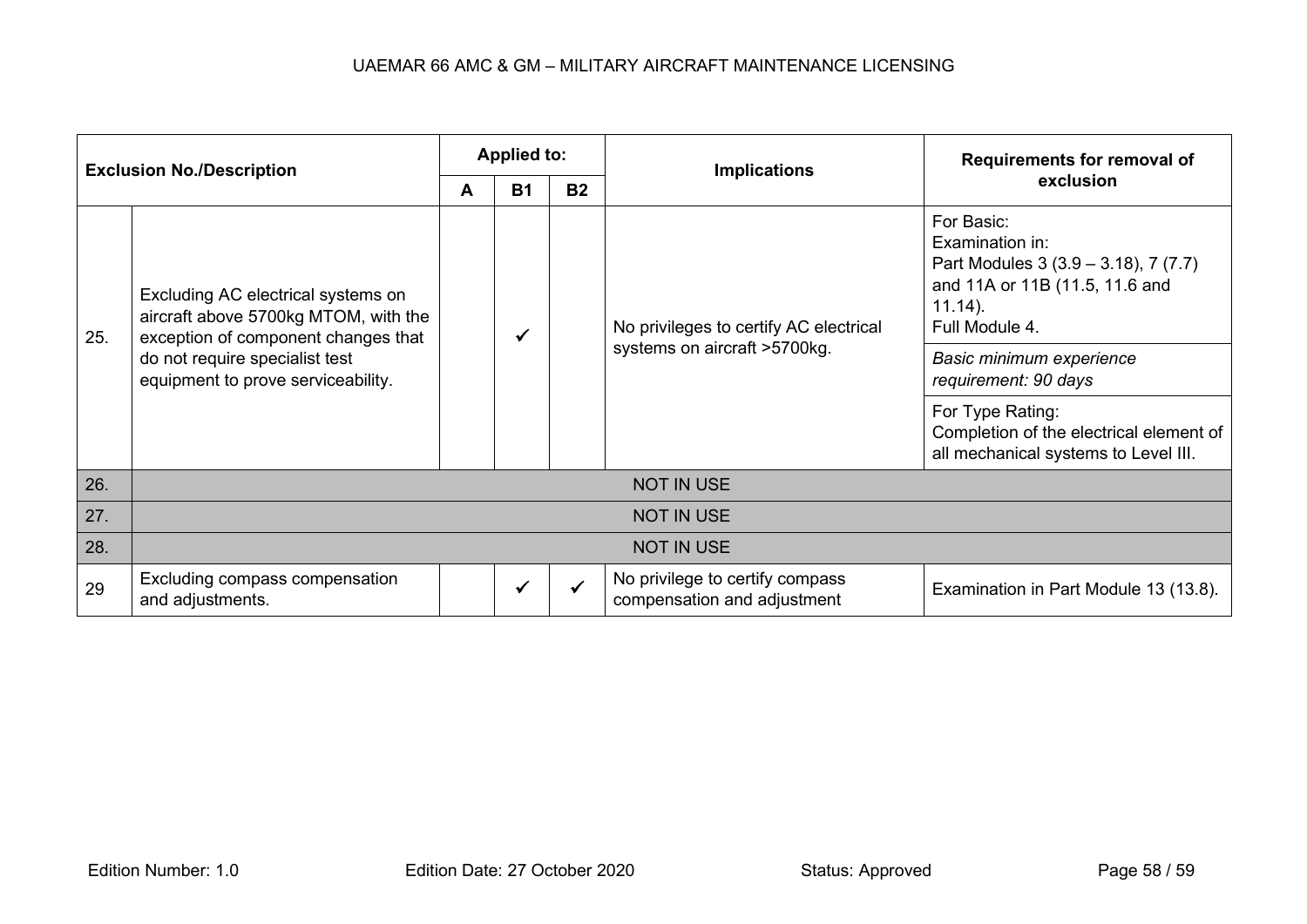| Exclusion No./Description | | Applied to: | | | Implications | Requirements for removal of exclusion |
|---|---|---|---|---|---|---|
| | | A | B1 | B2 | | |
| 25. | Excluding AC electrical systems on aircraft above 5700kg MTOM, with the exception of component changes that do not require specialist test equipment to prove serviceability. | | ✓ | | No privileges to certify AC electrical systems on aircraft >5700kg. | For Basic:<br>Examination in:<br>Part Modules 3 (3.9 – 3.18), 7 (7.7) and 11A or 11B (11.5, 11.6 and 11.14).<br>Full Module 4. |
| | | | | | | *Basic minimum experience requirement: 90 days* |
| | | | | | | For Type Rating:<br>Completion of the electrical element of all mechanical systems to Level III. |
| 26. | NOT IN USE | | | | | |
| 27. | NOT IN USE | | | | | |
| 28. | NOT IN USE | | | | | |
| 29 | Excluding compass compensation and adjustments. | | ✓ | ✓ | No privilege to certify compass compensation and adjustment | Examination in Part Module 13 (13.8). |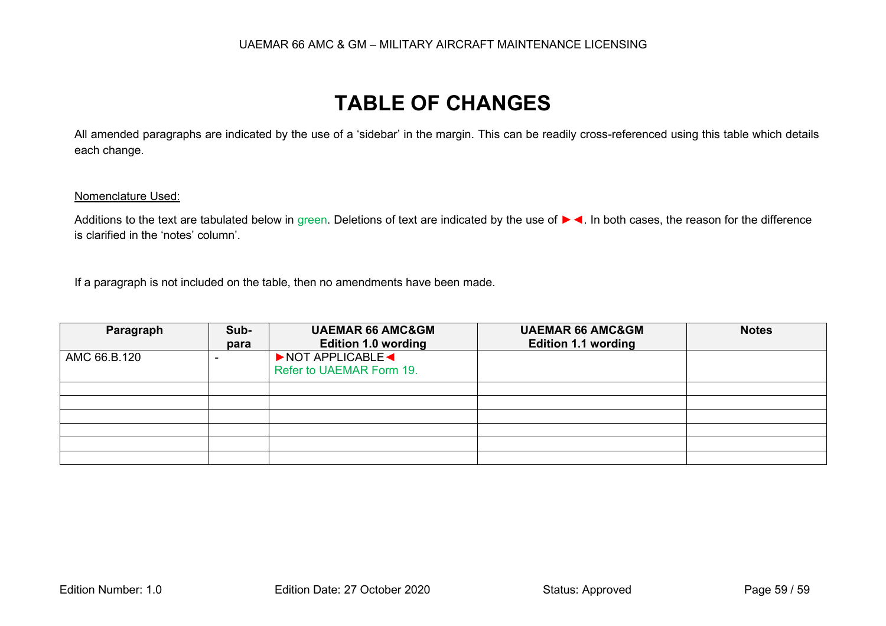# TABLE OF CHANGES

All amended paragraphs are indicated by the use of a 'sidebar' in the margin. This can be readily cross-referenced using this table which details each change.

Nomenclature Used:

Additions to the text are tabulated below in green. Deletions of text are indicated by the use of ►◄. In both cases, the reason for the difference is clarified in the 'notes' column'.

If a paragraph is not included on the table, then no amendments have been made.

| Paragraph | Sub-para | UAEMAR 66 AMC&GM Edition 1.0 wording | UAEMAR 66 AMC&GM Edition 1.1 wording | Notes |
|---|---|---|---|---|
| AMC 66.B.120 | - | ►NOT APPLICABLE◄ Refer to UAEMAR Form 19. | | |
| | | | | |
| | | | | |
| | | | | |
| | | | | |
| | | | | |
| | | | | |